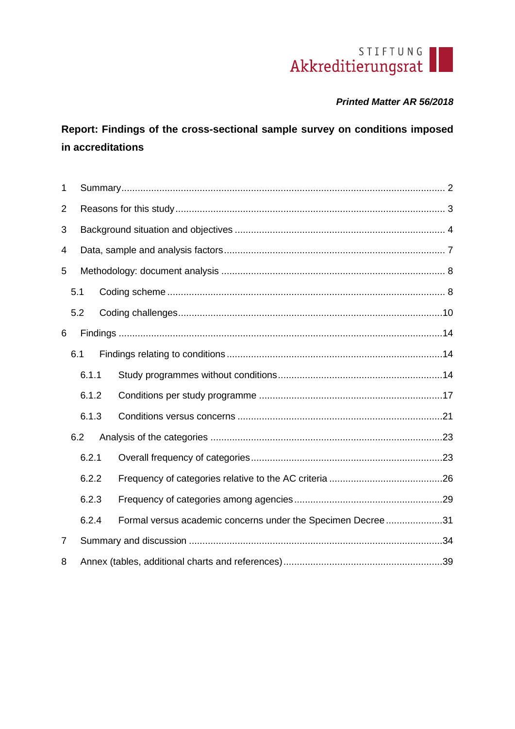STIFTUNG
Akkreditierungsrat

***Printed Matter AR 56/2018***

# Report: Findings of the cross-sectional sample survey on conditions imposed in accreditations

1 Summary ........................................................................................................ 2

2 Reasons for this study ................................................................................... 3

3 Background situation and objectives ............................................................. 4

4 Data, sample and analysis factors ................................................................. 7

5 Methodology: document analysis .................................................................. 8

5.1 Coding scheme ...................................................................................... 8

5.2 Coding challenges ................................................................................. 10

6 Findings ....................................................................................................... 14

6.1 Findings relating to conditions ............................................................... 14

6.1.1 Study programmes without conditions ............................................. 14

6.1.2 Conditions per study programme .................................................... 17

6.1.3 Conditions versus concerns ............................................................ 21

6.2 Analysis of the categories ..................................................................... 23

6.2.1 Overall frequency of categories ....................................................... 23

6.2.2 Frequency of categories relative to the AC criteria .......................... 26

6.2.3 Frequency of categories among agencies ....................................... 29

6.2.4 Formal versus academic concerns under the Specimen Decree ..................... 31

7 Summary and discussion ............................................................................. 34

8 Annex (tables, additional charts and references) .......................................... 39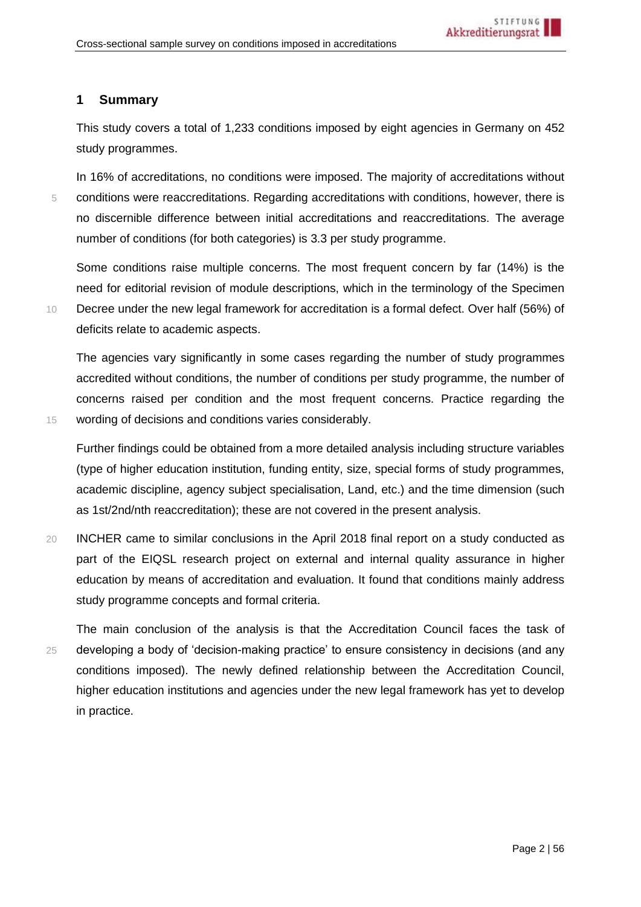# 1 Summary

This study covers a total of 1,233 conditions imposed by eight agencies in Germany on 452 study programmes.

In 16% of accreditations, no conditions were imposed. The majority of accreditations without conditions were reaccreditations. Regarding accreditations with conditions, however, there is no discernible difference between initial accreditations and reaccreditations. The average number of conditions (for both categories) is 3.3 per study programme.

Some conditions raise multiple concerns. The most frequent concern by far (14%) is the need for editorial revision of module descriptions, which in the terminology of the Specimen Decree under the new legal framework for accreditation is a formal defect. Over half (56%) of deficits relate to academic aspects.

The agencies vary significantly in some cases regarding the number of study programmes accredited without conditions, the number of conditions per study programme, the number of concerns raised per condition and the most frequent concerns. Practice regarding the wording of decisions and conditions varies considerably.

Further findings could be obtained from a more detailed analysis including structure variables (type of higher education institution, funding entity, size, special forms of study programmes, academic discipline, agency subject specialisation, Land, etc.) and the time dimension (such as 1st/2nd/nth reaccreditation); these are not covered in the present analysis.

INCHER came to similar conclusions in the April 2018 final report on a study conducted as part of the EIQSL research project on external and internal quality assurance in higher education by means of accreditation and evaluation. It found that conditions mainly address study programme concepts and formal criteria.

The main conclusion of the analysis is that the Accreditation Council faces the task of developing a body of 'decision-making practice' to ensure consistency in decisions (and any conditions imposed). The newly defined relationship between the Accreditation Council, higher education institutions and agencies under the new legal framework has yet to develop in practice.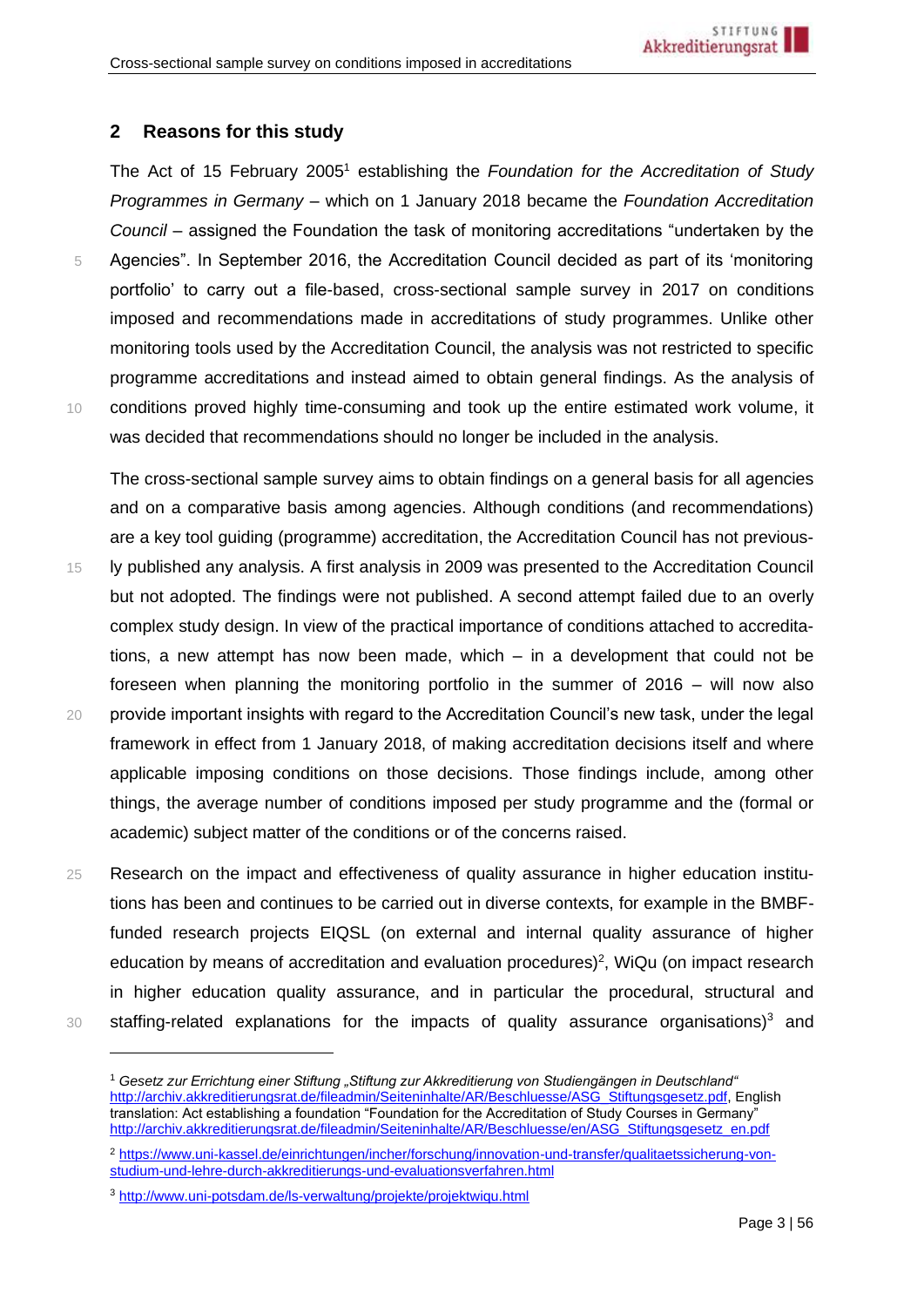## 2 Reasons for this study

The Act of 15 February 2005[1] establishing the *Foundation for the Accreditation of Study Programmes in Germany* – which on 1 January 2018 became the *Foundation Accreditation Council* – assigned the Foundation the task of monitoring accreditations "undertaken by the Agencies". In September 2016, the Accreditation Council decided as part of its 'monitoring portfolio' to carry out a file-based, cross-sectional sample survey in 2017 on conditions imposed and recommendations made in accreditations of study programmes. Unlike other monitoring tools used by the Accreditation Council, the analysis was not restricted to specific programme accreditations and instead aimed to obtain general findings. As the analysis of conditions proved highly time-consuming and took up the entire estimated work volume, it was decided that recommendations should no longer be included in the analysis.

The cross-sectional sample survey aims to obtain findings on a general basis for all agencies and on a comparative basis among agencies. Although conditions (and recommendations) are a key tool guiding (programme) accreditation, the Accreditation Council has not previously published any analysis. A first analysis in 2009 was presented to the Accreditation Council but not adopted. The findings were not published. A second attempt failed due to an overly complex study design. In view of the practical importance of conditions attached to accreditations, a new attempt has now been made, which – in a development that could not be foreseen when planning the monitoring portfolio in the summer of 2016 – will now also provide important insights with regard to the Accreditation Council's new task, under the legal framework in effect from 1 January 2018, of making accreditation decisions itself and where applicable imposing conditions on those decisions. Those findings include, among other things, the average number of conditions imposed per study programme and the (formal or academic) subject matter of the conditions or of the concerns raised.

Research on the impact and effectiveness of quality assurance in higher education institutions has been and continues to be carried out in diverse contexts, for example in the BMBF-funded research projects EIQSL (on external and internal quality assurance of higher education by means of accreditation and evaluation procedures)[2], WiQu (on impact research in higher education quality assurance, and in particular the procedural, structural and staffing-related explanations for the impacts of quality assurance organisations)[3] and

---

[1] *Gesetz zur Errichtung einer Stiftung „Stiftung zur Akkreditierung von Studiengängen in Deutschland"* http://archiv.akkreditierungsrat.de/fileadmin/Seiteninhalte/AR/Beschluesse/ASG_Stiftungsgesetz.pdf, English translation: Act establishing a foundation "Foundation for the Accreditation of Study Courses in Germany" http://archiv.akkreditierungsrat.de/fileadmin/Seiteninhalte/AR/Beschluesse/en/ASG_Stiftungsgesetz_en.pdf

[2] https://www.uni-kassel.de/einrichtungen/incher/forschung/innovation-und-transfer/qualitaetssicherung-von-studium-und-lehre-durch-akkreditierungs-und-evaluationsverfahren.html

[3] http://www.uni-potsdam.de/ls-verwaltung/projekte/projektwiqu.html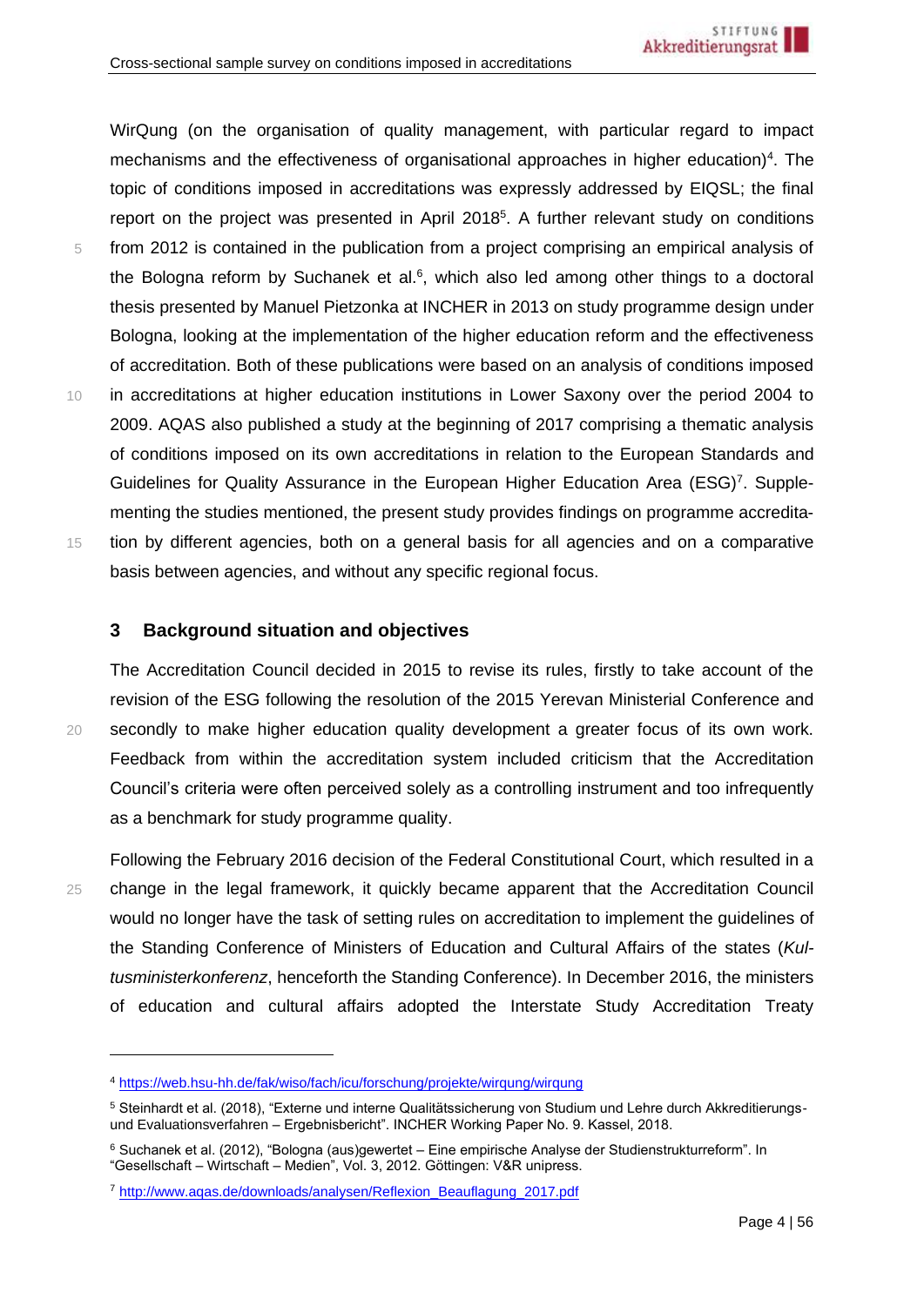WirQung (on the organisation of quality management, with particular regard to impact mechanisms and the effectiveness of organisational approaches in higher education)[4]. The topic of conditions imposed in accreditations was expressly addressed by EIQSL; the final report on the project was presented in April 2018[5]. A further relevant study on conditions from 2012 is contained in the publication from a project comprising an empirical analysis of the Bologna reform by Suchanek et al.[6], which also led among other things to a doctoral thesis presented by Manuel Pietzonka at INCHER in 2013 on study programme design under Bologna, looking at the implementation of the higher education reform and the effectiveness of accreditation. Both of these publications were based on an analysis of conditions imposed in accreditations at higher education institutions in Lower Saxony over the period 2004 to 2009. AQAS also published a study at the beginning of 2017 comprising a thematic analysis of conditions imposed on its own accreditations in relation to the European Standards and Guidelines for Quality Assurance in the European Higher Education Area (ESG)[7]. Supplementing the studies mentioned, the present study provides findings on programme accreditation by different agencies, both on a general basis for all agencies and on a comparative basis between agencies, and without any specific regional focus.

## 3 Background situation and objectives

The Accreditation Council decided in 2015 to revise its rules, firstly to take account of the revision of the ESG following the resolution of the 2015 Yerevan Ministerial Conference and secondly to make higher education quality development a greater focus of its own work. Feedback from within the accreditation system included criticism that the Accreditation Council's criteria were often perceived solely as a controlling instrument and too infrequently as a benchmark for study programme quality.

Following the February 2016 decision of the Federal Constitutional Court, which resulted in a change in the legal framework, it quickly became apparent that the Accreditation Council would no longer have the task of setting rules on accreditation to implement the guidelines of the Standing Conference of Ministers of Education and Cultural Affairs of the states (*Kultusministerkonferenz*, henceforth the Standing Conference). In December 2016, the ministers of education and cultural affairs adopted the Interstate Study Accreditation Treaty

---

[4] https://web.hsu-hh.de/fak/wiso/fach/icu/forschung/projekte/wirqung/wirqung

[5] Steinhardt et al. (2018), "Externe und interne Qualitätssicherung von Studium und Lehre durch Akkreditierungs- und Evaluationsverfahren – Ergebnisbericht". INCHER Working Paper No. 9. Kassel, 2018.

[6] Suchanek et al. (2012), "Bologna (aus)gewertet – Eine empirische Analyse der Studienstrukturreform". In "Gesellschaft – Wirtschaft – Medien", Vol. 3, 2012. Göttingen: V&R unipress.

[7] http://www.aqas.de/downloads/analysen/Reflexion_Beauflagung_2017.pdf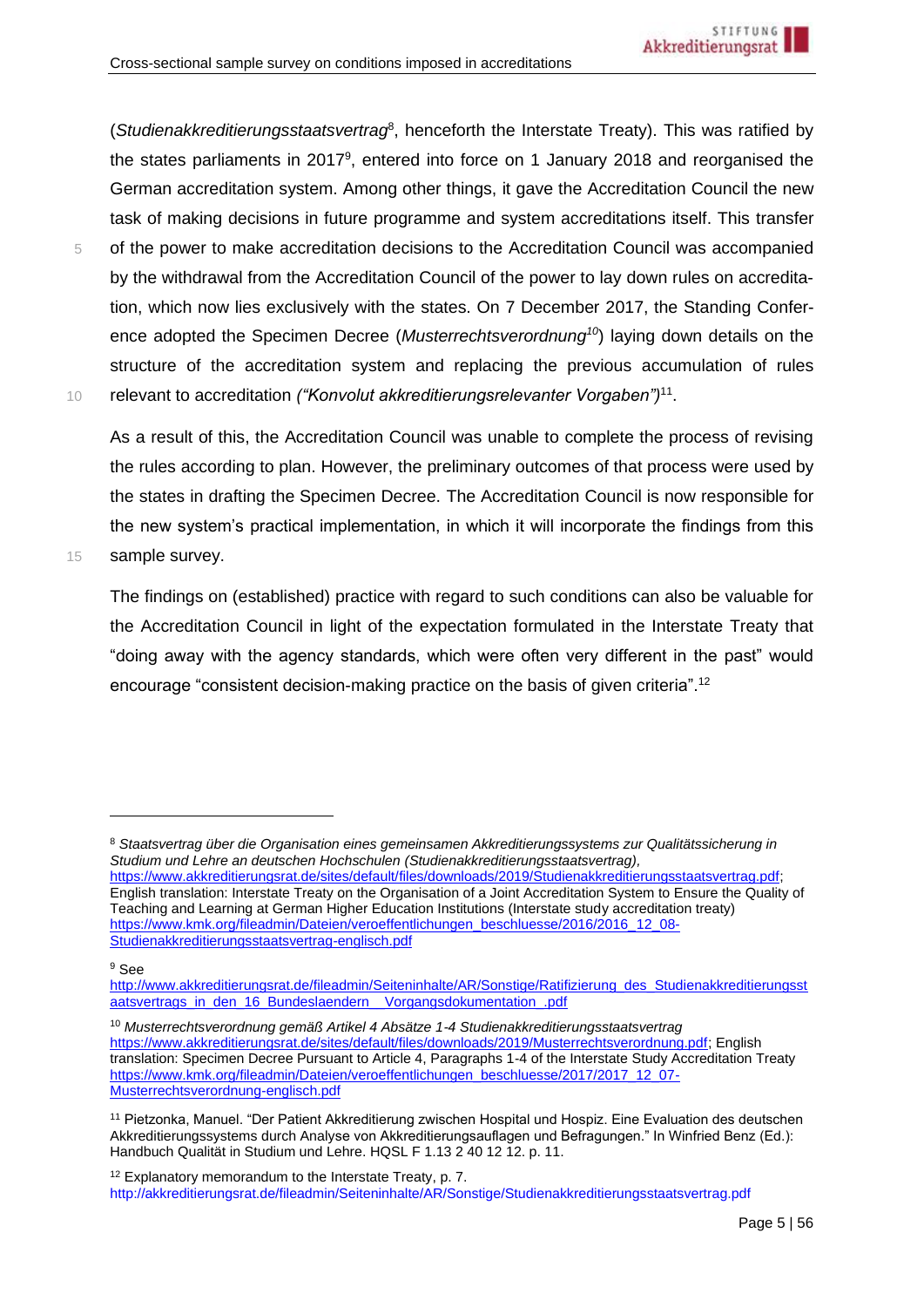(*Studienakkreditierungsstaatsvertrag*[8], henceforth the Interstate Treaty). This was ratified by the states parliaments in 2017[9], entered into force on 1 January 2018 and reorganised the German accreditation system. Among other things, it gave the Accreditation Council the new task of making decisions in future programme and system accreditations itself. This transfer of the power to make accreditation decisions to the Accreditation Council was accompanied by the withdrawal from the Accreditation Council of the power to lay down rules on accreditation, which now lies exclusively with the states. On 7 December 2017, the Standing Conference adopted the Specimen Decree (*Musterrechtsverordnung*[10]) laying down details on the structure of the accreditation system and replacing the previous accumulation of rules relevant to accreditation *("Konvolut akkreditierungsrelevanter Vorgaben")*[11].

As a result of this, the Accreditation Council was unable to complete the process of revising the rules according to plan. However, the preliminary outcomes of that process were used by the states in drafting the Specimen Decree. The Accreditation Council is now responsible for the new system's practical implementation, in which it will incorporate the findings from this sample survey.

The findings on (established) practice with regard to such conditions can also be valuable for the Accreditation Council in light of the expectation formulated in the Interstate Treaty that "doing away with the agency standards, which were often very different in the past" would encourage "consistent decision-making practice on the basis of given criteria".[12]

---

[8] *Staatsvertrag über die Organisation eines gemeinsamen Akkreditierungssystems zur Qualitätssicherung in Studium und Lehre an deutschen Hochschulen (Studienakkreditierungsstaatsvertrag),* https://www.akkreditierungsrat.de/sites/default/files/downloads/2019/Studienakkreditierungsstaatsvertrag.pdf; English translation: Interstate Treaty on the Organisation of a Joint Accreditation System to Ensure the Quality of Teaching and Learning at German Higher Education Institutions (Interstate study accreditation treaty) https://www.kmk.org/fileadmin/Dateien/veroeffentlichungen_beschluesse/2016/2016_12_08-Studienakkreditierungsstaatsvertrag-englisch.pdf

[9] See http://www.akkreditierungsrat.de/fileadmin/Seiteninhalte/AR/Sonstige/Ratifizierung_des_Studienakkreditierungsstaatsvertrags_in_den_16_Bundeslaendern__Vorgangsdokumentation_.pdf

[10] *Musterrechtsverordnung gemäß Artikel 4 Absätze 1-4 Studienakkreditierungsstaatsvertrag* https://www.akkreditierungsrat.de/sites/default/files/downloads/2019/Musterrechtsverordnung.pdf; English translation: Specimen Decree Pursuant to Article 4, Paragraphs 1-4 of the Interstate Study Accreditation Treaty https://www.kmk.org/fileadmin/Dateien/veroeffentlichungen_beschluesse/2017/2017_12_07-Musterrechtsverordnung-englisch.pdf

[11] Pietzonka, Manuel. "Der Patient Akkreditierung zwischen Hospital und Hospiz. Eine Evaluation des deutschen Akkreditierungssystems durch Analyse von Akkreditierungsauflagen und Befragungen." In Winfried Benz (Ed.): Handbuch Qualität in Studium und Lehre. HQSL F 1.13 2 40 12 12. p. 11.

[12] Explanatory memorandum to the Interstate Treaty, p. 7. http://akkreditierungsrat.de/fileadmin/Seiteninhalte/AR/Sonstige/Studienakkreditierungsstaatsvertrag.pdf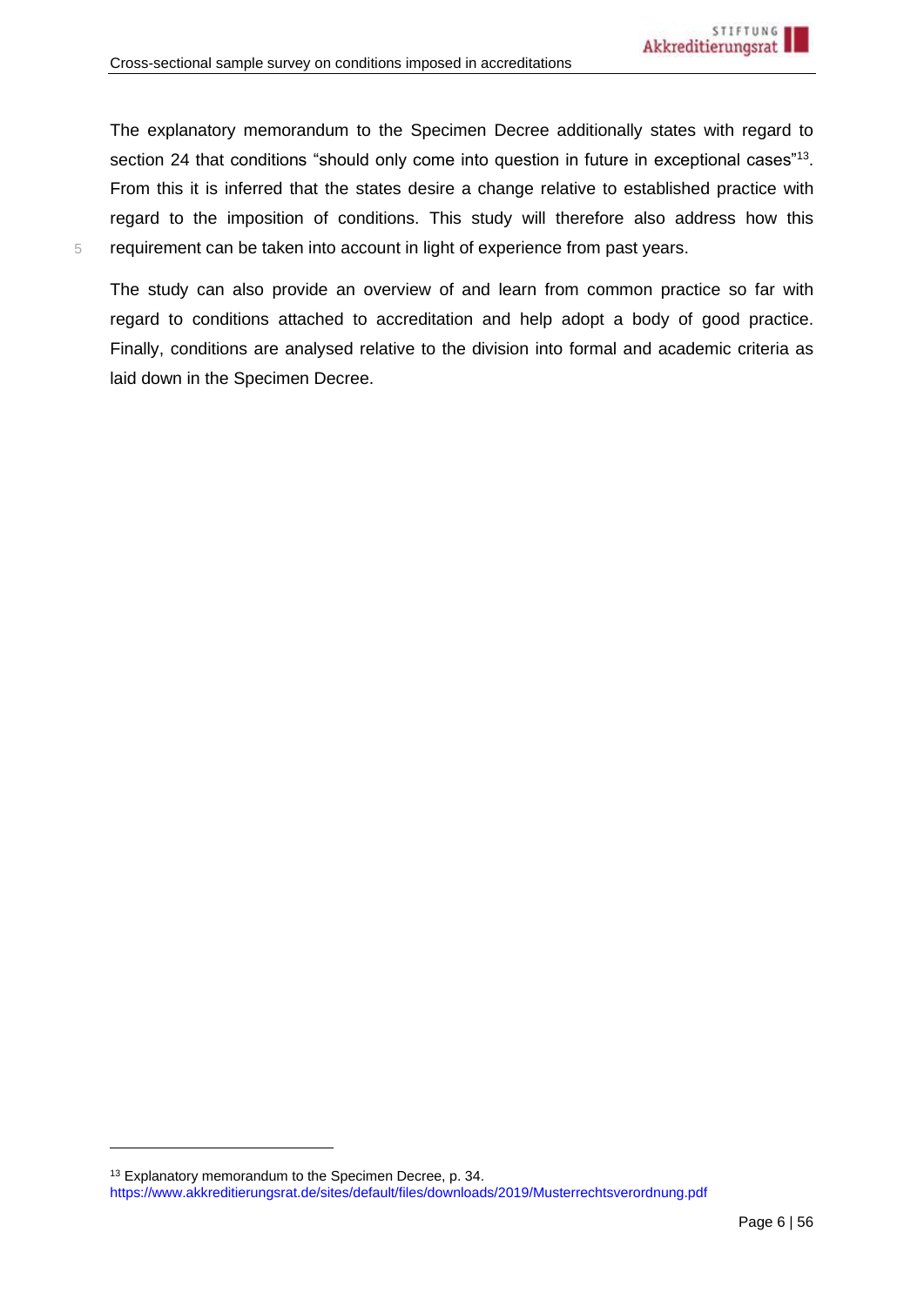The explanatory memorandum to the Specimen Decree additionally states with regard to section 24 that conditions "should only come into question in future in exceptional cases"[13]. From this it is inferred that the states desire a change relative to established practice with regard to the imposition of conditions. This study will therefore also address how this requirement can be taken into account in light of experience from past years.

The study can also provide an overview of and learn from common practice so far with regard to conditions attached to accreditation and help adopt a body of good practice. Finally, conditions are analysed relative to the division into formal and academic criteria as laid down in the Specimen Decree.

---

[13] Explanatory memorandum to the Specimen Decree, p. 34. https://www.akkreditierungsrat.de/sites/default/files/downloads/2019/Musterrechtsverordnung.pdf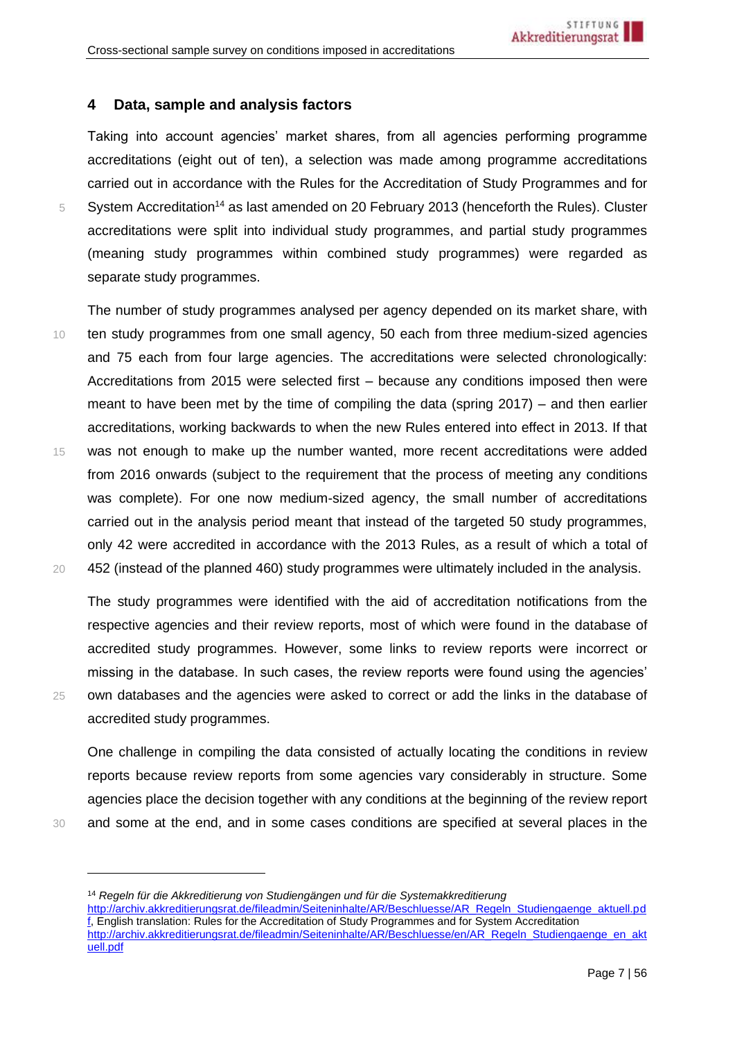## 4 Data, sample and analysis factors

Taking into account agencies' market shares, from all agencies performing programme accreditations (eight out of ten), a selection was made among programme accreditations carried out in accordance with the Rules for the Accreditation of Study Programmes and for System Accreditation[14] as last amended on 20 February 2013 (henceforth the Rules). Cluster accreditations were split into individual study programmes, and partial study programmes (meaning study programmes within combined study programmes) were regarded as separate study programmes.

The number of study programmes analysed per agency depended on its market share, with ten study programmes from one small agency, 50 each from three medium-sized agencies and 75 each from four large agencies. The accreditations were selected chronologically: Accreditations from 2015 were selected first – because any conditions imposed then were meant to have been met by the time of compiling the data (spring 2017) – and then earlier accreditations, working backwards to when the new Rules entered into effect in 2013. If that was not enough to make up the number wanted, more recent accreditations were added from 2016 onwards (subject to the requirement that the process of meeting any conditions was complete). For one now medium-sized agency, the small number of accreditations carried out in the analysis period meant that instead of the targeted 50 study programmes, only 42 were accredited in accordance with the 2013 Rules, as a result of which a total of 452 (instead of the planned 460) study programmes were ultimately included in the analysis.

The study programmes were identified with the aid of accreditation notifications from the respective agencies and their review reports, most of which were found in the database of accredited study programmes. However, some links to review reports were incorrect or missing in the database. In such cases, the review reports were found using the agencies' own databases and the agencies were asked to correct or add the links in the database of accredited study programmes.

One challenge in compiling the data consisted of actually locating the conditions in review reports because review reports from some agencies vary considerably in structure. Some agencies place the decision together with any conditions at the beginning of the review report and some at the end, and in some cases conditions are specified at several places in the

---

[14] *Regeln für die Akkreditierung von Studiengängen und für die Systemakkreditierung* http://archiv.akkreditierungsrat.de/fileadmin/Seiteninhalte/AR/Beschluesse/AR_Regeln_Studiengaenge_aktuell.pdf, English translation: Rules for the Accreditation of Study Programmes and for System Accreditation http://archiv.akkreditierungsrat.de/fileadmin/Seiteninhalte/AR/Beschluesse/en/AR_Regeln_Studiengaenge_en_aktuell.pdf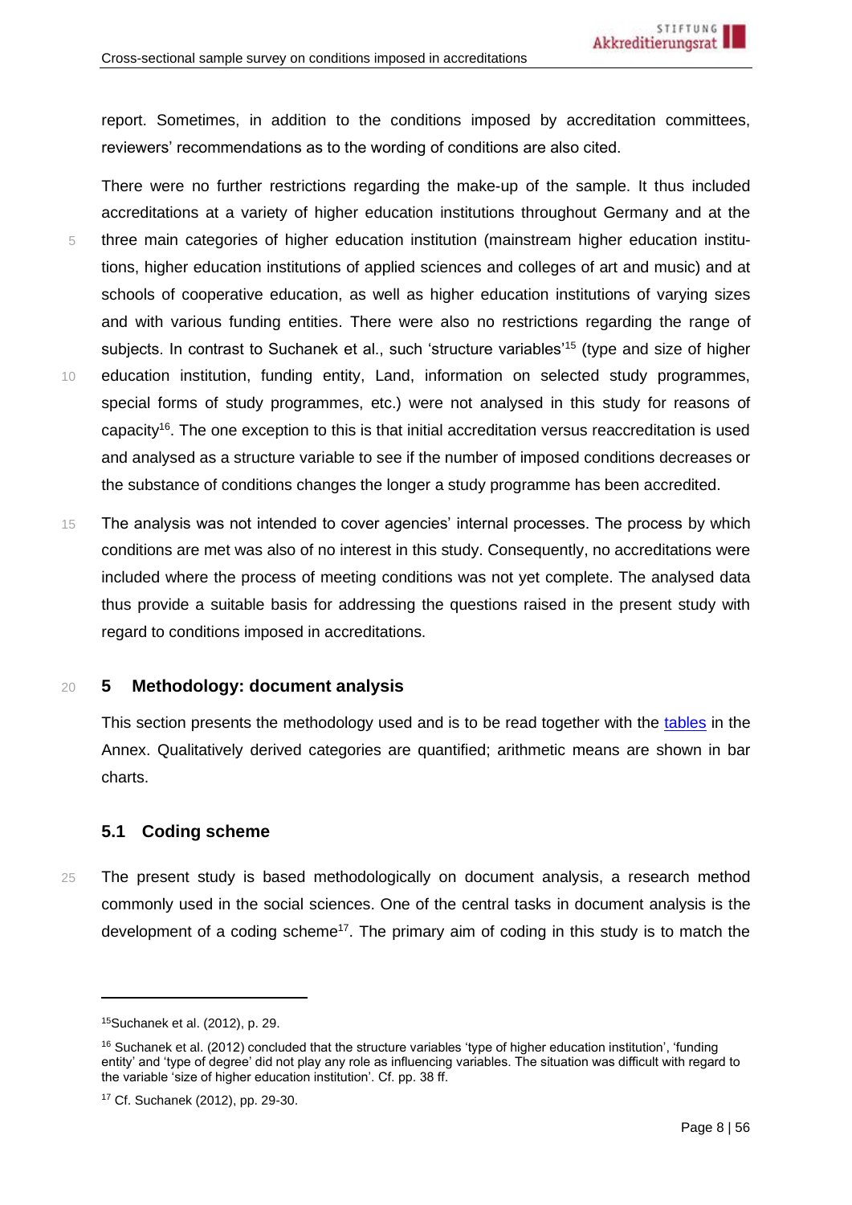report. Sometimes, in addition to the conditions imposed by accreditation committees, reviewers' recommendations as to the wording of conditions are also cited.

There were no further restrictions regarding the make-up of the sample. It thus included accreditations at a variety of higher education institutions throughout Germany and at the three main categories of higher education institution (mainstream higher education institutions, higher education institutions of applied sciences and colleges of art and music) and at schools of cooperative education, as well as higher education institutions of varying sizes and with various funding entities. There were also no restrictions regarding the range of subjects. In contrast to Suchanek et al., such 'structure variables'[15] (type and size of higher education institution, funding entity, Land, information on selected study programmes, special forms of study programmes, etc.) were not analysed in this study for reasons of capacity[16]. The one exception to this is that initial accreditation versus reaccreditation is used and analysed as a structure variable to see if the number of imposed conditions decreases or the substance of conditions changes the longer a study programme has been accredited.

The analysis was not intended to cover agencies' internal processes. The process by which conditions are met was also of no interest in this study. Consequently, no accreditations were included where the process of meeting conditions was not yet complete. The analysed data thus provide a suitable basis for addressing the questions raised in the present study with regard to conditions imposed in accreditations.

## 5 Methodology: document analysis

This section presents the methodology used and is to be read together with the tables in the Annex. Qualitatively derived categories are quantified; arithmetic means are shown in bar charts.

### 5.1 Coding scheme

The present study is based methodologically on document analysis, a research method commonly used in the social sciences. One of the central tasks in document analysis is the development of a coding scheme[17]. The primary aim of coding in this study is to match the

---

[15] Suchanek et al. (2012), p. 29.

[16] Suchanek et al. (2012) concluded that the structure variables 'type of higher education institution', 'funding entity' and 'type of degree' did not play any role as influencing variables. The situation was difficult with regard to the variable 'size of higher education institution'. Cf. pp. 38 ff.

[17] Cf. Suchanek (2012), pp. 29-30.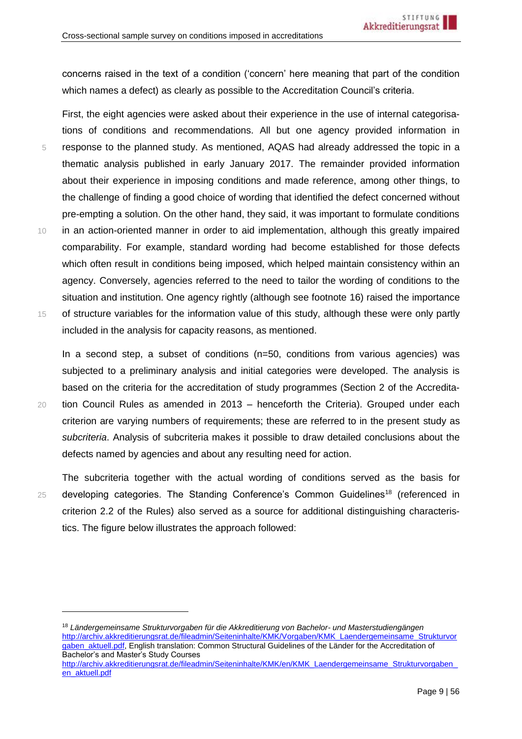concerns raised in the text of a condition ('concern' here meaning that part of the condition which names a defect) as clearly as possible to the Accreditation Council's criteria.

First, the eight agencies were asked about their experience in the use of internal categorisations of conditions and recommendations. All but one agency provided information in response to the planned study. As mentioned, AQAS had already addressed the topic in a thematic analysis published in early January 2017. The remainder provided information about their experience in imposing conditions and made reference, among other things, to the challenge of finding a good choice of wording that identified the defect concerned without pre-empting a solution. On the other hand, they said, it was important to formulate conditions in an action-oriented manner in order to aid implementation, although this greatly impaired comparability. For example, standard wording had become established for those defects which often result in conditions being imposed, which helped maintain consistency within an agency. Conversely, agencies referred to the need to tailor the wording of conditions to the situation and institution. One agency rightly (although see footnote 16) raised the importance of structure variables for the information value of this study, although these were only partly included in the analysis for capacity reasons, as mentioned.

In a second step, a subset of conditions (n=50, conditions from various agencies) was subjected to a preliminary analysis and initial categories were developed. The analysis is based on the criteria for the accreditation of study programmes (Section 2 of the Accreditation Council Rules as amended in 2013 – henceforth the Criteria). Grouped under each criterion are varying numbers of requirements; these are referred to in the present study as *subcriteria*. Analysis of subcriteria makes it possible to draw detailed conclusions about the defects named by agencies and about any resulting need for action.

The subcriteria together with the actual wording of conditions served as the basis for developing categories. The Standing Conference's Common Guidelines[18] (referenced in criterion 2.2 of the Rules) also served as a source for additional distinguishing characteristics. The figure below illustrates the approach followed:

---

[18] *Ländergemeinsame Strukturvorgaben für die Akkreditierung von Bachelor- und Masterstudiengängen* http://archiv.akkreditierungsrat.de/fileadmin/Seiteninhalte/KMK/Vorgaben/KMK_Laendergemeinsame_Strukturvorgaben_aktuell.pdf, English translation: Common Structural Guidelines of the Länder for the Accreditation of Bachelor's and Master's Study Courses http://archiv.akkreditierungsrat.de/fileadmin/Seiteninhalte/KMK/en/KMK_Laendergemeinsame_Strukturvorgaben_en_aktuell.pdf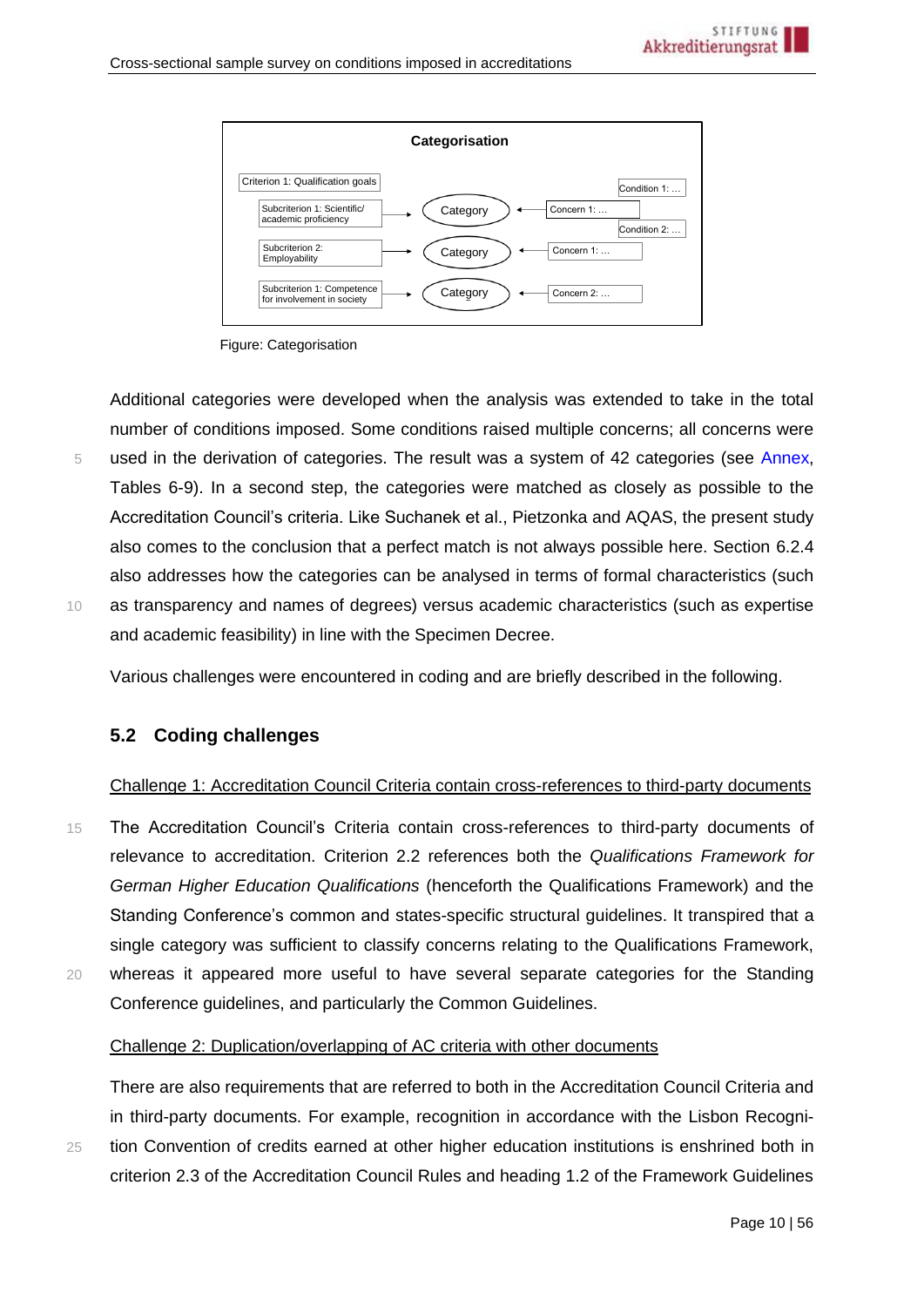**Categorisation**

Criterion 1: Qualification goals

Subcriterion 1: Scientific/ academic proficiency → Category ← Concern 1: … (Condition 1: …; Condition 2: …)

Subcriterion 2: Employability → Category ← Concern 1: …

Subcriterion 1: Competence for involvement in society → Category ← Concern 2: …

Figure: Categorisation

Additional categories were developed when the analysis was extended to take in the total number of conditions imposed. Some conditions raised multiple concerns; all concerns were used in the derivation of categories. The result was a system of 42 categories (see Annex, Tables 6-9). In a second step, the categories were matched as closely as possible to the Accreditation Council's criteria. Like Suchanek et al., Pietzonka and AQAS, the present study also comes to the conclusion that a perfect match is not always possible here. Section 6.2.4 also addresses how the categories can be analysed in terms of formal characteristics (such as transparency and names of degrees) versus academic characteristics (such as expertise and academic feasibility) in line with the Specimen Decree.

Various challenges were encountered in coding and are briefly described in the following.

## 5.2 Coding challenges

<u>Challenge 1: Accreditation Council Criteria contain cross-references to third-party documents</u>

The Accreditation Council's Criteria contain cross-references to third-party documents of relevance to accreditation. Criterion 2.2 references both the *Qualifications Framework for German Higher Education Qualifications* (henceforth the Qualifications Framework) and the Standing Conference's common and states-specific structural guidelines. It transpired that a single category was sufficient to classify concerns relating to the Qualifications Framework, whereas it appeared more useful to have several separate categories for the Standing Conference guidelines, and particularly the Common Guidelines.

<u>Challenge 2: Duplication/overlapping of AC criteria with other documents</u>

There are also requirements that are referred to both in the Accreditation Council Criteria and in third-party documents. For example, recognition in accordance with the Lisbon Recognition Convention of credits earned at other higher education institutions is enshrined both in criterion 2.3 of the Accreditation Council Rules and heading 1.2 of the Framework Guidelines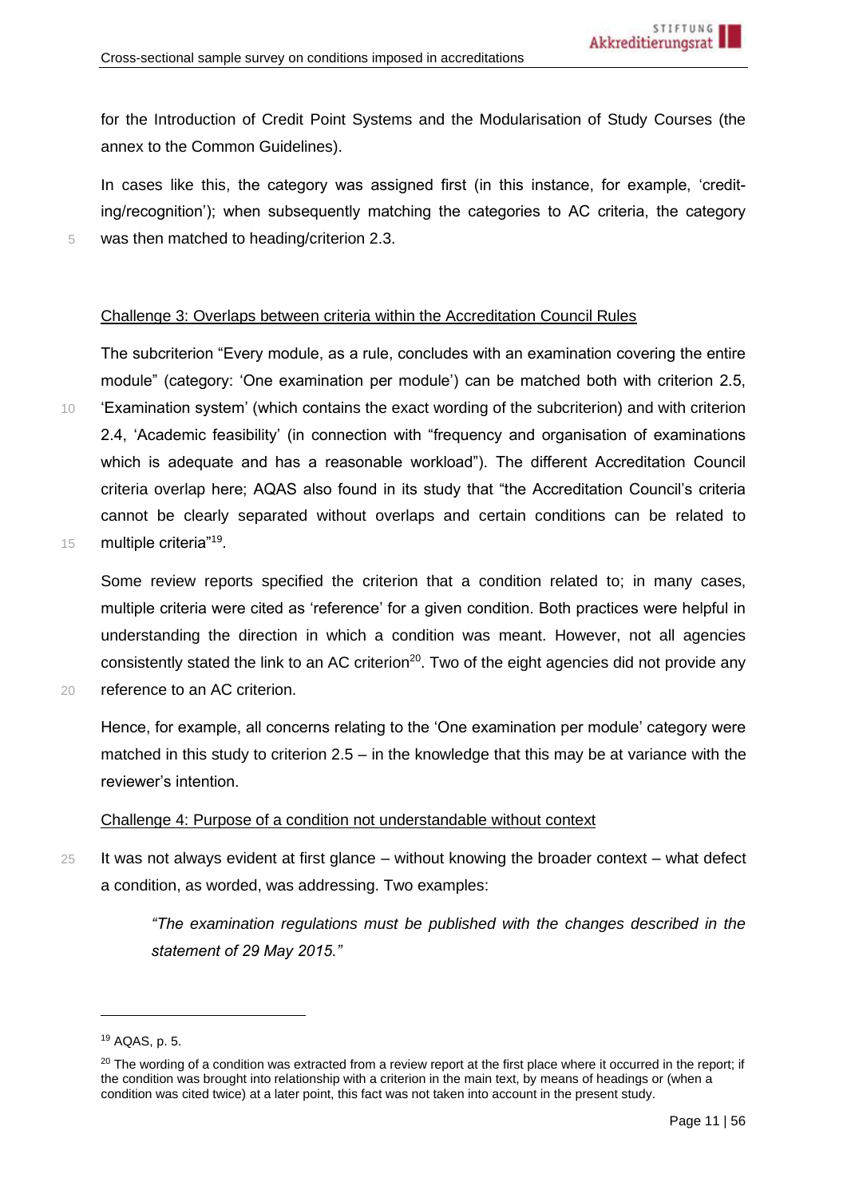for the Introduction of Credit Point Systems and the Modularisation of Study Courses (the annex to the Common Guidelines).

In cases like this, the category was assigned first (in this instance, for example, 'crediting/recognition'); when subsequently matching the categories to AC criteria, the category was then matched to heading/criterion 2.3.

<u>Challenge 3: Overlaps between criteria within the Accreditation Council Rules</u>

The subcriterion "Every module, as a rule, concludes with an examination covering the entire module" (category: 'One examination per module') can be matched both with criterion 2.5, 'Examination system' (which contains the exact wording of the subcriterion) and with criterion 2.4, 'Academic feasibility' (in connection with "frequency and organisation of examinations which is adequate and has a reasonable workload"). The different Accreditation Council criteria overlap here; AQAS also found in its study that "the Accreditation Council's criteria cannot be clearly separated without overlaps and certain conditions can be related to multiple criteria"[19].

Some review reports specified the criterion that a condition related to; in many cases, multiple criteria were cited as 'reference' for a given condition. Both practices were helpful in understanding the direction in which a condition was meant. However, not all agencies consistently stated the link to an AC criterion[20]. Two of the eight agencies did not provide any reference to an AC criterion.

Hence, for example, all concerns relating to the 'One examination per module' category were matched in this study to criterion 2.5 – in the knowledge that this may be at variance with the reviewer's intention.

<u>Challenge 4: Purpose of a condition not understandable without context</u>

It was not always evident at first glance – without knowing the broader context – what defect a condition, as worded, was addressing. Two examples:

> *"The examination regulations must be published with the changes described in the statement of 29 May 2015."*

---

[19] AQAS, p. 5.

[20] The wording of a condition was extracted from a review report at the first place where it occurred in the report; if the condition was brought into relationship with a criterion in the main text, by means of headings or (when a condition was cited twice) at a later point, this fact was not taken into account in the present study.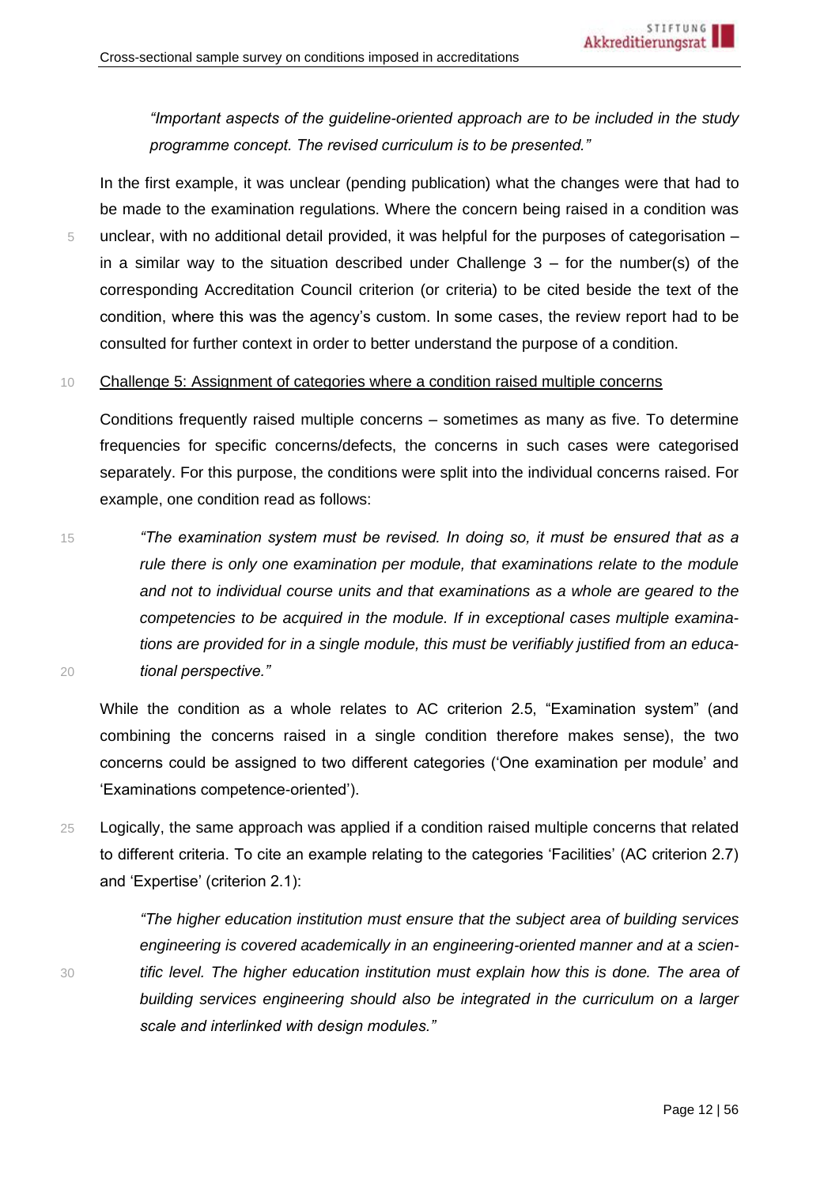*"Important aspects of the guideline-oriented approach are to be included in the study programme concept. The revised curriculum is to be presented."*

In the first example, it was unclear (pending publication) what the changes were that had to be made to the examination regulations. Where the concern being raised in a condition was unclear, with no additional detail provided, it was helpful for the purposes of categorisation – in a similar way to the situation described under Challenge 3 – for the number(s) of the corresponding Accreditation Council criterion (or criteria) to be cited beside the text of the condition, where this was the agency's custom. In some cases, the review report had to be consulted for further context in order to better understand the purpose of a condition.

Challenge 5: Assignment of categories where a condition raised multiple concerns

Conditions frequently raised multiple concerns – sometimes as many as five. To determine frequencies for specific concerns/defects, the concerns in such cases were categorised separately. For this purpose, the conditions were split into the individual concerns raised. For example, one condition read as follows:

> *"The examination system must be revised. In doing so, it must be ensured that as a rule there is only one examination per module, that examinations relate to the module and not to individual course units and that examinations as a whole are geared to the competencies to be acquired in the module. If in exceptional cases multiple examinations are provided for in a single module, this must be verifiably justified from an educational perspective."*

While the condition as a whole relates to AC criterion 2.5, "Examination system" (and combining the concerns raised in a single condition therefore makes sense), the two concerns could be assigned to two different categories ('One examination per module' and 'Examinations competence-oriented').

Logically, the same approach was applied if a condition raised multiple concerns that related to different criteria. To cite an example relating to the categories 'Facilities' (AC criterion 2.7) and 'Expertise' (criterion 2.1):

> *"The higher education institution must ensure that the subject area of building services engineering is covered academically in an engineering-oriented manner and at a scientific level. The higher education institution must explain how this is done. The area of building services engineering should also be integrated in the curriculum on a larger scale and interlinked with design modules."*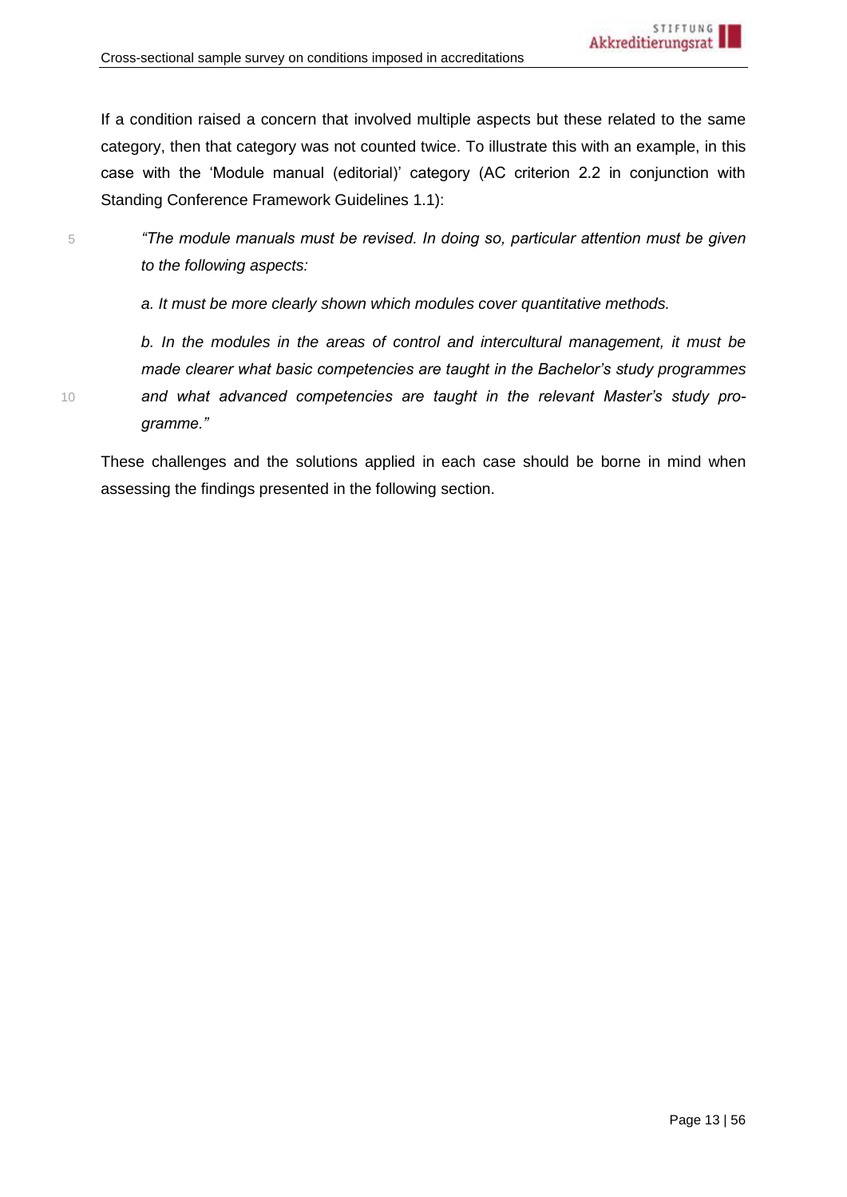If a condition raised a concern that involved multiple aspects but these related to the same category, then that category was not counted twice. To illustrate this with an example, in this case with the 'Module manual (editorial)' category (AC criterion 2.2 in conjunction with Standing Conference Framework Guidelines 1.1):

> *"The module manuals must be revised. In doing so, particular attention must be given to the following aspects:*
>
> *a. It must be more clearly shown which modules cover quantitative methods.*
>
> *b. In the modules in the areas of control and intercultural management, it must be made clearer what basic competencies are taught in the Bachelor's study programmes and what advanced competencies are taught in the relevant Master's study programme."*

These challenges and the solutions applied in each case should be borne in mind when assessing the findings presented in the following section.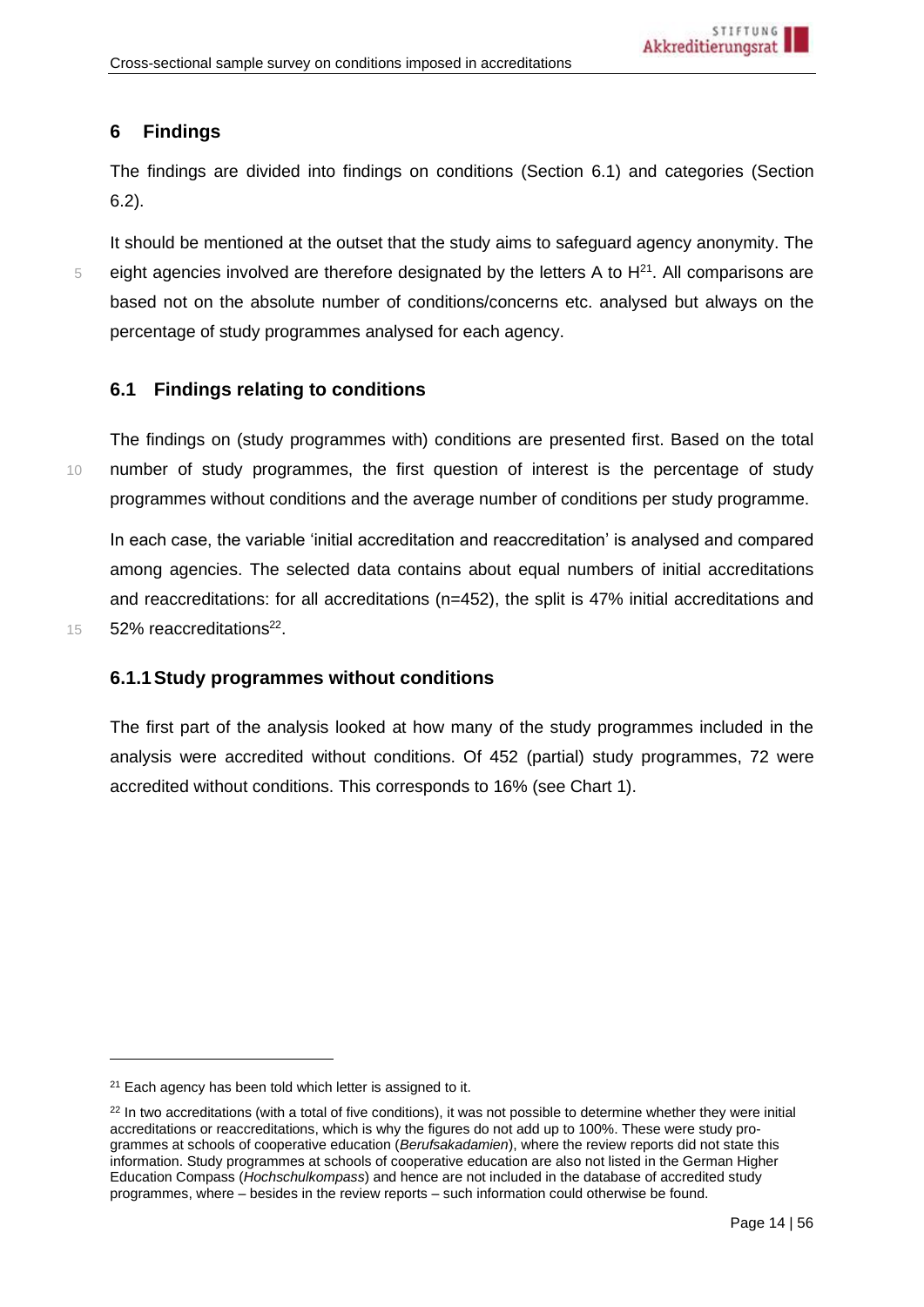## 6 Findings

The findings are divided into findings on conditions (Section 6.1) and categories (Section 6.2).

It should be mentioned at the outset that the study aims to safeguard agency anonymity. The eight agencies involved are therefore designated by the letters A to H[21]. All comparisons are based not on the absolute number of conditions/concerns etc. analysed but always on the percentage of study programmes analysed for each agency.

### 6.1 Findings relating to conditions

The findings on (study programmes with) conditions are presented first. Based on the total number of study programmes, the first question of interest is the percentage of study programmes without conditions and the average number of conditions per study programme.

In each case, the variable 'initial accreditation and reaccreditation' is analysed and compared among agencies. The selected data contains about equal numbers of initial accreditations and reaccreditations: for all accreditations (n=452), the split is 47% initial accreditations and 52% reaccreditations[22].

#### 6.1.1 Study programmes without conditions

The first part of the analysis looked at how many of the study programmes included in the analysis were accredited without conditions. Of 452 (partial) study programmes, 72 were accredited without conditions. This corresponds to 16% (see Chart 1).

---

[21] Each agency has been told which letter is assigned to it.

[22] In two accreditations (with a total of five conditions), it was not possible to determine whether they were initial accreditations or reaccreditations, which is why the figures do not add up to 100%. These were study programmes at schools of cooperative education (*Berufsakademien*), where the review reports did not state this information. Study programmes at schools of cooperative education are also not listed in the German Higher Education Compass (*Hochschulkompass*) and hence are not included in the database of accredited study programmes, where – besides in the review reports – such information could otherwise be found.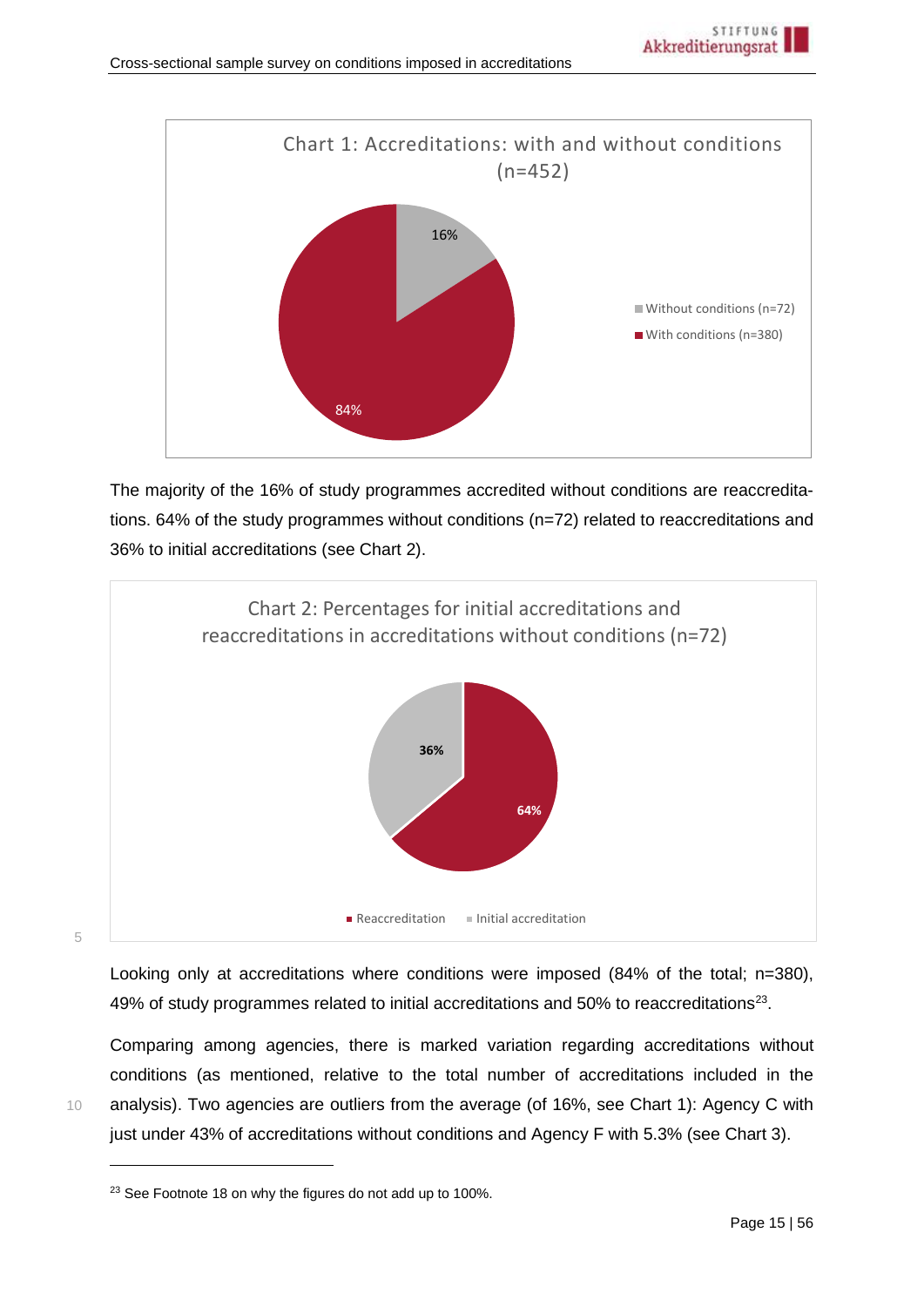Chart 1: Accreditations: with and without conditions (n=452)

The majority of the 16% of study programmes accredited without conditions are reaccreditations. 64% of the study programmes without conditions (n=72) related to reaccreditations and 36% to initial accreditations (see Chart 2).

Chart 2: Percentages for initial accreditations and reaccreditations in accreditations without conditions (n=72)

Looking only at accreditations where conditions were imposed (84% of the total; n=380), 49% of study programmes related to initial accreditations and 50% to reaccreditations[23].

Comparing among agencies, there is marked variation regarding accreditations without conditions (as mentioned, relative to the total number of accreditations included in the analysis). Two agencies are outliers from the average (of 16%, see Chart 1): Agency C with just under 43% of accreditations without conditions and Agency F with 5.3% (see Chart 3).

---

[23] See Footnote 18 on why the figures do not add up to 100%.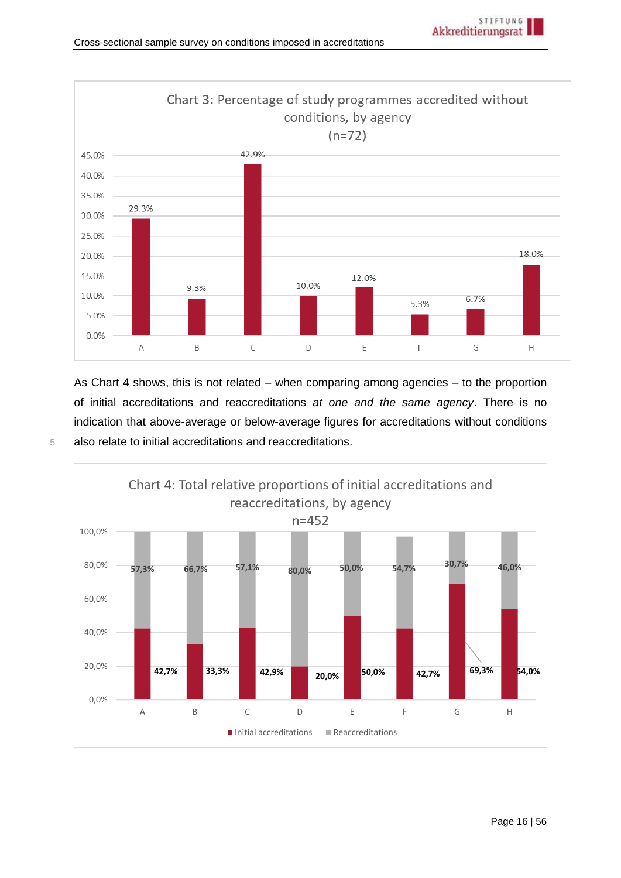**Chart 3: Percentage of study programmes accredited without conditions, by agency (n=72)**

| Agency | Percentage |
|---|---|
| A | 29.3% |
| B | 9.3% |
| C | 42.9% |
| D | 10.0% |
| E | 12.0% |
| F | 5.3% |
| G | 6.7% |
| H | 18.0% |

As Chart 4 shows, this is not related – when comparing among agencies – to the proportion of initial accreditations and reaccreditations *at one and the same agency*. There is no indication that above-average or below-average figures for accreditations without conditions also relate to initial accreditations and reaccreditations.

**Chart 4: Total relative proportions of initial accreditations and reaccreditations, by agency n=452**

| Agency | Initial accreditations | Reaccreditations |
|---|---|---|
| A | 42,7% | 57,3% |
| B | 33,3% | 66,7% |
| C | 42,9% | 57,1% |
| D | 20,0% | 80,0% |
| E | 50,0% | 50,0% |
| F | 42,7% | 54,7% |
| G | 69,3% | 30,7% |
| H | 54,0% | 46,0% |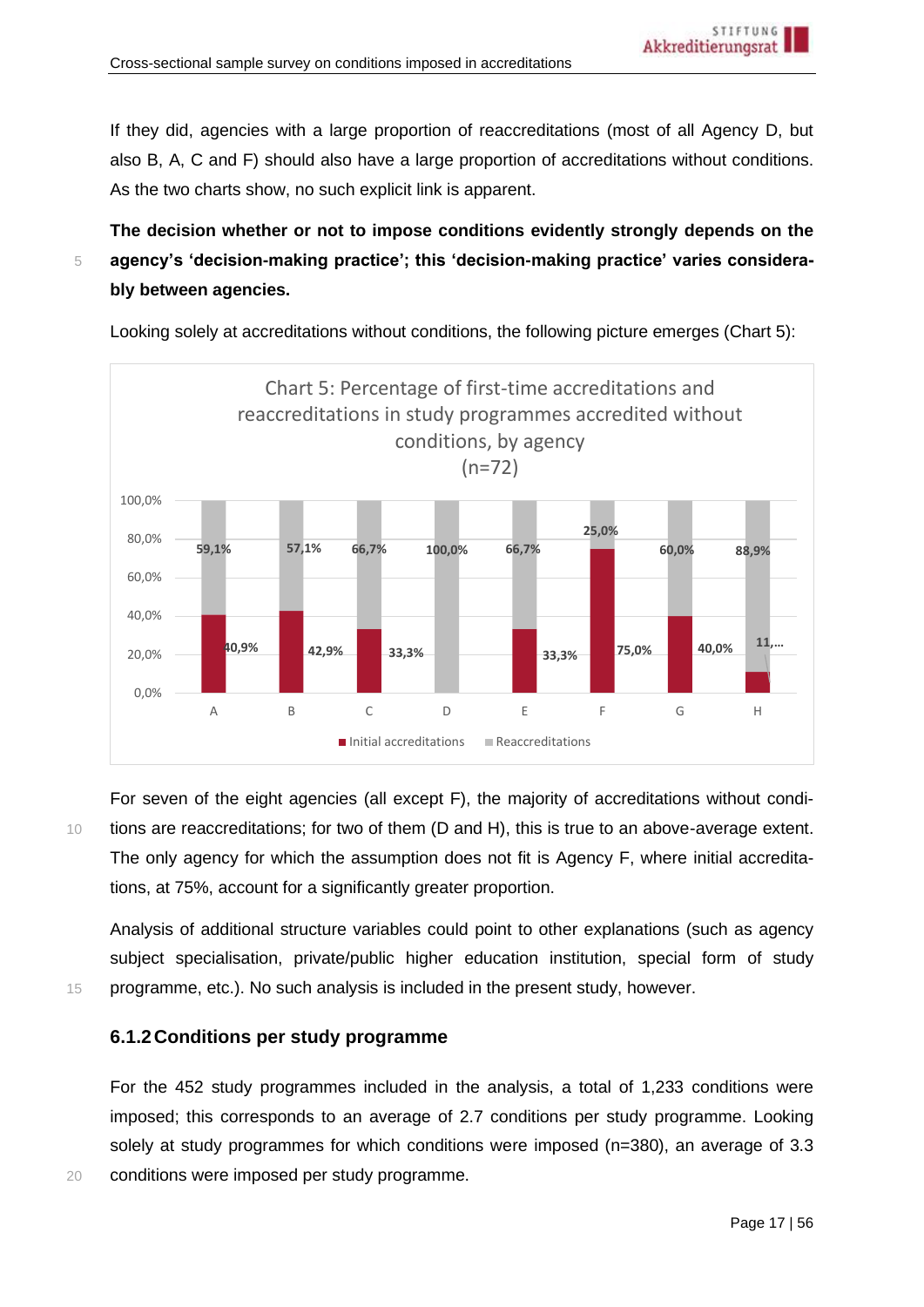If they did, agencies with a large proportion of reaccreditations (most of all Agency D, but also B, A, C and F) should also have a large proportion of accreditations without conditions. As the two charts show, no such explicit link is apparent.

**The decision whether or not to impose conditions evidently strongly depends on the agency's 'decision-making practice'; this 'decision-making practice' varies considerably between agencies.**

Looking solely at accreditations without conditions, the following picture emerges (Chart 5):

Chart 5: Percentage of first-time accreditations and reaccreditations in study programmes accredited without conditions, by agency (n=72)

| Agency | Initial accreditations | Reaccreditations |
|---|---|---|
| A | 40,9% | 59,1% |
| B | 42,9% | 57,1% |
| C | 33,3% | 66,7% |
| D | | 100,0% |
| E | 33,3% | 66,7% |
| F | 75,0% | 25,0% |
| G | 40,0% | 60,0% |
| H | 11,... | 88,9% |

For seven of the eight agencies (all except F), the majority of accreditations without conditions are reaccreditations; for two of them (D and H), this is true to an above-average extent. The only agency for which the assumption does not fit is Agency F, where initial accreditations, at 75%, account for a significantly greater proportion.

Analysis of additional structure variables could point to other explanations (such as agency subject specialisation, private/public higher education institution, special form of study programme, etc.). No such analysis is included in the present study, however.

### 6.1.2 Conditions per study programme

For the 452 study programmes included in the analysis, a total of 1,233 conditions were imposed; this corresponds to an average of 2.7 conditions per study programme. Looking solely at study programmes for which conditions were imposed (n=380), an average of 3.3 conditions were imposed per study programme.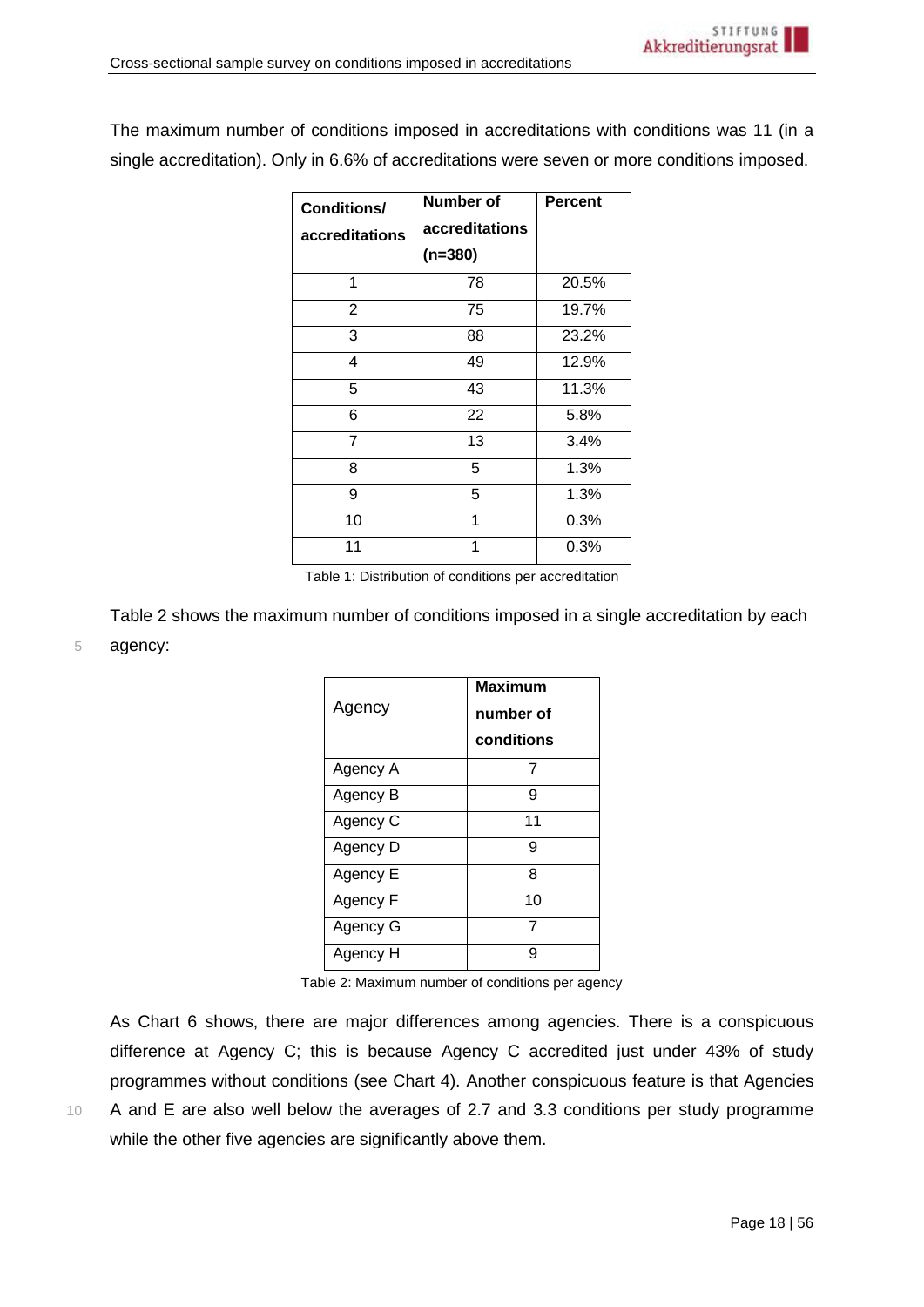The maximum number of conditions imposed in accreditations with conditions was 11 (in a single accreditation). Only in 6.6% of accreditations were seven or more conditions imposed.

| Conditions/ accreditations | Number of accreditations (n=380) | Percent |
|---|---|---|
| 1 | 78 | 20.5% |
| 2 | 75 | 19.7% |
| 3 | 88 | 23.2% |
| 4 | 49 | 12.9% |
| 5 | 43 | 11.3% |
| 6 | 22 | 5.8% |
| 7 | 13 | 3.4% |
| 8 | 5 | 1.3% |
| 9 | 5 | 1.3% |
| 10 | 1 | 0.3% |
| 11 | 1 | 0.3% |

Table 1: Distribution of conditions per accreditation

Table 2 shows the maximum number of conditions imposed in a single accreditation by each agency:

| Agency | Maximum number of conditions |
|---|---|
| Agency A | 7 |
| Agency B | 9 |
| Agency C | 11 |
| Agency D | 9 |
| Agency E | 8 |
| Agency F | 10 |
| Agency G | 7 |
| Agency H | 9 |

Table 2: Maximum number of conditions per agency

As Chart 6 shows, there are major differences among agencies. There is a conspicuous difference at Agency C; this is because Agency C accredited just under 43% of study programmes without conditions (see Chart 4). Another conspicuous feature is that Agencies A and E are also well below the averages of 2.7 and 3.3 conditions per study programme while the other five agencies are significantly above them.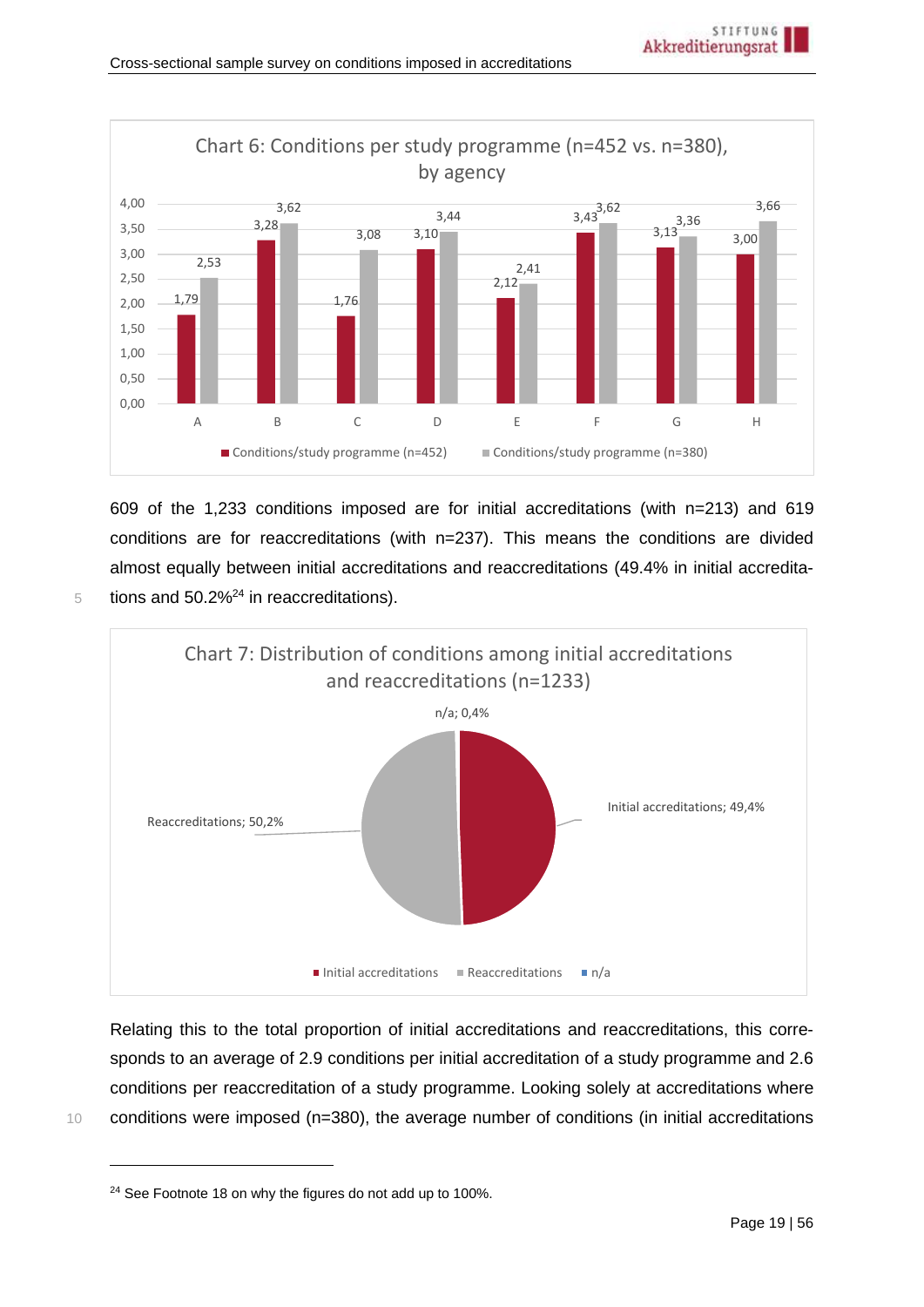Chart 6: Conditions per study programme (n=452 vs. n=380), by agency

| Agency | Conditions/study programme (n=452) | Conditions/study programme (n=380) |
|---|---|---|
| A | 1,79 | 2,53 |
| B | 3,28 | 3,62 |
| C | 1,76 | 3,08 |
| D | 3,10 | 3,44 |
| E | 2,12 | 2,41 |
| F | 3,43 | 3,62 |
| G | 3,13 | 3,36 |
| H | 3,00 | 3,66 |

609 of the 1,233 conditions imposed are for initial accreditations (with n=213) and 619 conditions are for reaccreditations (with n=237). This means the conditions are divided almost equally between initial accreditations and reaccreditations (49.4% in initial accreditations and 50.2%[24] in reaccreditations).

Chart 7: Distribution of conditions among initial accreditations and reaccreditations (n=1233)

| Category | Share |
|---|---|
| Initial accreditations | 49,4% |
| Reaccreditations | 50,2% |
| n/a | 0,4% |

Relating this to the total proportion of initial accreditations and reaccreditations, this corresponds to an average of 2.9 conditions per initial accreditation of a study programme and 2.6 conditions per reaccreditation of a study programme. Looking solely at accreditations where conditions were imposed (n=380), the average number of conditions (in initial accreditations

[24] See Footnote 18 on why the figures do not add up to 100%.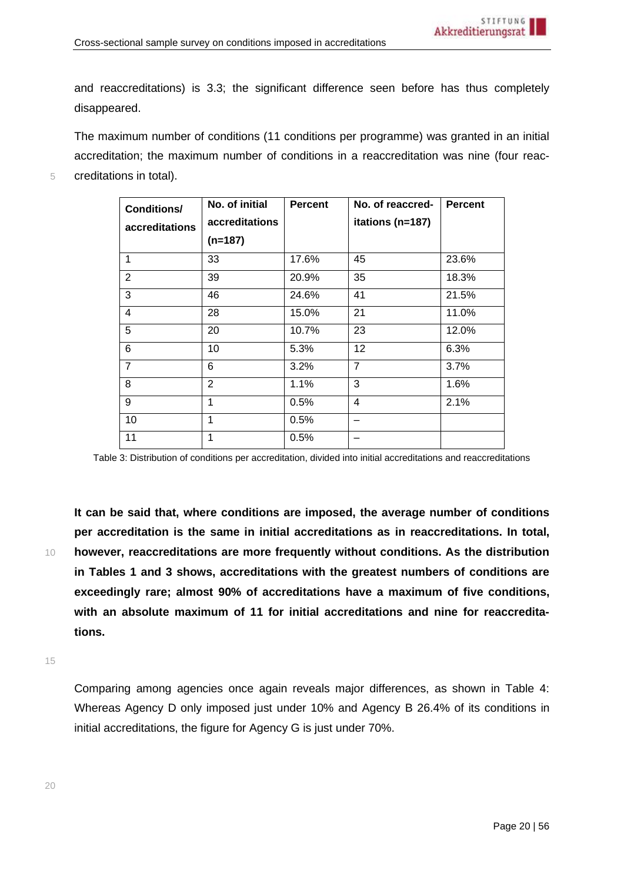and reaccreditations) is 3.3; the significant difference seen before has thus completely disappeared.

The maximum number of conditions (11 conditions per programme) was granted in an initial accreditation; the maximum number of conditions in a reaccreditation was nine (four reaccreditations in total).

| Conditions/ accreditations | No. of initial accreditations (n=187) | Percent | No. of reaccred-itations (n=187) | Percent |
|---|---|---|---|---|
| 1 | 33 | 17.6% | 45 | 23.6% |
| 2 | 39 | 20.9% | 35 | 18.3% |
| 3 | 46 | 24.6% | 41 | 21.5% |
| 4 | 28 | 15.0% | 21 | 11.0% |
| 5 | 20 | 10.7% | 23 | 12.0% |
| 6 | 10 | 5.3% | 12 | 6.3% |
| 7 | 6 | 3.2% | 7 | 3.7% |
| 8 | 2 | 1.1% | 3 | 1.6% |
| 9 | 1 | 0.5% | 4 | 2.1% |
| 10 | 1 | 0.5% | – | |
| 11 | 1 | 0.5% | – | |

Table 3: Distribution of conditions per accreditation, divided into initial accreditations and reaccreditations

**It can be said that, where conditions are imposed, the average number of conditions per accreditation is the same in initial accreditations as in reaccreditations. In total, however, reaccreditations are more frequently without conditions. As the distribution in Tables 1 and 3 shows, accreditations with the greatest numbers of conditions are exceedingly rare; almost 90% of accreditations have a maximum of five conditions, with an absolute maximum of 11 for initial accreditations and nine for reaccreditations.**

Comparing among agencies once again reveals major differences, as shown in Table 4: Whereas Agency D only imposed just under 10% and Agency B 26.4% of its conditions in initial accreditations, the figure for Agency G is just under 70%.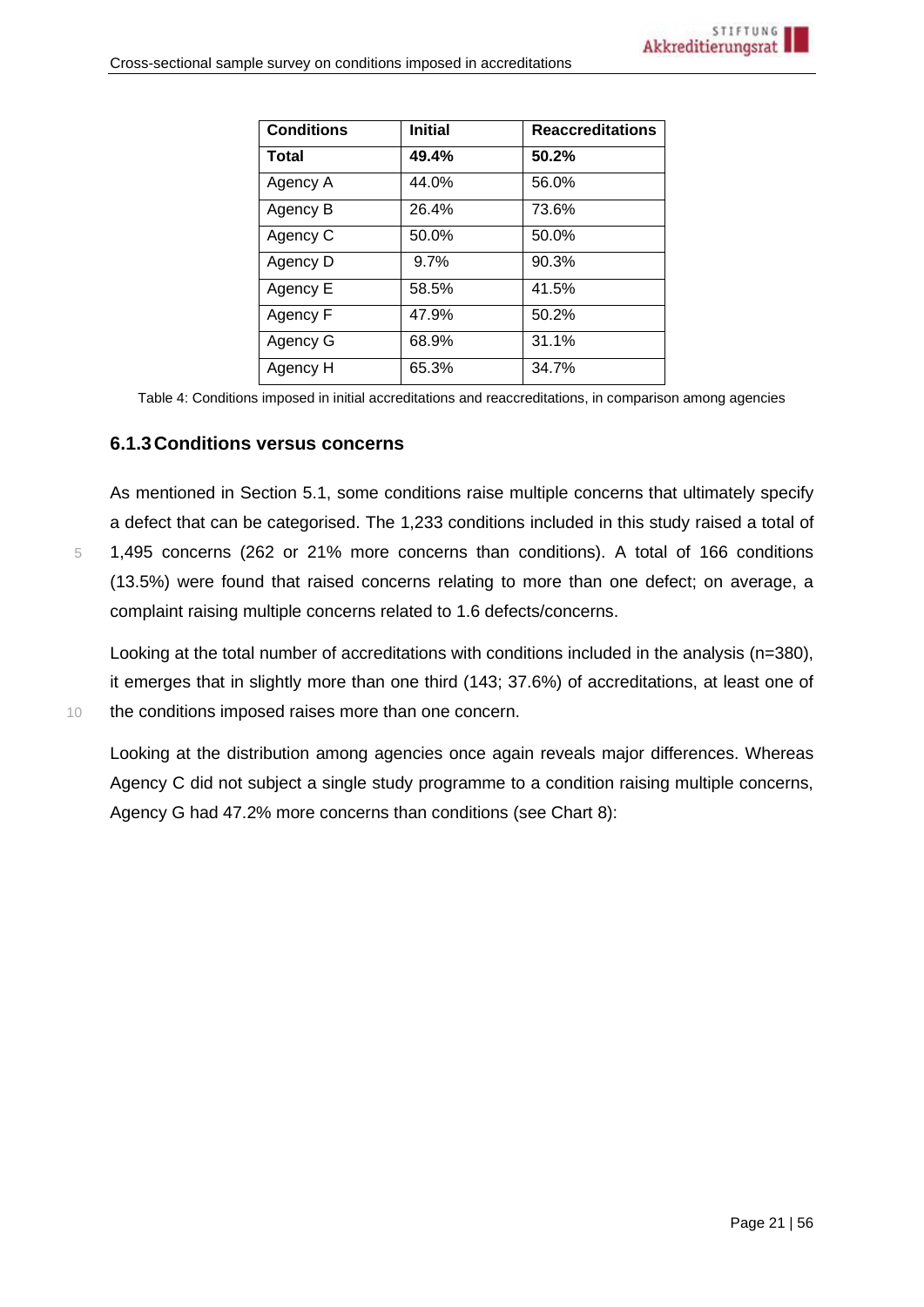| Conditions | Initial | Reaccreditations |
| --- | --- | --- |
| **Total** | **49.4%** | **50.2%** |
| Agency A | 44.0% | 56.0% |
| Agency B | 26.4% | 73.6% |
| Agency C | 50.0% | 50.0% |
| Agency D | 9.7% | 90.3% |
| Agency E | 58.5% | 41.5% |
| Agency F | 47.9% | 50.2% |
| Agency G | 68.9% | 31.1% |
| Agency H | 65.3% | 34.7% |

Table 4: Conditions imposed in initial accreditations and reaccreditations, in comparison among agencies

### 6.1.3 Conditions versus concerns

As mentioned in Section 5.1, some conditions raise multiple concerns that ultimately specify a defect that can be categorised. The 1,233 conditions included in this study raised a total of 1,495 concerns (262 or 21% more concerns than conditions). A total of 166 conditions (13.5%) were found that raised concerns relating to more than one defect; on average, a complaint raising multiple concerns related to 1.6 defects/concerns.

Looking at the total number of accreditations with conditions included in the analysis (n=380), it emerges that in slightly more than one third (143; 37.6%) of accreditations, at least one of the conditions imposed raises more than one concern.

Looking at the distribution among agencies once again reveals major differences. Whereas Agency C did not subject a single study programme to a condition raising multiple concerns, Agency G had 47.2% more concerns than conditions (see Chart 8):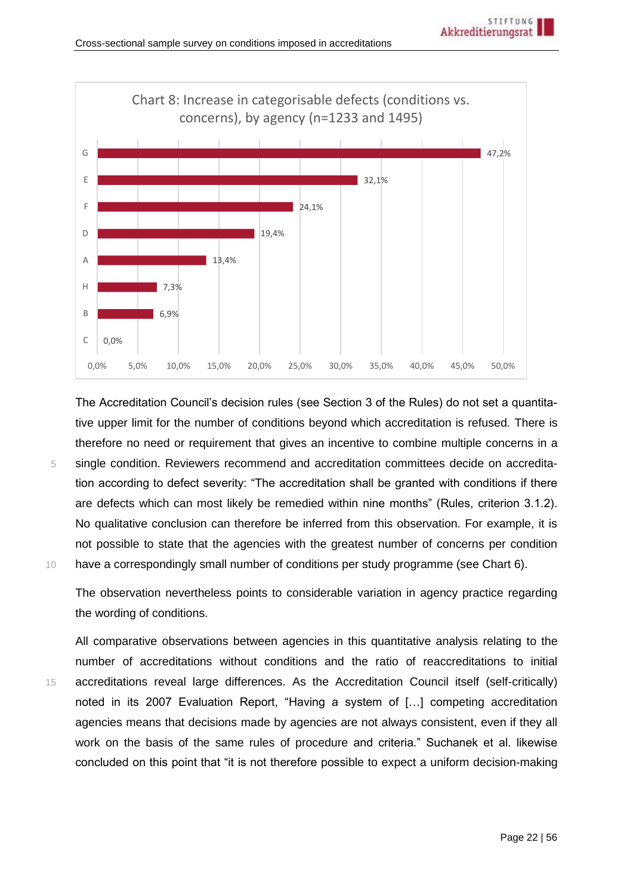Chart 8: Increase in categorisable defects (conditions vs. concerns), by agency (n=1233 and 1495)

| Agency | Increase |
|---|---|
| G | 47,2% |
| E | 32,1% |
| F | 24,1% |
| D | 19,4% |
| A | 13,4% |
| H | 7,3% |
| B | 6,9% |
| C | 0,0% |

The Accreditation Council's decision rules (see Section 3 of the Rules) do not set a quantitative upper limit for the number of conditions beyond which accreditation is refused. There is therefore no need or requirement that gives an incentive to combine multiple concerns in a single condition. Reviewers recommend and accreditation committees decide on accreditation according to defect severity: "The accreditation shall be granted with conditions if there are defects which can most likely be remedied within nine months" (Rules, criterion 3.1.2). No qualitative conclusion can therefore be inferred from this observation. For example, it is not possible to state that the agencies with the greatest number of concerns per condition have a correspondingly small number of conditions per study programme (see Chart 6).

The observation nevertheless points to considerable variation in agency practice regarding the wording of conditions.

All comparative observations between agencies in this quantitative analysis relating to the number of accreditations without conditions and the ratio of reaccreditations to initial accreditations reveal large differences. As the Accreditation Council itself (self-critically) noted in its 2007 Evaluation Report, "Having a system of […] competing accreditation agencies means that decisions made by agencies are not always consistent, even if they all work on the basis of the same rules of procedure and criteria." Suchanek et al. likewise concluded on this point that "it is not therefore possible to expect a uniform decision-making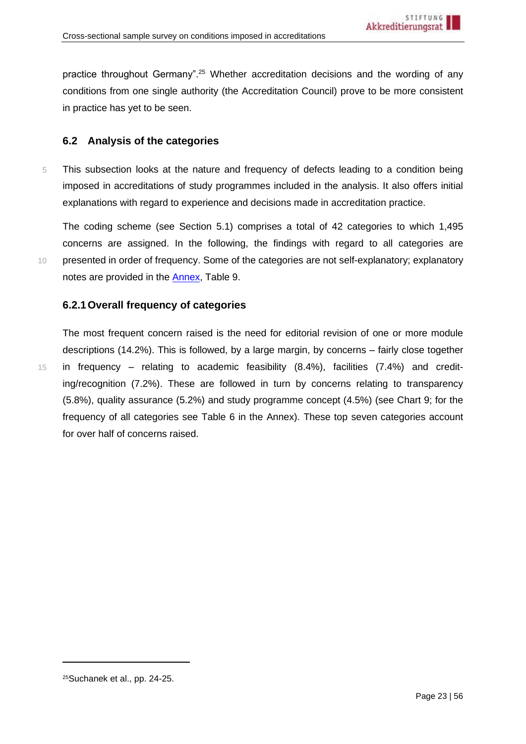practice throughout Germany".[25] Whether accreditation decisions and the wording of any conditions from one single authority (the Accreditation Council) prove to be more consistent in practice has yet to be seen.

## 6.2 Analysis of the categories

This subsection looks at the nature and frequency of defects leading to a condition being imposed in accreditations of study programmes included in the analysis. It also offers initial explanations with regard to experience and decisions made in accreditation practice.

The coding scheme (see Section 5.1) comprises a total of 42 categories to which 1,495 concerns are assigned. In the following, the findings with regard to all categories are presented in order of frequency. Some of the categories are not self-explanatory; explanatory notes are provided in the Annex, Table 9.

### 6.2.1 Overall frequency of categories

The most frequent concern raised is the need for editorial revision of one or more module descriptions (14.2%). This is followed, by a large margin, by concerns – fairly close together in frequency – relating to academic feasibility (8.4%), facilities (7.4%) and crediting/recognition (7.2%). These are followed in turn by concerns relating to transparency (5.8%), quality assurance (5.2%) and study programme concept (4.5%) (see Chart 9; for the frequency of all categories see Table 6 in the Annex). These top seven categories account for over half of concerns raised.

[25] Suchanek et al., pp. 24-25.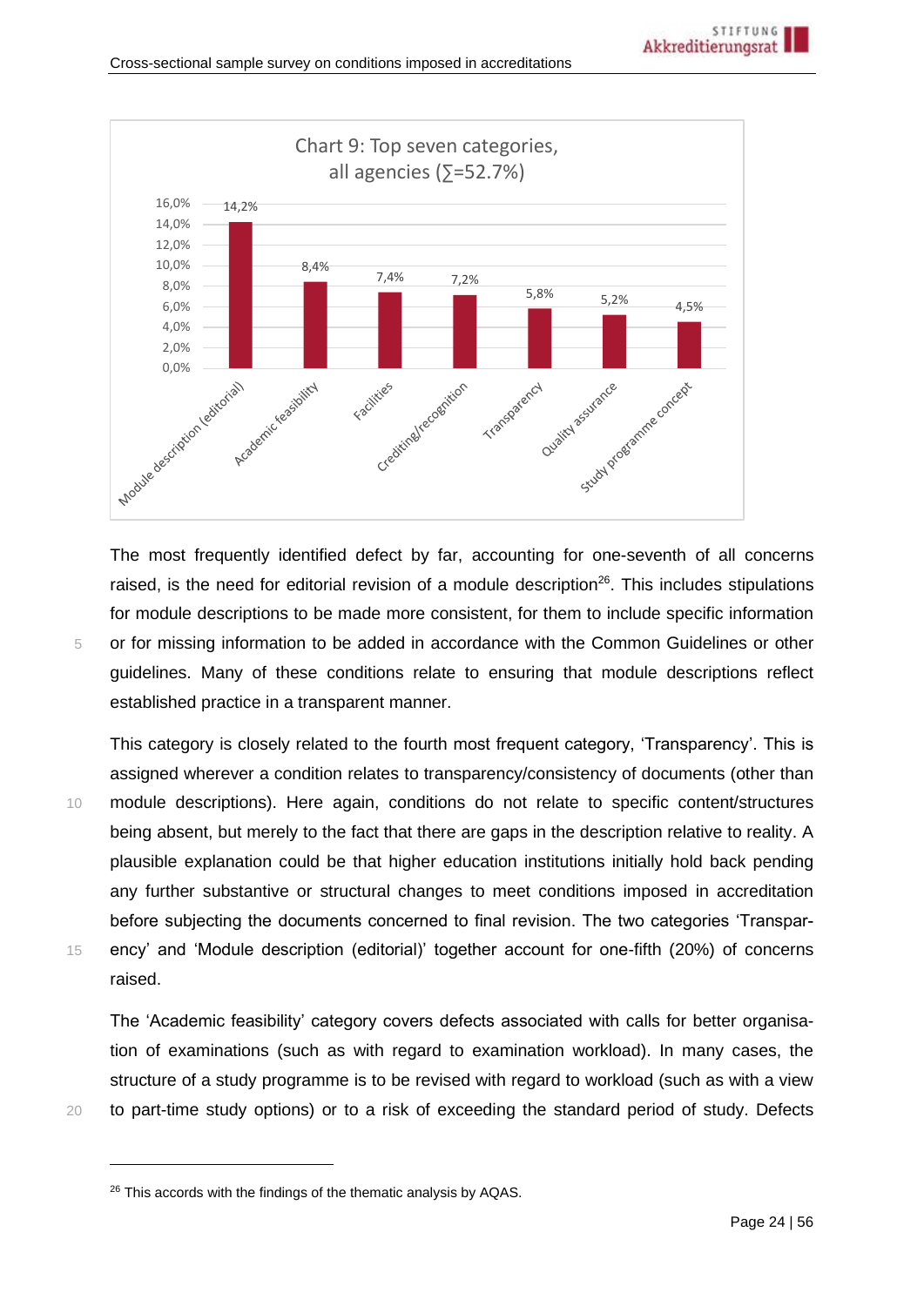Chart 9: Top seven categories, all agencies (∑=52.7%)

| Category | Share |
|---|---|
| Module description (editorial) | 14,2% |
| Academic feasibility | 8,4% |
| Facilities | 7,4% |
| Crediting/recognition | 7,2% |
| Transparency | 5,8% |
| Quality assurance | 5,2% |
| Study programme concept | 4,5% |

The most frequently identified defect by far, accounting for one-seventh of all concerns raised, is the need for editorial revision of a module description[26]. This includes stipulations for module descriptions to be made more consistent, for them to include specific information or for missing information to be added in accordance with the Common Guidelines or other guidelines. Many of these conditions relate to ensuring that module descriptions reflect established practice in a transparent manner.

This category is closely related to the fourth most frequent category, 'Transparency'. This is assigned wherever a condition relates to transparency/consistency of documents (other than module descriptions). Here again, conditions do not relate to specific content/structures being absent, but merely to the fact that there are gaps in the description relative to reality. A plausible explanation could be that higher education institutions initially hold back pending any further substantive or structural changes to meet conditions imposed in accreditation before subjecting the documents concerned to final revision. The two categories 'Transparency' and 'Module description (editorial)' together account for one-fifth (20%) of concerns raised.

The 'Academic feasibility' category covers defects associated with calls for better organisation of examinations (such as with regard to examination workload). In many cases, the structure of a study programme is to be revised with regard to workload (such as with a view to part-time study options) or to a risk of exceeding the standard period of study. Defects

[26] This accords with the findings of the thematic analysis by AQAS.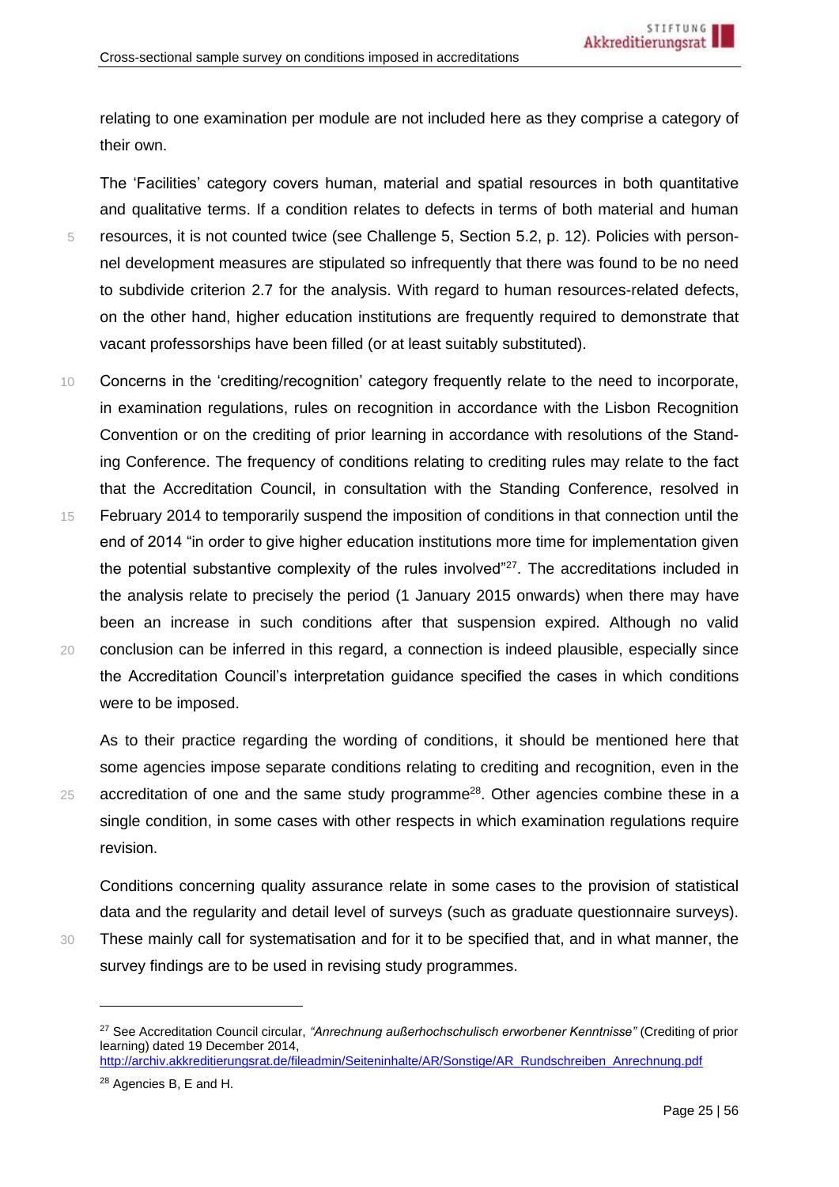relating to one examination per module are not included here as they comprise a category of their own.

The 'Facilities' category covers human, material and spatial resources in both quantitative and qualitative terms. If a condition relates to defects in terms of both material and human resources, it is not counted twice (see Challenge 5, Section 5.2, p. 12). Policies with personnel development measures are stipulated so infrequently that there was found to be no need to subdivide criterion 2.7 for the analysis. With regard to human resources-related defects, on the other hand, higher education institutions are frequently required to demonstrate that vacant professorships have been filled (or at least suitably substituted).

Concerns in the 'crediting/recognition' category frequently relate to the need to incorporate, in examination regulations, rules on recognition in accordance with the Lisbon Recognition Convention or on the crediting of prior learning in accordance with resolutions of the Standing Conference. The frequency of conditions relating to crediting rules may relate to the fact that the Accreditation Council, in consultation with the Standing Conference, resolved in February 2014 to temporarily suspend the imposition of conditions in that connection until the end of 2014 "in order to give higher education institutions more time for implementation given the potential substantive complexity of the rules involved"[27]. The accreditations included in the analysis relate to precisely the period (1 January 2015 onwards) when there may have been an increase in such conditions after that suspension expired. Although no valid conclusion can be inferred in this regard, a connection is indeed plausible, especially since the Accreditation Council's interpretation guidance specified the cases in which conditions were to be imposed.

As to their practice regarding the wording of conditions, it should be mentioned here that some agencies impose separate conditions relating to crediting and recognition, even in the accreditation of one and the same study programme[28]. Other agencies combine these in a single condition, in some cases with other respects in which examination regulations require revision.

Conditions concerning quality assurance relate in some cases to the provision of statistical data and the regularity and detail level of surveys (such as graduate questionnaire surveys). These mainly call for systematisation and for it to be specified that, and in what manner, the survey findings are to be used in revising study programmes.

---

[27] See Accreditation Council circular, *"Anrechnung außerhochschulisch erworbener Kenntnisse"* (Crediting of prior learning) dated 19 December 2014, http://archiv.akkreditierungsrat.de/fileadmin/Seiteninhalte/AR/Sonstige/AR_Rundschreiben_Anrechnung.pdf

[28] Agencies B, E and H.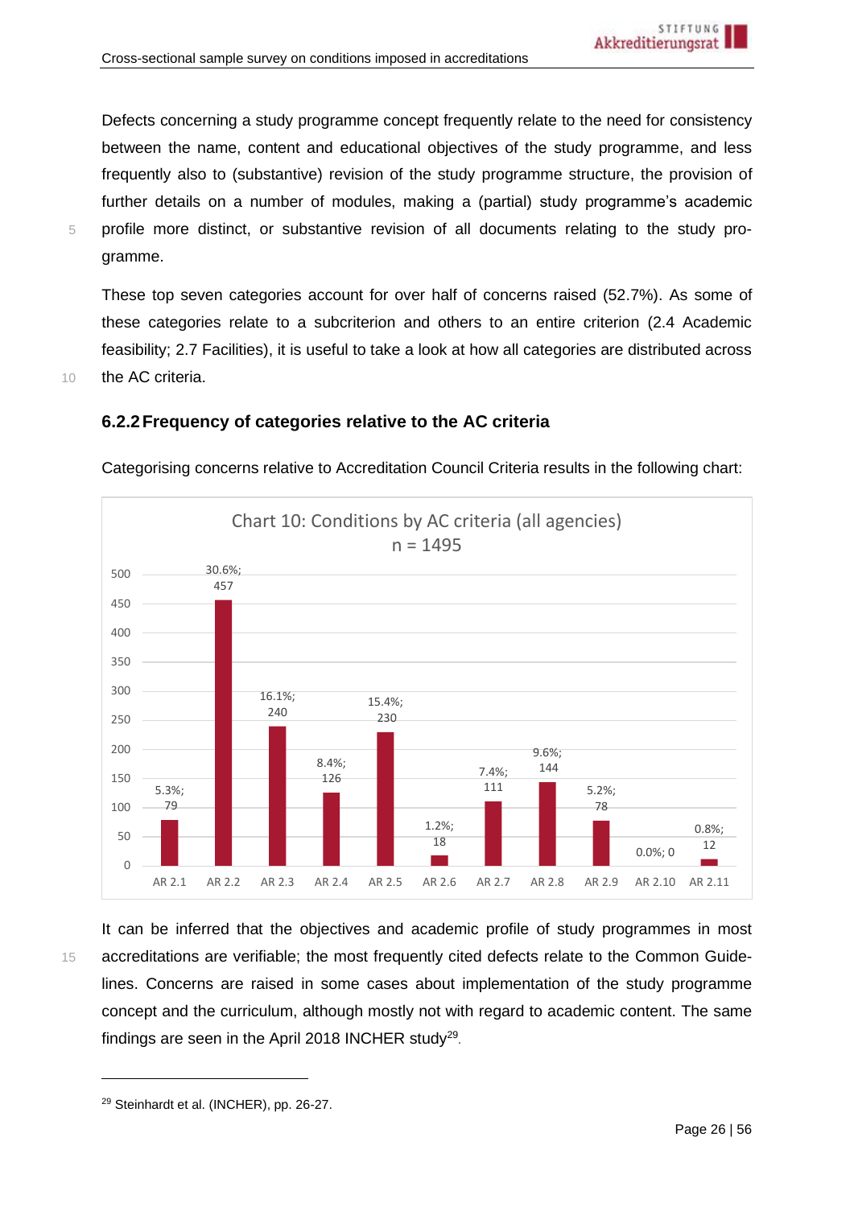Defects concerning a study programme concept frequently relate to the need for consistency between the name, content and educational objectives of the study programme, and less frequently also to (substantive) revision of the study programme structure, the provision of further details on a number of modules, making a (partial) study programme's academic profile more distinct, or substantive revision of all documents relating to the study programme.

These top seven categories account for over half of concerns raised (52.7%). As some of these categories relate to a subcriterion and others to an entire criterion (2.4 Academic feasibility; 2.7 Facilities), it is useful to take a look at how all categories are distributed across the AC criteria.

### 6.2.2 Frequency of categories relative to the AC criteria

Categorising concerns relative to Accreditation Council Criteria results in the following chart:

Chart 10: Conditions by AC criteria (all agencies)
n = 1495

| AC criterion | Share | Number |
|---|---|---|
| AR 2.1 | 5.3% | 79 |
| AR 2.2 | 30.6% | 457 |
| AR 2.3 | 16.1% | 240 |
| AR 2.4 | 8.4% | 126 |
| AR 2.5 | 15.4% | 230 |
| AR 2.6 | 1.2% | 18 |
| AR 2.7 | 7.4% | 111 |
| AR 2.8 | 9.6% | 144 |
| AR 2.9 | 5.2% | 78 |
| AR 2.10 | 0.0% | 0 |
| AR 2.11 | 0.8% | 12 |

It can be inferred that the objectives and academic profile of study programmes in most accreditations are verifiable; the most frequently cited defects relate to the Common Guidelines. Concerns are raised in some cases about implementation of the study programme concept and the curriculum, although mostly not with regard to academic content. The same findings are seen in the April 2018 INCHER study[29].

[29] Steinhardt et al. (INCHER), pp. 26-27.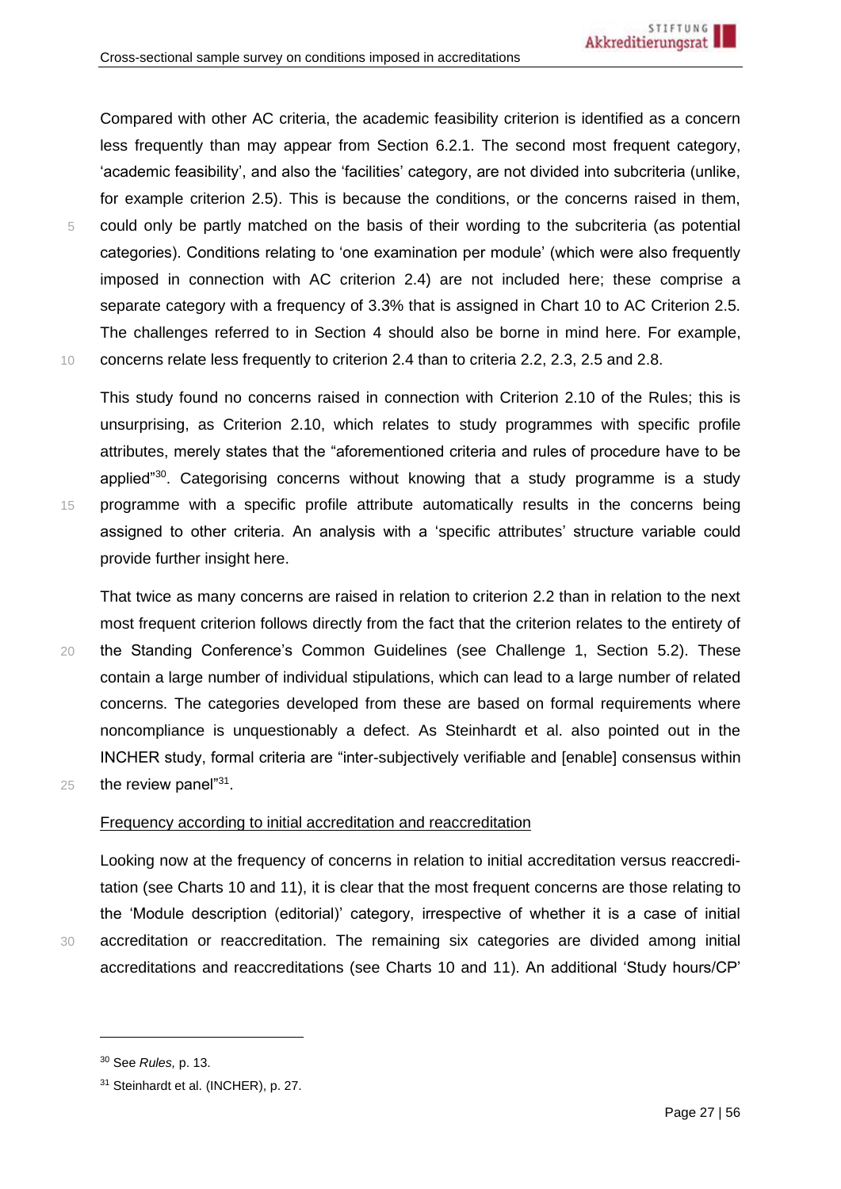Compared with other AC criteria, the academic feasibility criterion is identified as a concern less frequently than may appear from Section 6.2.1. The second most frequent category, 'academic feasibility', and also the 'facilities' category, are not divided into subcriteria (unlike, for example criterion 2.5). This is because the conditions, or the concerns raised in them, could only be partly matched on the basis of their wording to the subcriteria (as potential categories). Conditions relating to 'one examination per module' (which were also frequently imposed in connection with AC criterion 2.4) are not included here; these comprise a separate category with a frequency of 3.3% that is assigned in Chart 10 to AC Criterion 2.5. The challenges referred to in Section 4 should also be borne in mind here. For example, concerns relate less frequently to criterion 2.4 than to criteria 2.2, 2.3, 2.5 and 2.8.

This study found no concerns raised in connection with Criterion 2.10 of the Rules; this is unsurprising, as Criterion 2.10, which relates to study programmes with specific profile attributes, merely states that the "aforementioned criteria and rules of procedure have to be applied"[30]. Categorising concerns without knowing that a study programme is a study programme with a specific profile attribute automatically results in the concerns being assigned to other criteria. An analysis with a 'specific attributes' structure variable could provide further insight here.

That twice as many concerns are raised in relation to criterion 2.2 than in relation to the next most frequent criterion follows directly from the fact that the criterion relates to the entirety of the Standing Conference's Common Guidelines (see Challenge 1, Section 5.2). These contain a large number of individual stipulations, which can lead to a large number of related concerns. The categories developed from these are based on formal requirements where noncompliance is unquestionably a defect. As Steinhardt et al. also pointed out in the INCHER study, formal criteria are "inter-subjectively verifiable and [enable] consensus within the review panel"[31].

Frequency according to initial accreditation and reaccreditation

Looking now at the frequency of concerns in relation to initial accreditation versus reaccreditation (see Charts 10 and 11), it is clear that the most frequent concerns are those relating to the 'Module description (editorial)' category, irrespective of whether it is a case of initial accreditation or reaccreditation. The remaining six categories are divided among initial accreditations and reaccreditations (see Charts 10 and 11). An additional 'Study hours/CP'

---

[30] See *Rules,* p. 13.

[31] Steinhardt et al. (INCHER), p. 27.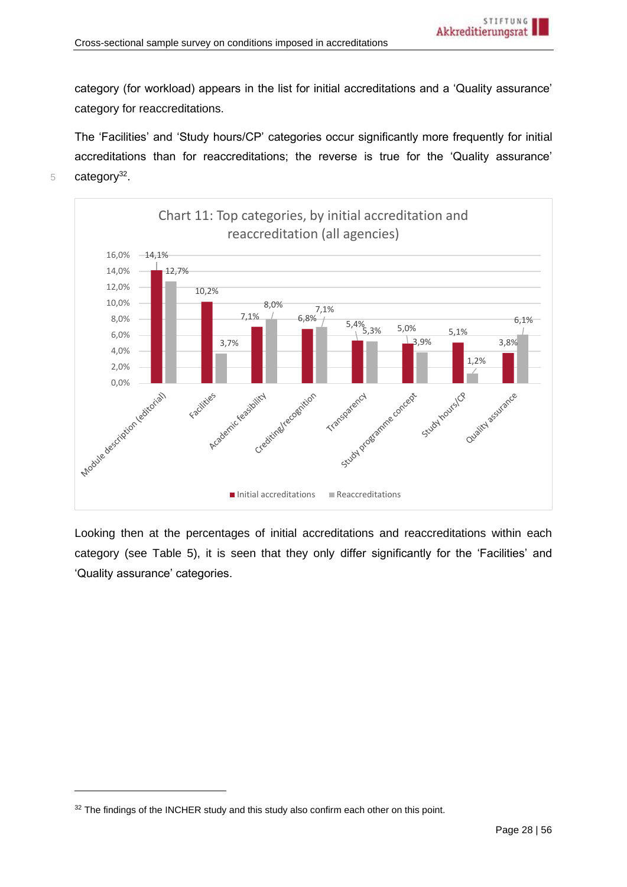category (for workload) appears in the list for initial accreditations and a ‘Quality assurance’ category for reaccreditations.

The ‘Facilities’ and ‘Study hours/CP’ categories occur significantly more frequently for initial accreditations than for reaccreditations; the reverse is true for the ‘Quality assurance’ category[32].

Chart 11: Top categories, by initial accreditation and reaccreditation (all agencies)

| Category | Initial accreditations | Reaccreditations |
|---|---|---|
| Module description (editorial) | 14,1% | 12,7% |
| Facilities | 10,2% | 3,7% |
| Academic feasibility | 7,1% | 8,0% |
| Crediting/recognition | 6,8% | 7,1% |
| Transparency | 5,4% | 5,3% |
| Study programme concept | 5,0% | 3,9% |
| Study hours/CP | 5,1% | 1,2% |
| Quality assurance | 3,8% | 6,1% |

Looking then at the percentages of initial accreditations and reaccreditations within each category (see Table 5), it is seen that they only differ significantly for the ‘Facilities’ and ‘Quality assurance’ categories.

[32] The findings of the INCHER study and this study also confirm each other on this point.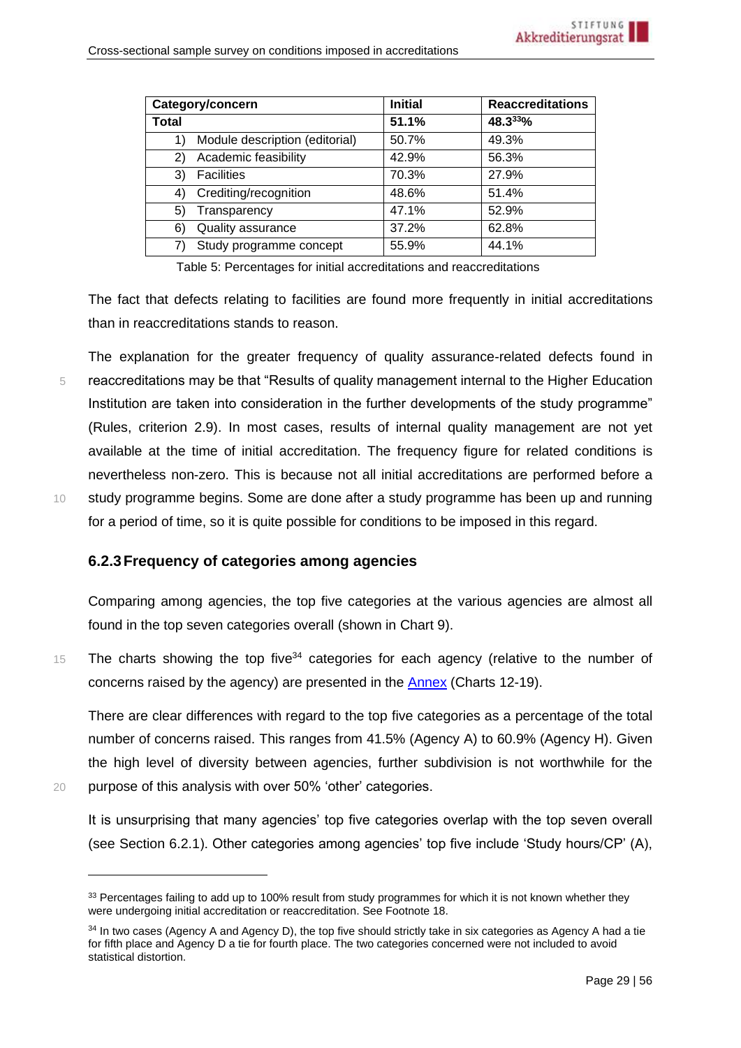| Category/concern | Initial | Reaccreditations |
|---|---|---|
| **Total** | **51.1%** | **48.3[33]%** |
| 1) Module description (editorial) | 50.7% | 49.3% |
| 2) Academic feasibility | 42.9% | 56.3% |
| 3) Facilities | 70.3% | 27.9% |
| 4) Crediting/recognition | 48.6% | 51.4% |
| 5) Transparency | 47.1% | 52.9% |
| 6) Quality assurance | 37.2% | 62.8% |
| 7) Study programme concept | 55.9% | 44.1% |

Table 5: Percentages for initial accreditations and reaccreditations

The fact that defects relating to facilities are found more frequently in initial accreditations than in reaccreditations stands to reason.

The explanation for the greater frequency of quality assurance-related defects found in reaccreditations may be that "Results of quality management internal to the Higher Education Institution are taken into consideration in the further developments of the study programme" (Rules, criterion 2.9). In most cases, results of internal quality management are not yet available at the time of initial accreditation. The frequency figure for related conditions is nevertheless non-zero. This is because not all initial accreditations are performed before a study programme begins. Some are done after a study programme has been up and running for a period of time, so it is quite possible for conditions to be imposed in this regard.

### 6.2.3 Frequency of categories among agencies

Comparing among agencies, the top five categories at the various agencies are almost all found in the top seven categories overall (shown in Chart 9).

The charts showing the top five[34] categories for each agency (relative to the number of concerns raised by the agency) are presented in the Annex (Charts 12-19).

There are clear differences with regard to the top five categories as a percentage of the total number of concerns raised. This ranges from 41.5% (Agency A) to 60.9% (Agency H). Given the high level of diversity between agencies, further subdivision is not worthwhile for the purpose of this analysis with over 50% 'other' categories.

It is unsurprising that many agencies' top five categories overlap with the top seven overall (see Section 6.2.1). Other categories among agencies' top five include 'Study hours/CP' (A),

---

[33] Percentages failing to add up to 100% result from study programmes for which it is not known whether they were undergoing initial accreditation or reaccreditation. See Footnote 18.

[34] In two cases (Agency A and Agency D), the top five should strictly take in six categories as Agency A had a tie for fifth place and Agency D a tie for fourth place. The two categories concerned were not included to avoid statistical distortion.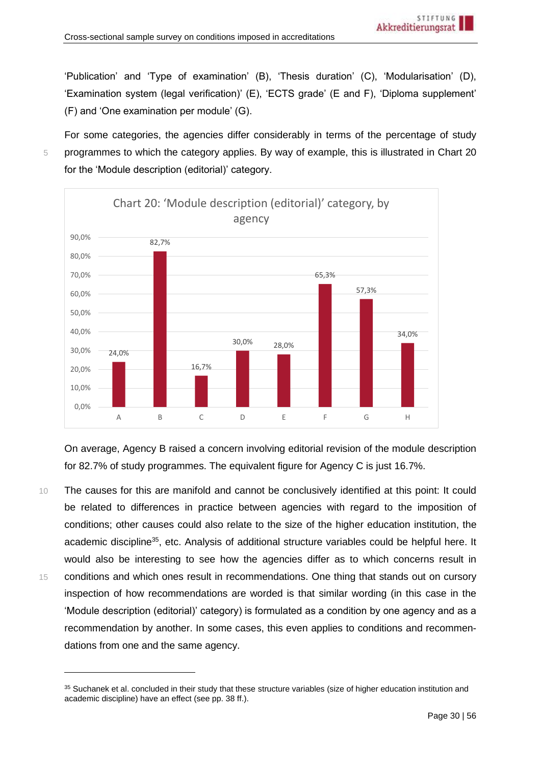'Publication' and 'Type of examination' (B), 'Thesis duration' (C), 'Modularisation' (D), 'Examination system (legal verification)' (E), 'ECTS grade' (E and F), 'Diploma supplement' (F) and 'One examination per module' (G).

For some categories, the agencies differ considerably in terms of the percentage of study programmes to which the category applies. By way of example, this is illustrated in Chart 20 for the 'Module description (editorial)' category.

Chart 20: 'Module description (editorial)' category, by agency

| Agency | A | B | C | D | E | F | G | H |
|---|---|---|---|---|---|---|---|---|
| Percentage | 24,0% | 82,7% | 16,7% | 30,0% | 28,0% | 65,3% | 57,3% | 34,0% |

On average, Agency B raised a concern involving editorial revision of the module description for 82.7% of study programmes. The equivalent figure for Agency C is just 16.7%.

The causes for this are manifold and cannot be conclusively identified at this point: It could be related to differences in practice between agencies with regard to the imposition of conditions; other causes could also relate to the size of the higher education institution, the academic discipline[35], etc. Analysis of additional structure variables could be helpful here. It would also be interesting to see how the agencies differ as to which concerns result in conditions and which ones result in recommendations. One thing that stands out on cursory inspection of how recommendations are worded is that similar wording (in this case in the 'Module description (editorial)' category) is formulated as a condition by one agency and as a recommendation by another. In some cases, this even applies to conditions and recommendations from one and the same agency.

---

[35] Suchanek et al. concluded in their study that these structure variables (size of higher education institution and academic discipline) have an effect (see pp. 38 ff.).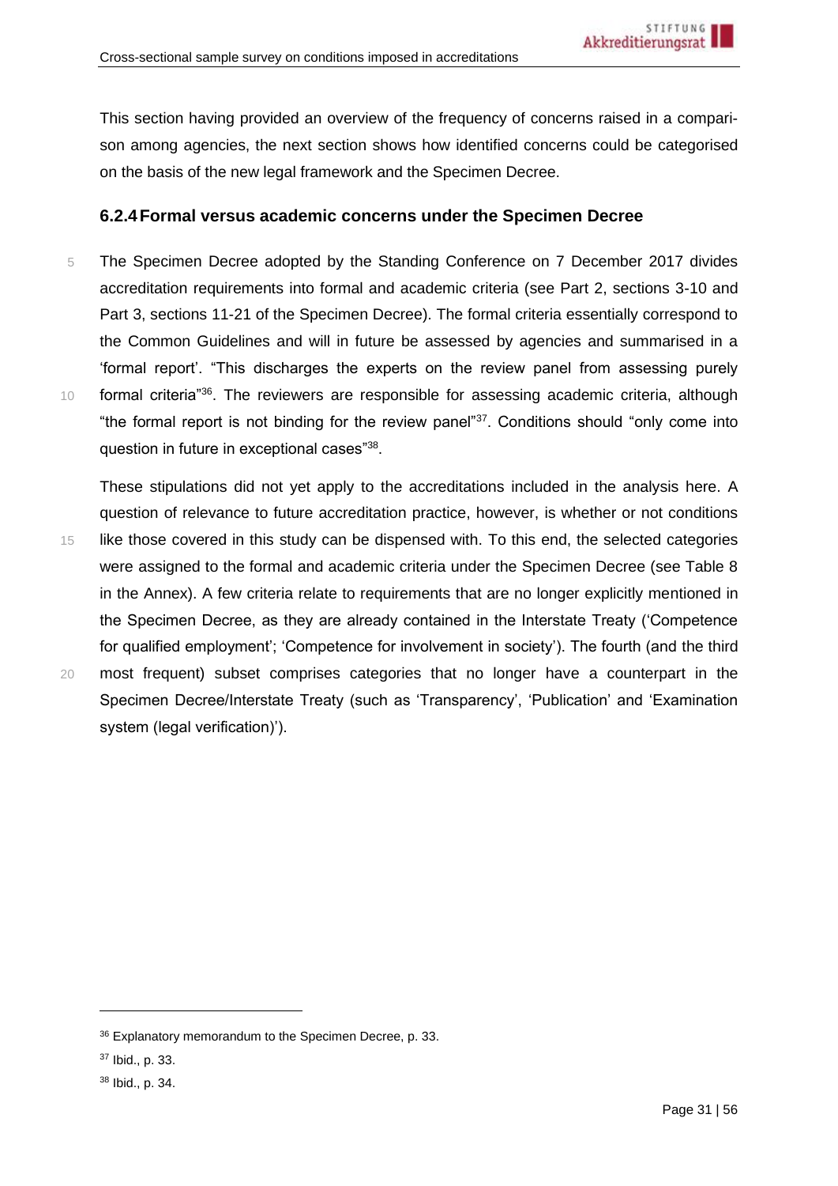This section having provided an overview of the frequency of concerns raised in a comparison among agencies, the next section shows how identified concerns could be categorised on the basis of the new legal framework and the Specimen Decree.

### 6.2.4 Formal versus academic concerns under the Specimen Decree

The Specimen Decree adopted by the Standing Conference on 7 December 2017 divides accreditation requirements into formal and academic criteria (see Part 2, sections 3-10 and Part 3, sections 11-21 of the Specimen Decree). The formal criteria essentially correspond to the Common Guidelines and will in future be assessed by agencies and summarised in a 'formal report'. "This discharges the experts on the review panel from assessing purely formal criteria"[36]. The reviewers are responsible for assessing academic criteria, although "the formal report is not binding for the review panel"[37]. Conditions should "only come into question in future in exceptional cases"[38].

These stipulations did not yet apply to the accreditations included in the analysis here. A question of relevance to future accreditation practice, however, is whether or not conditions like those covered in this study can be dispensed with. To this end, the selected categories were assigned to the formal and academic criteria under the Specimen Decree (see Table 8 in the Annex). A few criteria relate to requirements that are no longer explicitly mentioned in the Specimen Decree, as they are already contained in the Interstate Treaty ('Competence for qualified employment'; 'Competence for involvement in society'). The fourth (and the third most frequent) subset comprises categories that no longer have a counterpart in the Specimen Decree/Interstate Treaty (such as 'Transparency', 'Publication' and 'Examination system (legal verification)').

---

[36] Explanatory memorandum to the Specimen Decree, p. 33.

[37] Ibid., p. 33.

[38] Ibid., p. 34.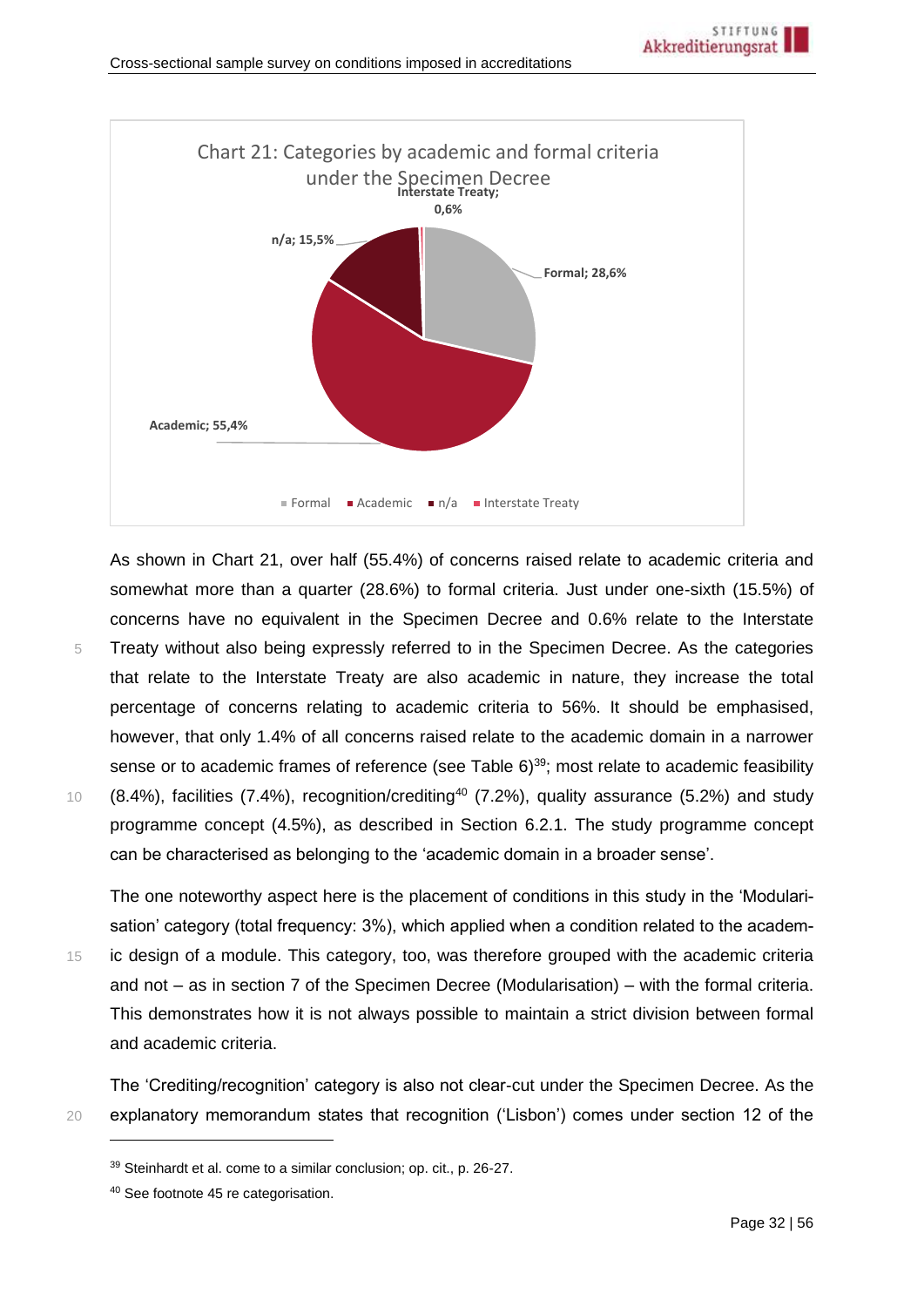**Chart 21: Categories by academic and formal criteria under the Specimen Decree**

| Category | Share |
|---|---|
| Formal | 28,6% |
| Academic | 55,4% |
| n/a | 15,5% |
| Interstate Treaty | 0,6% |

As shown in Chart 21, over half (55.4%) of concerns raised relate to academic criteria and somewhat more than a quarter (28.6%) to formal criteria. Just under one-sixth (15.5%) of concerns have no equivalent in the Specimen Decree and 0.6% relate to the Interstate Treaty without also being expressly referred to in the Specimen Decree. As the categories that relate to the Interstate Treaty are also academic in nature, they increase the total percentage of concerns relating to academic criteria to 56%. It should be emphasised, however, that only 1.4% of all concerns raised relate to the academic domain in a narrower sense or to academic frames of reference (see Table 6)[39]; most relate to academic feasibility (8.4%), facilities (7.4%), recognition/crediting[40] (7.2%), quality assurance (5.2%) and study programme concept (4.5%), as described in Section 6.2.1. The study programme concept can be characterised as belonging to the 'academic domain in a broader sense'.

The one noteworthy aspect here is the placement of conditions in this study in the 'Modularisation' category (total frequency: 3%), which applied when a condition related to the academic design of a module. This category, too, was therefore grouped with the academic criteria and not – as in section 7 of the Specimen Decree (Modularisation) – with the formal criteria. This demonstrates how it is not always possible to maintain a strict division between formal and academic criteria.

The 'Crediting/recognition' category is also not clear-cut under the Specimen Decree. As the explanatory memorandum states that recognition ('Lisbon') comes under section 12 of the

---

[39] Steinhardt et al. come to a similar conclusion; op. cit., p. 26-27.

[40] See footnote 45 re categorisation.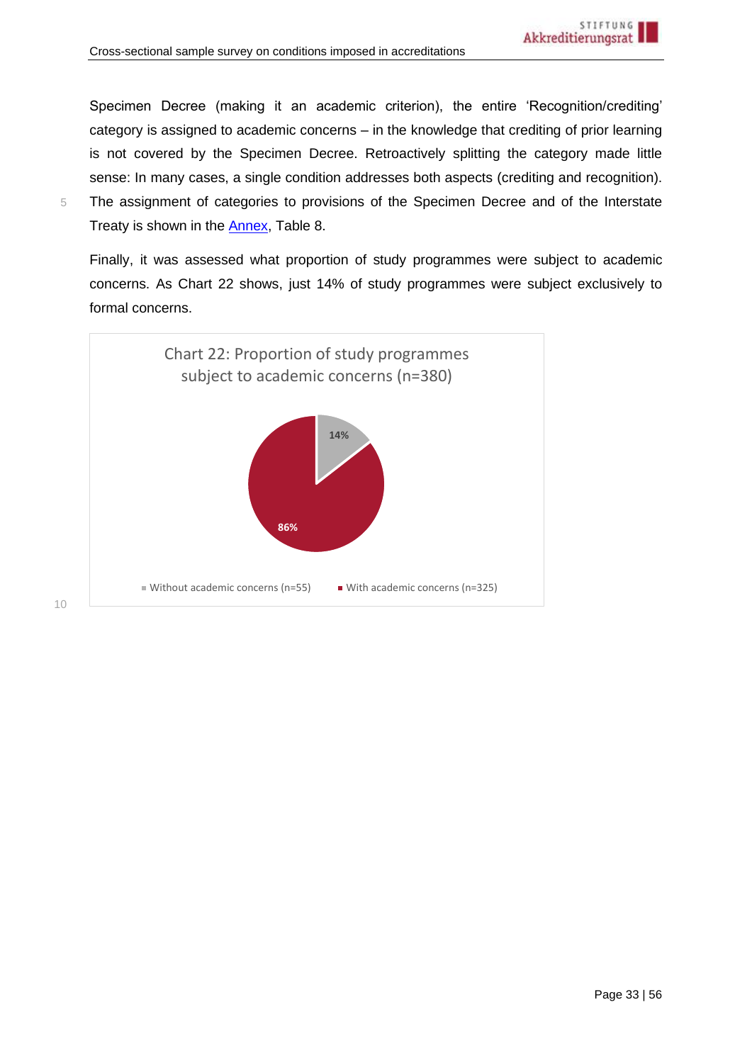Specimen Decree (making it an academic criterion), the entire 'Recognition/crediting' category is assigned to academic concerns – in the knowledge that crediting of prior learning is not covered by the Specimen Decree. Retroactively splitting the category made little sense: In many cases, a single condition addresses both aspects (crediting and recognition). The assignment of categories to provisions of the Specimen Decree and of the Interstate Treaty is shown in the Annex, Table 8.

Finally, it was assessed what proportion of study programmes were subject to academic concerns. As Chart 22 shows, just 14% of study programmes were subject exclusively to formal concerns.

Chart 22: Proportion of study programmes subject to academic concerns (n=380)

| Category | Share |
| --- | --- |
| Without academic concerns (n=55) | 14% |
| With academic concerns (n=325) | 86% |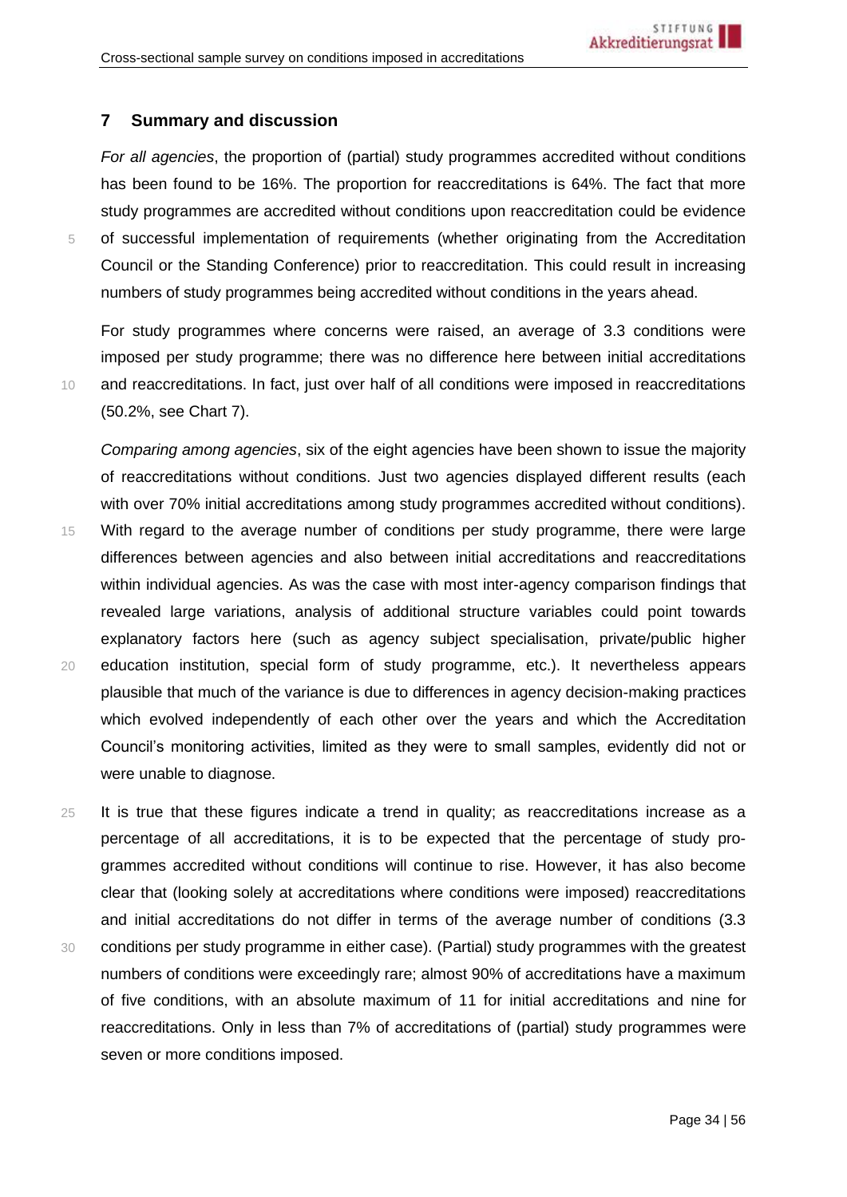## 7 Summary and discussion

*For all agencies*, the proportion of (partial) study programmes accredited without conditions has been found to be 16%. The proportion for reaccreditations is 64%. The fact that more study programmes are accredited without conditions upon reaccreditation could be evidence of successful implementation of requirements (whether originating from the Accreditation Council or the Standing Conference) prior to reaccreditation. This could result in increasing numbers of study programmes being accredited without conditions in the years ahead.

For study programmes where concerns were raised, an average of 3.3 conditions were imposed per study programme; there was no difference here between initial accreditations and reaccreditations. In fact, just over half of all conditions were imposed in reaccreditations (50.2%, see Chart 7).

*Comparing among agencies*, six of the eight agencies have been shown to issue the majority of reaccreditations without conditions. Just two agencies displayed different results (each with over 70% initial accreditations among study programmes accredited without conditions). With regard to the average number of conditions per study programme, there were large differences between agencies and also between initial accreditations and reaccreditations within individual agencies. As was the case with most inter-agency comparison findings that revealed large variations, analysis of additional structure variables could point towards explanatory factors here (such as agency subject specialisation, private/public higher education institution, special form of study programme, etc.). It nevertheless appears plausible that much of the variance is due to differences in agency decision-making practices which evolved independently of each other over the years and which the Accreditation Council's monitoring activities, limited as they were to small samples, evidently did not or were unable to diagnose.

It is true that these figures indicate a trend in quality; as reaccreditations increase as a percentage of all accreditations, it is to be expected that the percentage of study programmes accredited without conditions will continue to rise. However, it has also become clear that (looking solely at accreditations where conditions were imposed) reaccreditations and initial accreditations do not differ in terms of the average number of conditions (3.3 conditions per study programme in either case). (Partial) study programmes with the greatest numbers of conditions were exceedingly rare; almost 90% of accreditations have a maximum of five conditions, with an absolute maximum of 11 for initial accreditations and nine for reaccreditations. Only in less than 7% of accreditations of (partial) study programmes were seven or more conditions imposed.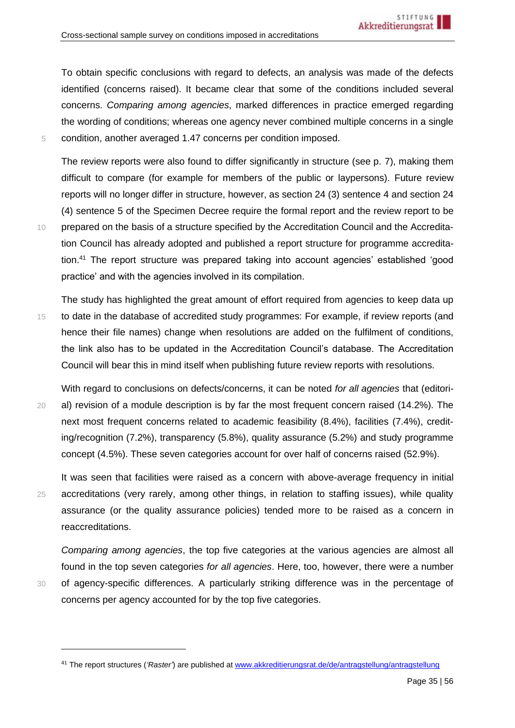To obtain specific conclusions with regard to defects, an analysis was made of the defects identified (concerns raised). It became clear that some of the conditions included several concerns. *Comparing among agencies*, marked differences in practice emerged regarding the wording of conditions; whereas one agency never combined multiple concerns in a single condition, another averaged 1.47 concerns per condition imposed.

The review reports were also found to differ significantly in structure (see p. 7), making them difficult to compare (for example for members of the public or laypersons). Future review reports will no longer differ in structure, however, as section 24 (3) sentence 4 and section 24 (4) sentence 5 of the Specimen Decree require the formal report and the review report to be prepared on the basis of a structure specified by the Accreditation Council and the Accreditation Council has already adopted and published a report structure for programme accreditation.[41] The report structure was prepared taking into account agencies' established 'good practice' and with the agencies involved in its compilation.

The study has highlighted the great amount of effort required from agencies to keep data up to date in the database of accredited study programmes: For example, if review reports (and hence their file names) change when resolutions are added on the fulfilment of conditions, the link also has to be updated in the Accreditation Council's database. The Accreditation Council will bear this in mind itself when publishing future review reports with resolutions.

With regard to conclusions on defects/concerns, it can be noted *for all agencies* that (editorial) revision of a module description is by far the most frequent concern raised (14.2%). The next most frequent concerns related to academic feasibility (8.4%), facilities (7.4%), crediting/recognition (7.2%), transparency (5.8%), quality assurance (5.2%) and study programme concept (4.5%). These seven categories account for over half of concerns raised (52.9%).

It was seen that facilities were raised as a concern with above-average frequency in initial accreditations (very rarely, among other things, in relation to staffing issues), while quality assurance (or the quality assurance policies) tended more to be raised as a concern in reaccreditations.

*Comparing among agencies*, the top five categories at the various agencies are almost all found in the top seven categories *for all agencies*. Here, too, however, there were a number of agency-specific differences. A particularly striking difference was in the percentage of concerns per agency accounted for by the top five categories.

---

[41] The report structures (*'Raster'*) are published at www.akkreditierungsrat.de/de/antragstellung/antragstellung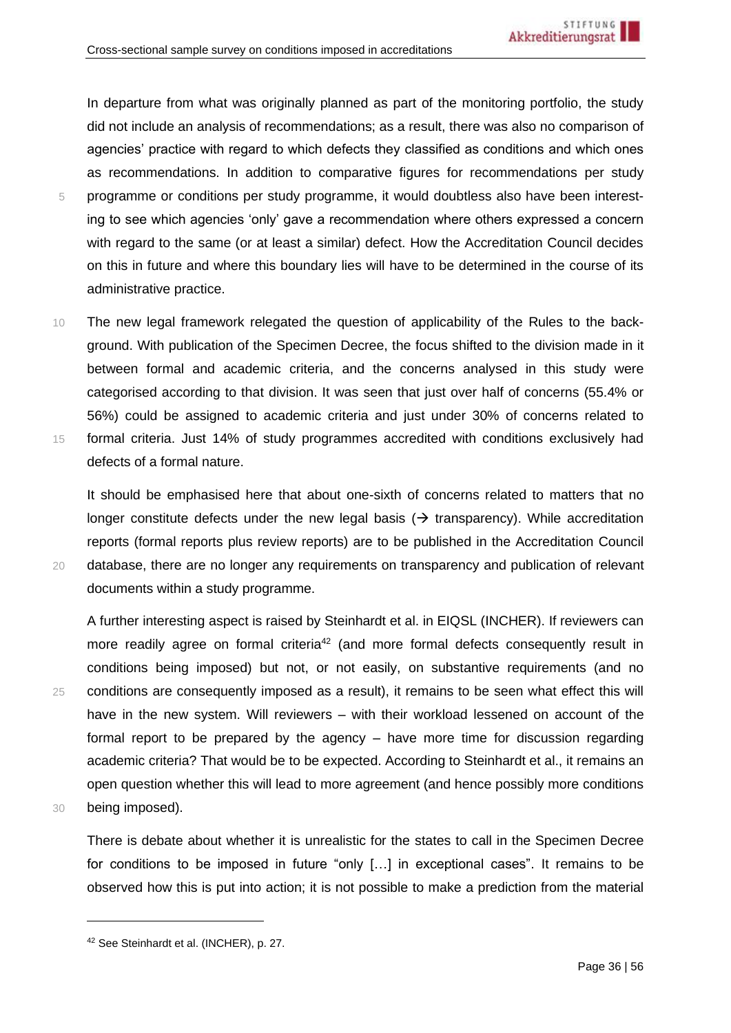In departure from what was originally planned as part of the monitoring portfolio, the study did not include an analysis of recommendations; as a result, there was also no comparison of agencies' practice with regard to which defects they classified as conditions and which ones as recommendations. In addition to comparative figures for recommendations per study programme or conditions per study programme, it would doubtless also have been interesting to see which agencies 'only' gave a recommendation where others expressed a concern with regard to the same (or at least a similar) defect. How the Accreditation Council decides on this in future and where this boundary lies will have to be determined in the course of its administrative practice.

The new legal framework relegated the question of applicability of the Rules to the background. With publication of the Specimen Decree, the focus shifted to the division made in it between formal and academic criteria, and the concerns analysed in this study were categorised according to that division. It was seen that just over half of concerns (55.4% or 56%) could be assigned to academic criteria and just under 30% of concerns related to formal criteria. Just 14% of study programmes accredited with conditions exclusively had defects of a formal nature.

It should be emphasised here that about one-sixth of concerns related to matters that no longer constitute defects under the new legal basis (→ transparency). While accreditation reports (formal reports plus review reports) are to be published in the Accreditation Council database, there are no longer any requirements on transparency and publication of relevant documents within a study programme.

A further interesting aspect is raised by Steinhardt et al. in EIQSL (INCHER). If reviewers can more readily agree on formal criteria[42] (and more formal defects consequently result in conditions being imposed) but not, or not easily, on substantive requirements (and no conditions are consequently imposed as a result), it remains to be seen what effect this will have in the new system. Will reviewers – with their workload lessened on account of the formal report to be prepared by the agency – have more time for discussion regarding academic criteria? That would be to be expected. According to Steinhardt et al., it remains an open question whether this will lead to more agreement (and hence possibly more conditions being imposed).

There is debate about whether it is unrealistic for the states to call in the Specimen Decree for conditions to be imposed in future "only […] in exceptional cases". It remains to be observed how this is put into action; it is not possible to make a prediction from the material

---

[42] See Steinhardt et al. (INCHER), p. 27.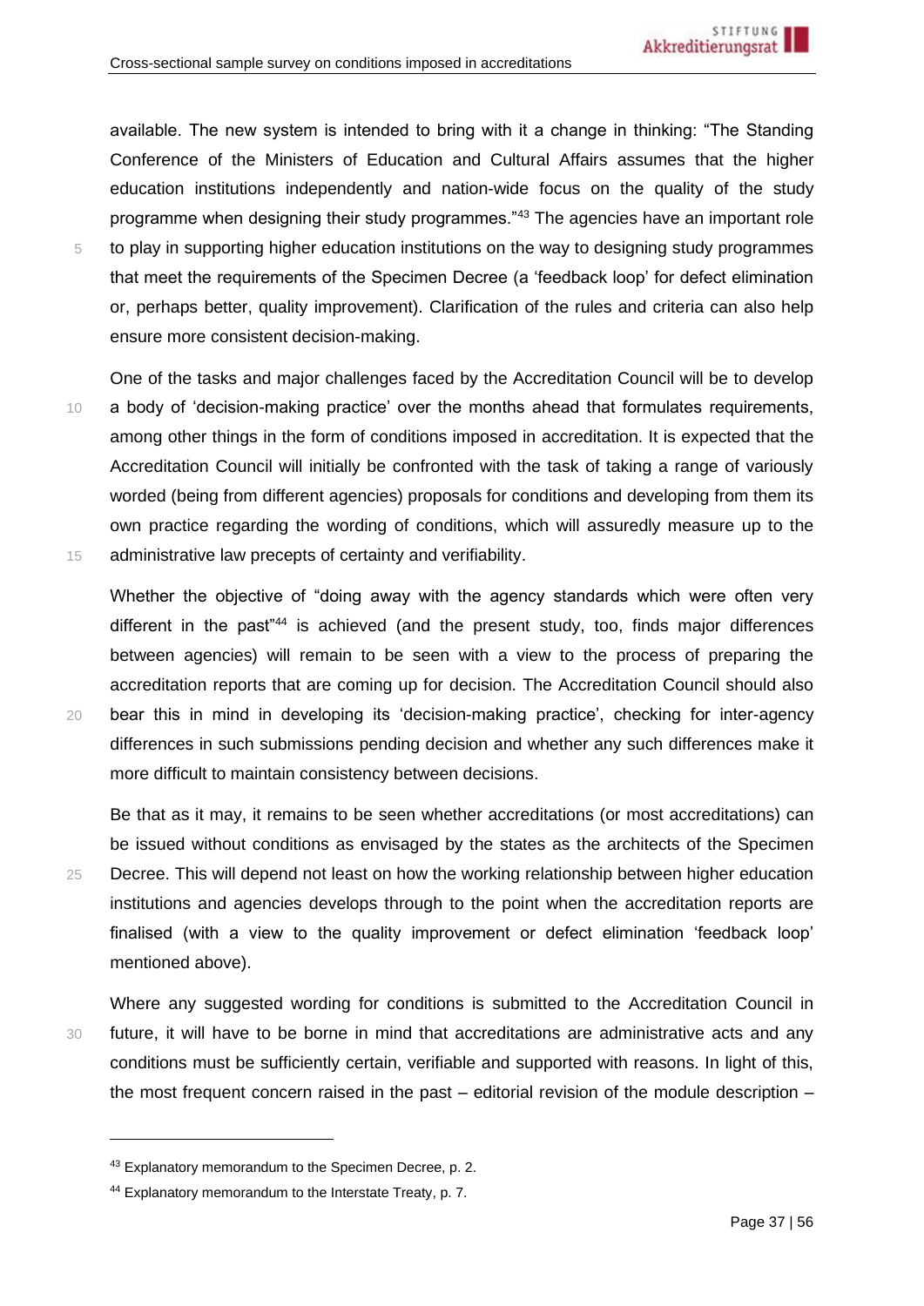available. The new system is intended to bring with it a change in thinking: "The Standing Conference of the Ministers of Education and Cultural Affairs assumes that the higher education institutions independently and nation-wide focus on the quality of the study programme when designing their study programmes."[43] The agencies have an important role to play in supporting higher education institutions on the way to designing study programmes that meet the requirements of the Specimen Decree (a 'feedback loop' for defect elimination or, perhaps better, quality improvement). Clarification of the rules and criteria can also help ensure more consistent decision-making.

One of the tasks and major challenges faced by the Accreditation Council will be to develop a body of 'decision-making practice' over the months ahead that formulates requirements, among other things in the form of conditions imposed in accreditation. It is expected that the Accreditation Council will initially be confronted with the task of taking a range of variously worded (being from different agencies) proposals for conditions and developing from them its own practice regarding the wording of conditions, which will assuredly measure up to the administrative law precepts of certainty and verifiability.

Whether the objective of "doing away with the agency standards which were often very different in the past"[44] is achieved (and the present study, too, finds major differences between agencies) will remain to be seen with a view to the process of preparing the accreditation reports that are coming up for decision. The Accreditation Council should also bear this in mind in developing its 'decision-making practice', checking for inter-agency differences in such submissions pending decision and whether any such differences make it more difficult to maintain consistency between decisions.

Be that as it may, it remains to be seen whether accreditations (or most accreditations) can be issued without conditions as envisaged by the states as the architects of the Specimen Decree. This will depend not least on how the working relationship between higher education institutions and agencies develops through to the point when the accreditation reports are finalised (with a view to the quality improvement or defect elimination 'feedback loop' mentioned above).

Where any suggested wording for conditions is submitted to the Accreditation Council in future, it will have to be borne in mind that accreditations are administrative acts and any conditions must be sufficiently certain, verifiable and supported with reasons. In light of this, the most frequent concern raised in the past – editorial revision of the module description –

---

[43] Explanatory memorandum to the Specimen Decree, p. 2.

[44] Explanatory memorandum to the Interstate Treaty, p. 7.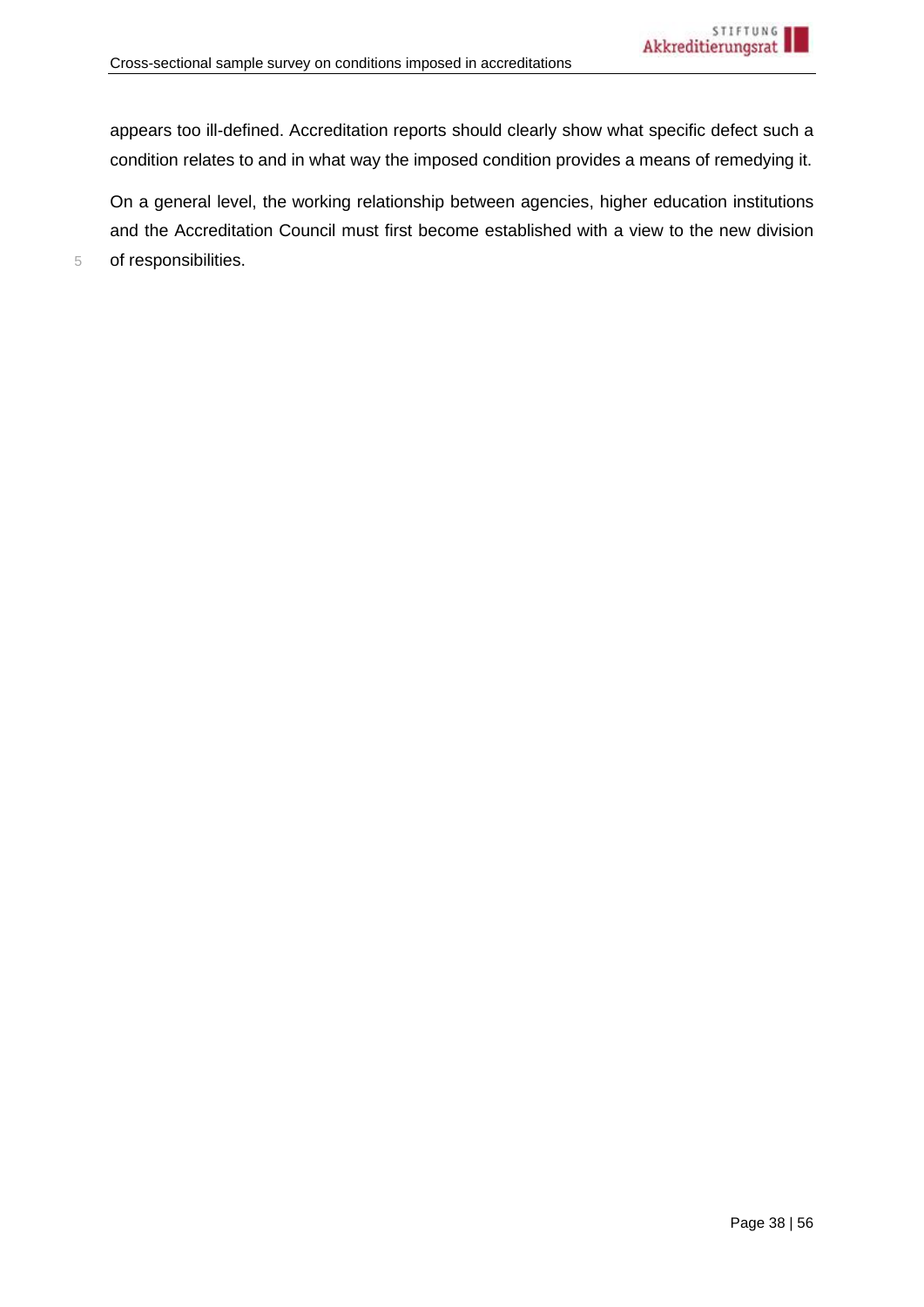appears too ill-defined. Accreditation reports should clearly show what specific defect such a condition relates to and in what way the imposed condition provides a means of remedying it.

On a general level, the working relationship between agencies, higher education institutions and the Accreditation Council must first become established with a view to the new division of responsibilities.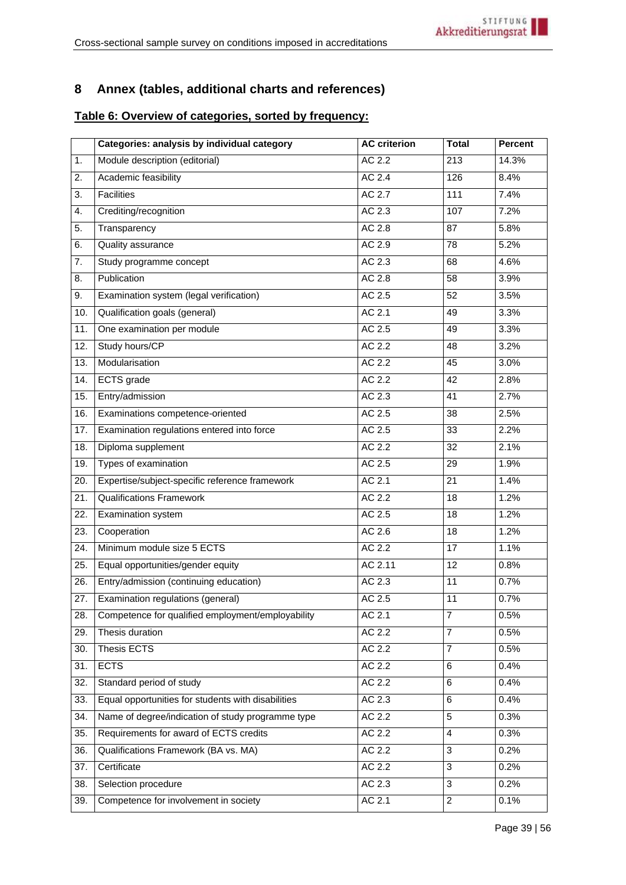# 8 Annex (tables, additional charts and references)

**Table 6: Overview of categories, sorted by frequency:**

| | Categories: analysis by individual category | AC criterion | Total | Percent |
|---|---|---|---|---|
| 1. | Module description (editorial) | AC 2.2 | 213 | 14.3% |
| 2. | Academic feasibility | AC 2.4 | 126 | 8.4% |
| 3. | Facilities | AC 2.7 | 111 | 7.4% |
| 4. | Crediting/recognition | AC 2.3 | 107 | 7.2% |
| 5. | Transparency | AC 2.8 | 87 | 5.8% |
| 6. | Quality assurance | AC 2.9 | 78 | 5.2% |
| 7. | Study programme concept | AC 2.3 | 68 | 4.6% |
| 8. | Publication | AC 2.8 | 58 | 3.9% |
| 9. | Examination system (legal verification) | AC 2.5 | 52 | 3.5% |
| 10. | Qualification goals (general) | AC 2.1 | 49 | 3.3% |
| 11. | One examination per module | AC 2.5 | 49 | 3.3% |
| 12. | Study hours/CP | AC 2.2 | 48 | 3.2% |
| 13. | Modularisation | AC 2.2 | 45 | 3.0% |
| 14. | ECTS grade | AC 2.2 | 42 | 2.8% |
| 15. | Entry/admission | AC 2.3 | 41 | 2.7% |
| 16. | Examinations competence-oriented | AC 2.5 | 38 | 2.5% |
| 17. | Examination regulations entered into force | AC 2.5 | 33 | 2.2% |
| 18. | Diploma supplement | AC 2.2 | 32 | 2.1% |
| 19. | Types of examination | AC 2.5 | 29 | 1.9% |
| 20. | Expertise/subject-specific reference framework | AC 2.1 | 21 | 1.4% |
| 21. | Qualifications Framework | AC 2.2 | 18 | 1.2% |
| 22. | Examination system | AC 2.5 | 18 | 1.2% |
| 23. | Cooperation | AC 2.6 | 18 | 1.2% |
| 24. | Minimum module size 5 ECTS | AC 2.2 | 17 | 1.1% |
| 25. | Equal opportunities/gender equity | AC 2.11 | 12 | 0.8% |
| 26. | Entry/admission (continuing education) | AC 2.3 | 11 | 0.7% |
| 27. | Examination regulations (general) | AC 2.5 | 11 | 0.7% |
| 28. | Competence for qualified employment/employability | AC 2.1 | 7 | 0.5% |
| 29. | Thesis duration | AC 2.2 | 7 | 0.5% |
| 30. | Thesis ECTS | AC 2.2 | 7 | 0.5% |
| 31. | ECTS | AC 2.2 | 6 | 0.4% |
| 32. | Standard period of study | AC 2.2 | 6 | 0.4% |
| 33. | Equal opportunities for students with disabilities | AC 2.3 | 6 | 0.4% |
| 34. | Name of degree/indication of study programme type | AC 2.2 | 5 | 0.3% |
| 35. | Requirements for award of ECTS credits | AC 2.2 | 4 | 0.3% |
| 36. | Qualifications Framework (BA vs. MA) | AC 2.2 | 3 | 0.2% |
| 37. | Certificate | AC 2.2 | 3 | 0.2% |
| 38. | Selection procedure | AC 2.3 | 3 | 0.2% |
| 39. | Competence for involvement in society | AC 2.1 | 2 | 0.1% |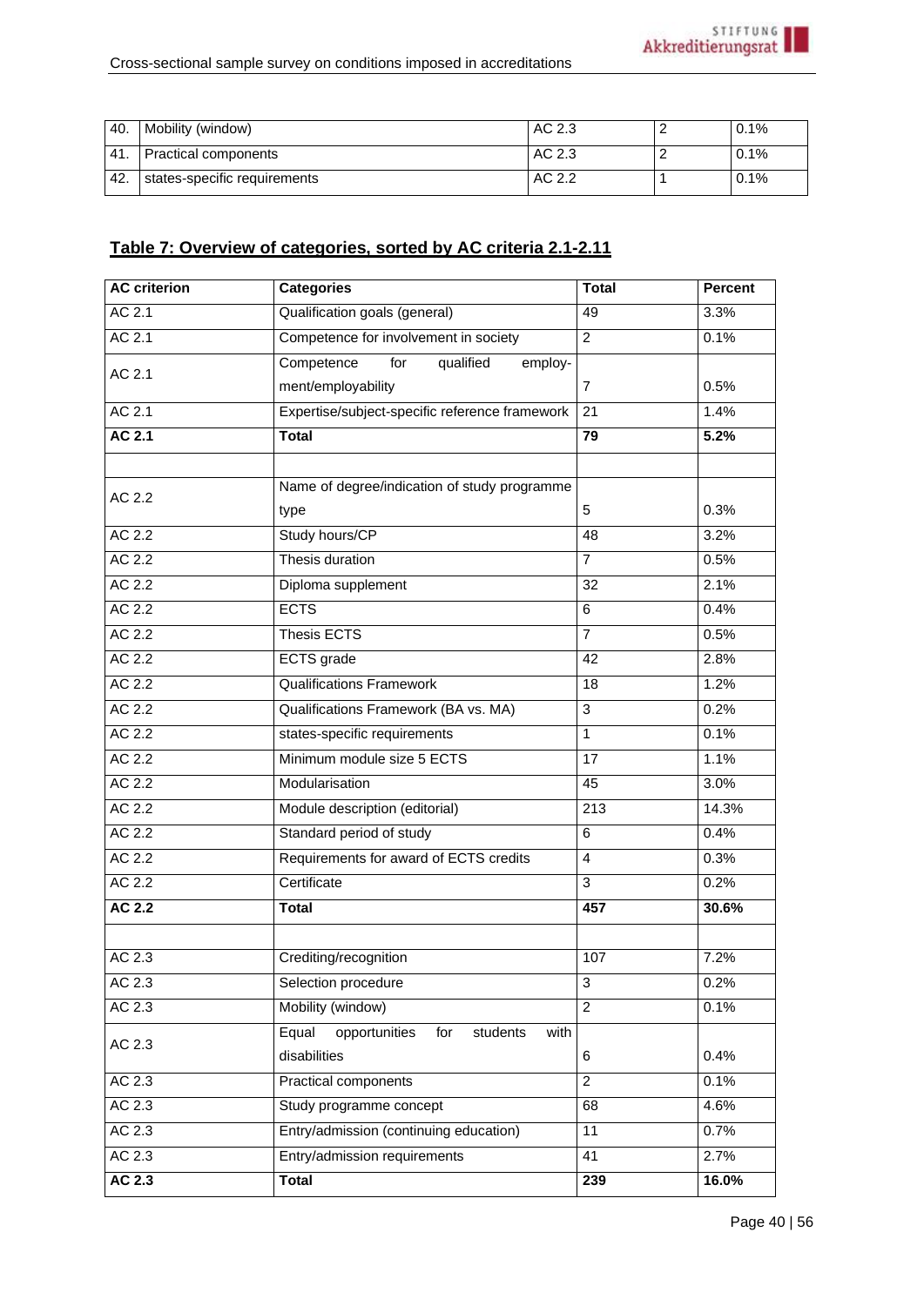| 40. | Mobility (window) | AC 2.3 | 2 | 0.1% |
|---|---|---|---|---|
| 41. | Practical components | AC 2.3 | 2 | 0.1% |
| 42. | states-specific requirements | AC 2.2 | 1 | 0.1% |

## Table 7: Overview of categories, sorted by AC criteria 2.1-2.11

| AC criterion | Categories | Total | Percent |
|---|---|---|---|
| AC 2.1 | Qualification goals (general) | 49 | 3.3% |
| AC 2.1 | Competence for involvement in society | 2 | 0.1% |
| AC 2.1 | Competence for qualified employment/employability | 7 | 0.5% |
| AC 2.1 | Expertise/subject-specific reference framework | 21 | 1.4% |
| **AC 2.1** | **Total** | **79** | **5.2%** |
| | | | |
| AC 2.2 | Name of degree/indication of study programme type | 5 | 0.3% |
| AC 2.2 | Study hours/CP | 48 | 3.2% |
| AC 2.2 | Thesis duration | 7 | 0.5% |
| AC 2.2 | Diploma supplement | 32 | 2.1% |
| AC 2.2 | ECTS | 6 | 0.4% |
| AC 2.2 | Thesis ECTS | 7 | 0.5% |
| AC 2.2 | ECTS grade | 42 | 2.8% |
| AC 2.2 | Qualifications Framework | 18 | 1.2% |
| AC 2.2 | Qualifications Framework (BA vs. MA) | 3 | 0.2% |
| AC 2.2 | states-specific requirements | 1 | 0.1% |
| AC 2.2 | Minimum module size 5 ECTS | 17 | 1.1% |
| AC 2.2 | Modularisation | 45 | 3.0% |
| AC 2.2 | Module description (editorial) | 213 | 14.3% |
| AC 2.2 | Standard period of study | 6 | 0.4% |
| AC 2.2 | Requirements for award of ECTS credits | 4 | 0.3% |
| AC 2.2 | Certificate | 3 | 0.2% |
| **AC 2.2** | **Total** | **457** | **30.6%** |
| | | | |
| AC 2.3 | Crediting/recognition | 107 | 7.2% |
| AC 2.3 | Selection procedure | 3 | 0.2% |
| AC 2.3 | Mobility (window) | 2 | 0.1% |
| AC 2.3 | Equal opportunities for students with disabilities | 6 | 0.4% |
| AC 2.3 | Practical components | 2 | 0.1% |
| AC 2.3 | Study programme concept | 68 | 4.6% |
| AC 2.3 | Entry/admission (continuing education) | 11 | 0.7% |
| AC 2.3 | Entry/admission requirements | 41 | 2.7% |
| **AC 2.3** | **Total** | **239** | **16.0%** |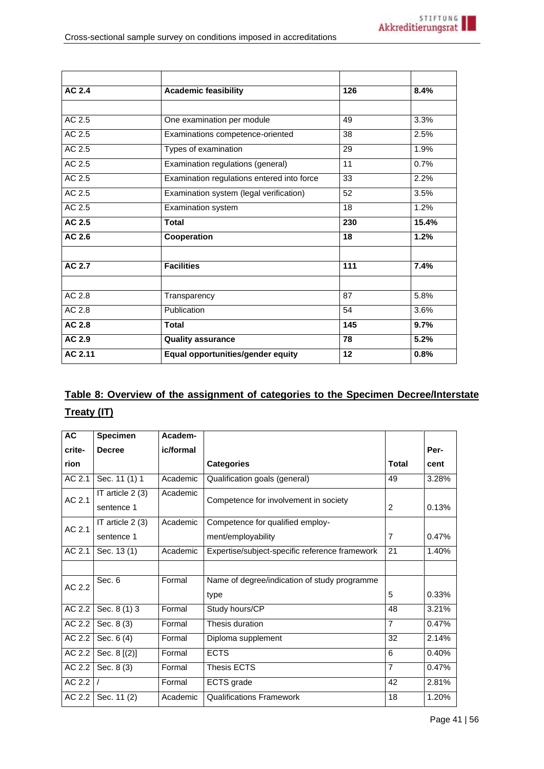| | | | |
|---|---|---|---|
| **AC 2.4** | **Academic feasibility** | **126** | **8.4%** |
| | | | |
| AC 2.5 | One examination per module | 49 | 3.3% |
| AC 2.5 | Examinations competence-oriented | 38 | 2.5% |
| AC 2.5 | Types of examination | 29 | 1.9% |
| AC 2.5 | Examination regulations (general) | 11 | 0.7% |
| AC 2.5 | Examination regulations entered into force | 33 | 2.2% |
| AC 2.5 | Examination system (legal verification) | 52 | 3.5% |
| AC 2.5 | Examination system | 18 | 1.2% |
| **AC 2.5** | **Total** | **230** | **15.4%** |
| **AC 2.6** | **Cooperation** | **18** | **1.2%** |
| | | | |
| **AC 2.7** | **Facilities** | **111** | **7.4%** |
| | | | |
| AC 2.8 | Transparency | 87 | 5.8% |
| AC 2.8 | Publication | 54 | 3.6% |
| **AC 2.8** | **Total** | **145** | **9.7%** |
| **AC 2.9** | **Quality assurance** | **78** | **5.2%** |
| **AC 2.11** | **Equal opportunities/gender equity** | **12** | **0.8%** |

**Table 8: Overview of the assignment of categories to the Specimen Decree/Interstate Treaty (IT)**

| AC criterion | Specimen Decree | Academic/formal | Categories | Total | Percent |
|---|---|---|---|---|---|
| AC 2.1 | Sec. 11 (1) 1 | Academic | Qualification goals (general) | 49 | 3.28% |
| AC 2.1 | IT article 2 (3) sentence 1 | Academic | Competence for involvement in society | 2 | 0.13% |
| AC 2.1 | IT article 2 (3) sentence 1 | Academic | Competence for qualified employment/employability | 7 | 0.47% |
| AC 2.1 | Sec. 13 (1) | Academic | Expertise/subject-specific reference framework | 21 | 1.40% |
| | | | | | |
| AC 2.2 | Sec. 6 | Formal | Name of degree/indication of study programme type | 5 | 0.33% |
| AC 2.2 | Sec. 8 (1) 3 | Formal | Study hours/CP | 48 | 3.21% |
| AC 2.2 | Sec. 8 (3) | Formal | Thesis duration | 7 | 0.47% |
| AC 2.2 | Sec. 6 (4) | Formal | Diploma supplement | 32 | 2.14% |
| AC 2.2 | Sec. 8 [(2)] | Formal | ECTS | 6 | 0.40% |
| AC 2.2 | Sec. 8 (3) | Formal | Thesis ECTS | 7 | 0.47% |
| AC 2.2 | / | Formal | ECTS grade | 42 | 2.81% |
| AC 2.2 | Sec. 11 (2) | Academic | Qualifications Framework | 18 | 1.20% |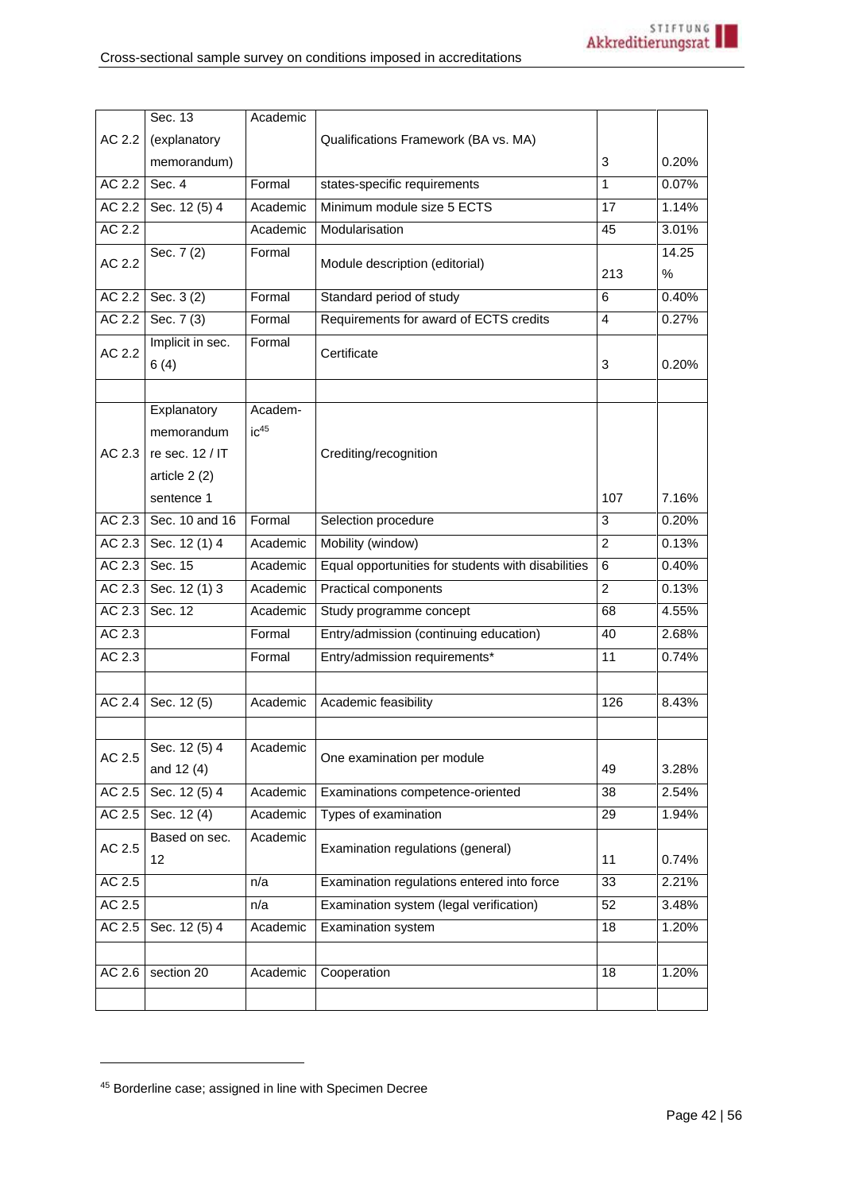| | | | | | |
|---|---|---|---|---|---|
| AC 2.2 | Sec. 13 (explanatory memorandum) | Academic | Qualifications Framework (BA vs. MA) | 3 | 0.20% |
| AC 2.2 | Sec. 4 | Formal | states-specific requirements | 1 | 0.07% |
| AC 2.2 | Sec. 12 (5) 4 | Academic | Minimum module size 5 ECTS | 17 | 1.14% |
| AC 2.2 | | Academic | Modularisation | 45 | 3.01% |
| AC 2.2 | Sec. 7 (2) | Formal | Module description (editorial) | 213 | 14.25 % |
| AC 2.2 | Sec. 3 (2) | Formal | Standard period of study | 6 | 0.40% |
| AC 2.2 | Sec. 7 (3) | Formal | Requirements for award of ECTS credits | 4 | 0.27% |
| AC 2.2 | Implicit in sec. 6 (4) | Formal | Certificate | 3 | 0.20% |
| | | | | | |
| AC 2.3 | Explanatory memorandum re sec. 12 / IT article 2 (2) sentence 1 | Academic[45] | Crediting/recognition | 107 | 7.16% |
| AC 2.3 | Sec. 10 and 16 | Formal | Selection procedure | 3 | 0.20% |
| AC 2.3 | Sec. 12 (1) 4 | Academic | Mobility (window) | 2 | 0.13% |
| AC 2.3 | Sec. 15 | Academic | Equal opportunities for students with disabilities | 6 | 0.40% |
| AC 2.3 | Sec. 12 (1) 3 | Academic | Practical components | 2 | 0.13% |
| AC 2.3 | Sec. 12 | Academic | Study programme concept | 68 | 4.55% |
| AC 2.3 | | Formal | Entry/admission (continuing education) | 40 | 2.68% |
| AC 2.3 | | Formal | Entry/admission requirements* | 11 | 0.74% |
| | | | | | |
| AC 2.4 | Sec. 12 (5) | Academic | Academic feasibility | 126 | 8.43% |
| | | | | | |
| AC 2.5 | Sec. 12 (5) 4 and 12 (4) | Academic | One examination per module | 49 | 3.28% |
| AC 2.5 | Sec. 12 (5) 4 | Academic | Examinations competence-oriented | 38 | 2.54% |
| AC 2.5 | Sec. 12 (4) | Academic | Types of examination | 29 | 1.94% |
| AC 2.5 | Based on sec. 12 | Academic | Examination regulations (general) | 11 | 0.74% |
| AC 2.5 | | n/a | Examination regulations entered into force | 33 | 2.21% |
| AC 2.5 | | n/a | Examination system (legal verification) | 52 | 3.48% |
| AC 2.5 | Sec. 12 (5) 4 | Academic | Examination system | 18 | 1.20% |
| | | | | | |
| AC 2.6 | section 20 | Academic | Cooperation | 18 | 1.20% |
| | | | | | |

[45] Borderline case; assigned in line with Specimen Decree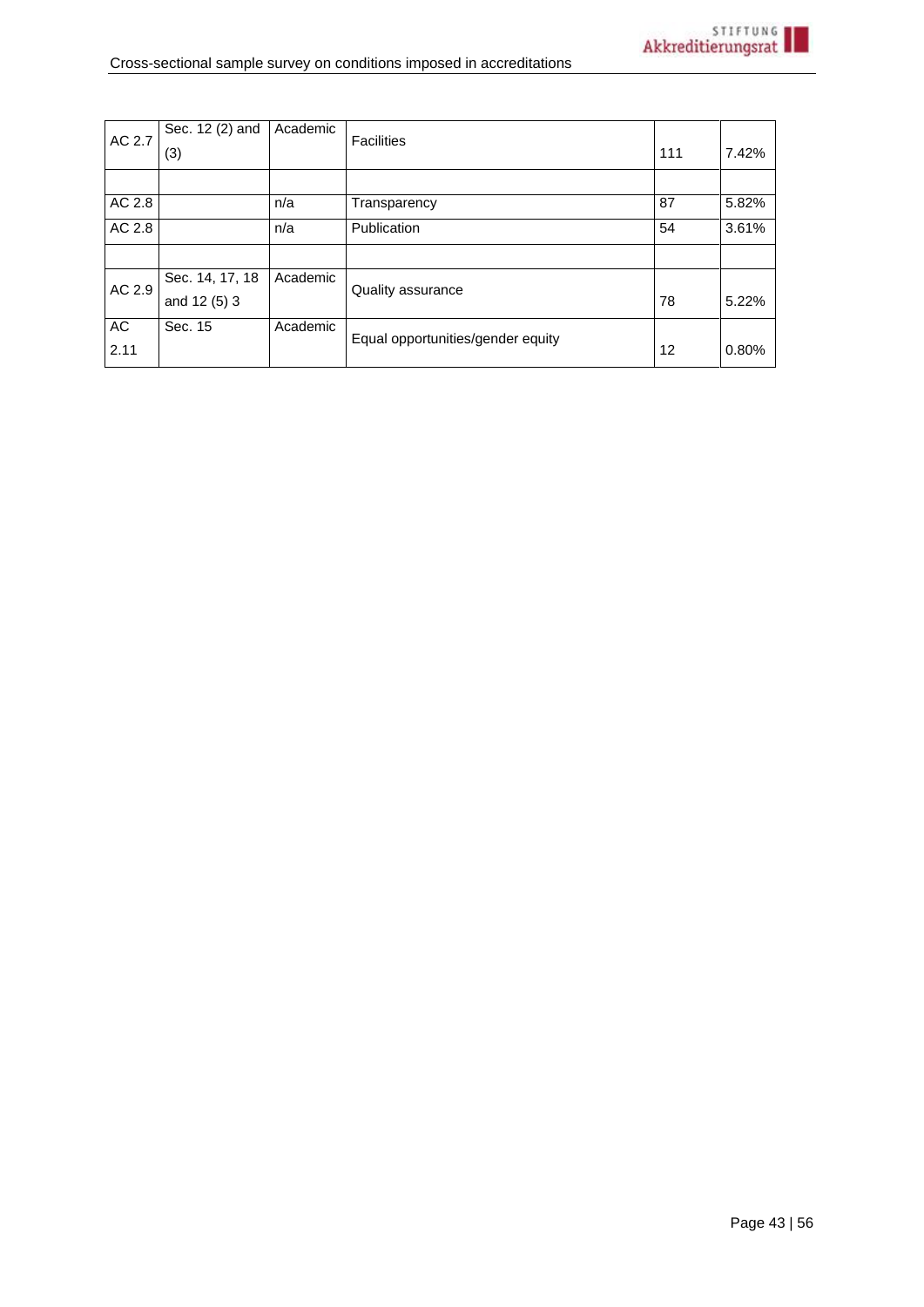| AC 2.7 | Sec. 12 (2) and (3) | Academic | Facilities | 111 | 7.42% |
|---|---|---|---|---|---|
| | | | | | |
| AC 2.8 | | n/a | Transparency | 87 | 5.82% |
| AC 2.8 | | n/a | Publication | 54 | 3.61% |
| | | | | | |
| AC 2.9 | Sec. 14, 17, 18 and 12 (5) 3 | Academic | Quality assurance | 78 | 5.22% |
| AC 2.11 | Sec. 15 | Academic | Equal opportunities/gender equity | 12 | 0.80% |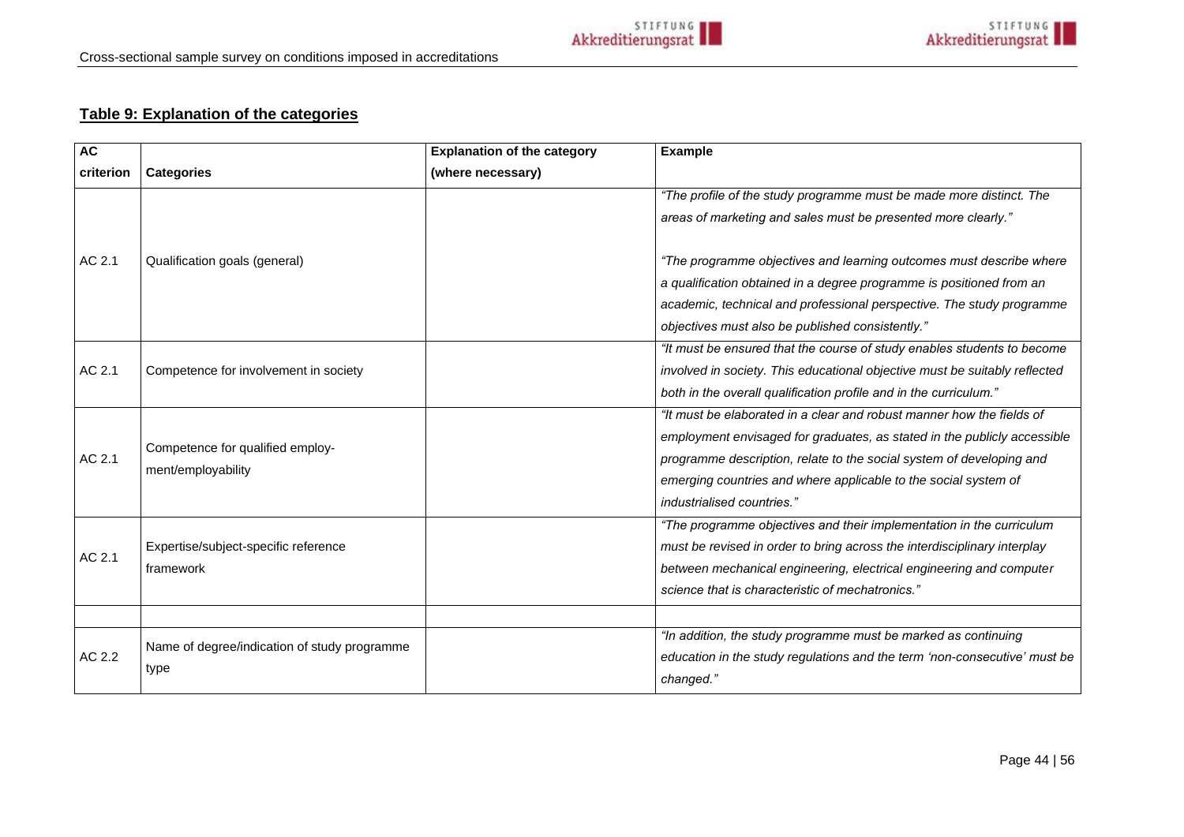## Table 9: Explanation of the categories

| AC criterion | Categories | Explanation of the category (where necessary) | Example |
|---|---|---|---|
| AC 2.1 | Qualification goals (general) | | *"The profile of the study programme must be made more distinct. The areas of marketing and sales must be presented more clearly."*<br><br>*"The programme objectives and learning outcomes must describe where a qualification obtained in a degree programme is positioned from an academic, technical and professional perspective. The study programme objectives must also be published consistently."* |
| AC 2.1 | Competence for involvement in society | | *"It must be ensured that the course of study enables students to become involved in society. This educational objective must be suitably reflected both in the overall qualification profile and in the curriculum."* |
| AC 2.1 | Competence for qualified employ-ment/employability | | *"It must be elaborated in a clear and robust manner how the fields of employment envisaged for graduates, as stated in the publicly accessible programme description, relate to the social system of developing and emerging countries and where applicable to the social system of industrialised countries."* |
| AC 2.1 | Expertise/subject-specific reference framework | | *"The programme objectives and their implementation in the curriculum must be revised in order to bring across the interdisciplinary interplay between mechanical engineering, electrical engineering and computer science that is characteristic of mechatronics."* |
| | | | |
| AC 2.2 | Name of degree/indication of study programme type | | *"In addition, the study programme must be marked as continuing education in the study regulations and the term 'non-consecutive' must be changed."* |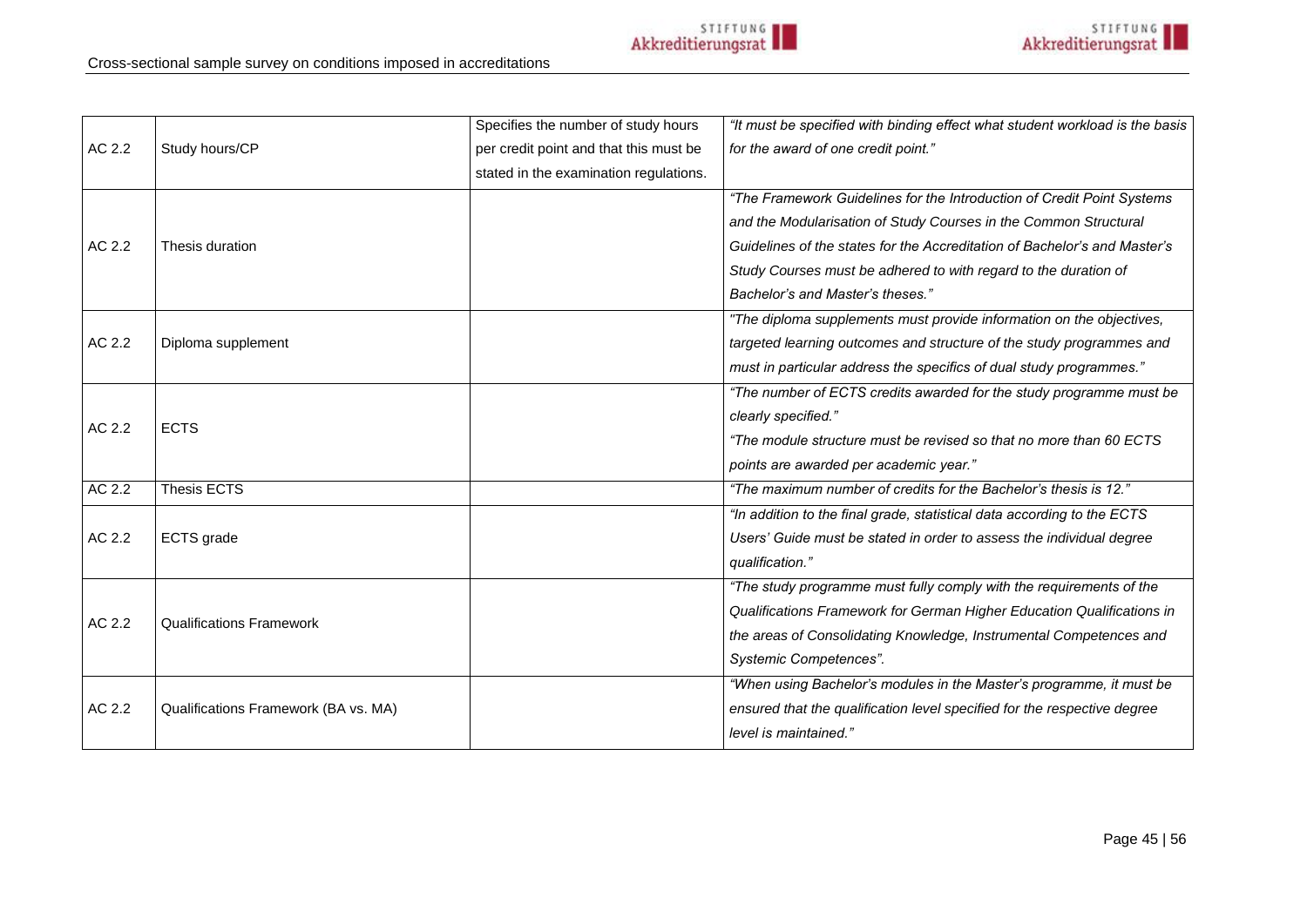| | | | |
|---|---|---|---|
| AC 2.2 | Study hours/CP | Specifies the number of study hours per credit point and that this must be stated in the examination regulations. | *"It must be specified with binding effect what student workload is the basis for the award of one credit point."* |
| AC 2.2 | Thesis duration | | *"The Framework Guidelines for the Introduction of Credit Point Systems and the Modularisation of Study Courses in the Common Structural Guidelines of the states for the Accreditation of Bachelor's and Master's Study Courses must be adhered to with regard to the duration of Bachelor's and Master's theses."* |
| AC 2.2 | Diploma supplement | | *"The diploma supplements must provide information on the objectives, targeted learning outcomes and structure of the study programmes and must in particular address the specifics of dual study programmes."* |
| AC 2.2 | ECTS | | *"The number of ECTS credits awarded for the study programme must be clearly specified."* *"The module structure must be revised so that no more than 60 ECTS points are awarded per academic year."* |
| AC 2.2 | Thesis ECTS | | *"The maximum number of credits for the Bachelor's thesis is 12."* |
| AC 2.2 | ECTS grade | | *"In addition to the final grade, statistical data according to the ECTS Users' Guide must be stated in order to assess the individual degree qualification."* |
| AC 2.2 | Qualifications Framework | | *"The study programme must fully comply with the requirements of the Qualifications Framework for German Higher Education Qualifications in the areas of Consolidating Knowledge, Instrumental Competences and Systemic Competences".* |
| AC 2.2 | Qualifications Framework (BA vs. MA) | | *"When using Bachelor's modules in the Master's programme, it must be ensured that the qualification level specified for the respective degree level is maintained."* |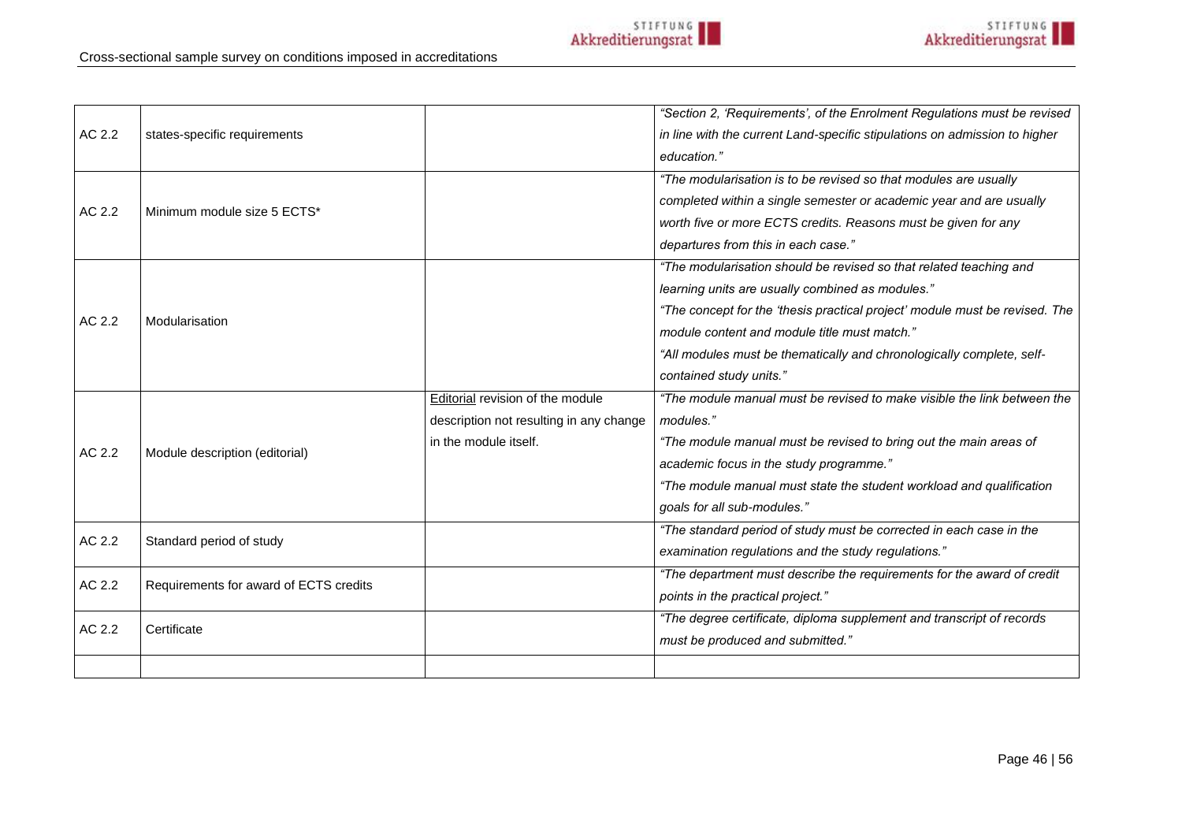| | | | |
|---|---|---|---|
| AC 2.2 | states-specific requirements | | *"Section 2, 'Requirements', of the Enrolment Regulations must be revised in line with the current Land-specific stipulations on admission to higher education."* |
| AC 2.2 | Minimum module size 5 ECTS* | | *"The modularisation is to be revised so that modules are usually completed within a single semester or academic year and are usually worth five or more ECTS credits. Reasons must be given for any departures from this in each case."* |
| AC 2.2 | Modularisation | | *"The modularisation should be revised so that related teaching and learning units are usually combined as modules."* *"The concept for the 'thesis practical project' module must be revised. The module content and module title must match."* *"All modules must be thematically and chronologically complete, self-contained study units."* |
| AC 2.2 | Module description (editorial) | Editorial revision of the module description not resulting in any change in the module itself. | *"The module manual must be revised to make visible the link between the modules."* *"The module manual must be revised to bring out the main areas of academic focus in the study programme."* *"The module manual must state the student workload and qualification goals for all sub-modules."* |
| AC 2.2 | Standard period of study | | *"The standard period of study must be corrected in each case in the examination regulations and the study regulations."* |
| AC 2.2 | Requirements for award of ECTS credits | | *"The department must describe the requirements for the award of credit points in the practical project."* |
| AC 2.2 | Certificate | | *"The degree certificate, diploma supplement and transcript of records must be produced and submitted."* |
| | | | |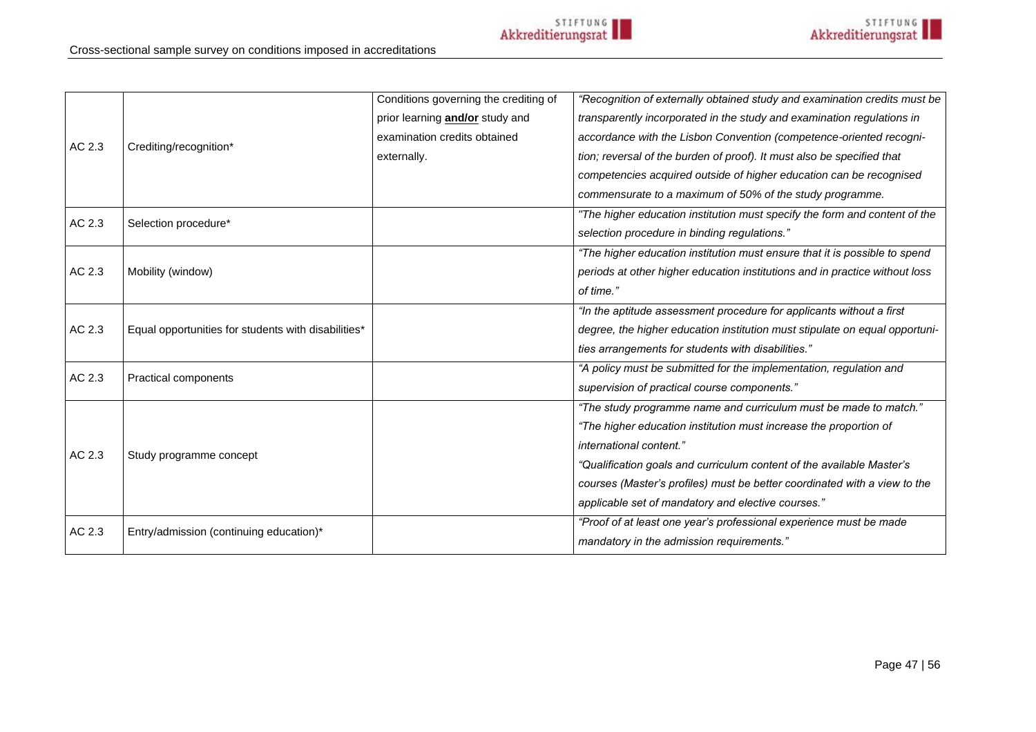| | | | |
|---|---|---|---|
| AC 2.3 | Crediting/recognition* | Conditions governing the crediting of prior learning **and/or** study and examination credits obtained externally. | *"Recognition of externally obtained study and examination credits must be transparently incorporated in the study and examination regulations in accordance with the Lisbon Convention (competence-oriented recognition; reversal of the burden of proof). It must also be specified that competencies acquired outside of higher education can be recognised commensurate to a maximum of 50% of the study programme.* |
| AC 2.3 | Selection procedure* | | *"The higher education institution must specify the form and content of the selection procedure in binding regulations."* |
| AC 2.3 | Mobility (window) | | *"The higher education institution must ensure that it is possible to spend periods at other higher education institutions and in practice without loss of time."* |
| AC 2.3 | Equal opportunities for students with disabilities* | | *"In the aptitude assessment procedure for applicants without a first degree, the higher education institution must stipulate on equal opportunities arrangements for students with disabilities."* |
| AC 2.3 | Practical components | | *"A policy must be submitted for the implementation, regulation and supervision of practical course components."* |
| AC 2.3 | Study programme concept | | *"The study programme name and curriculum must be made to match."* *"The higher education institution must increase the proportion of international content."* *"Qualification goals and curriculum content of the available Master's courses (Master's profiles) must be better coordinated with a view to the applicable set of mandatory and elective courses."* |
| AC 2.3 | Entry/admission (continuing education)* | | *"Proof of at least one year's professional experience must be made mandatory in the admission requirements."* |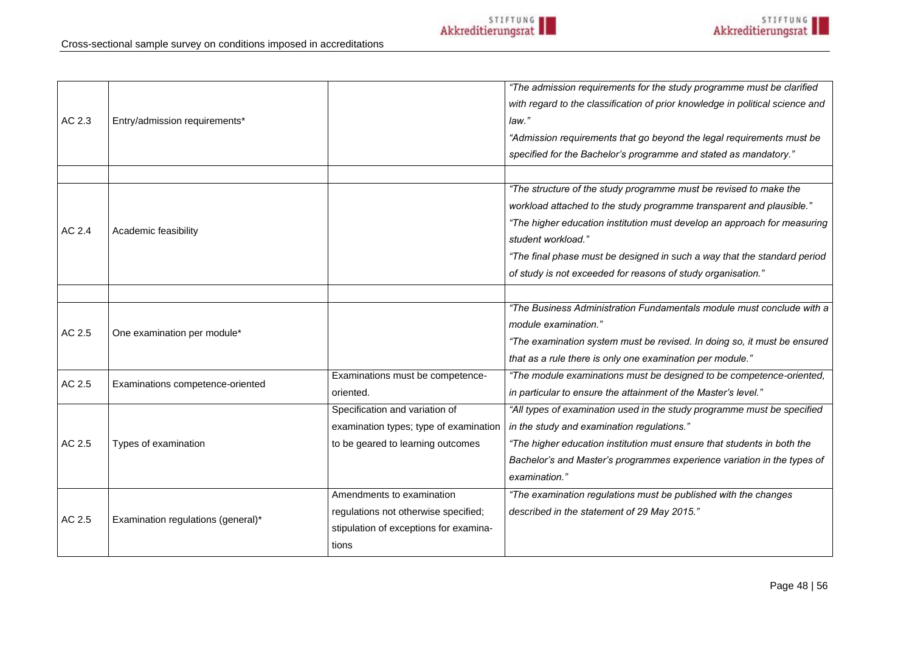| | | | |
|---|---|---|---|
| AC 2.3 | Entry/admission requirements* | | *"The admission requirements for the study programme must be clarified with regard to the classification of prior knowledge in political science and law."* *"Admission requirements that go beyond the legal requirements must be specified for the Bachelor's programme and stated as mandatory."* |
| | | | |
| AC 2.4 | Academic feasibility | | *"The structure of the study programme must be revised to make the workload attached to the study programme transparent and plausible."* *"The higher education institution must develop an approach for measuring student workload."* *"The final phase must be designed in such a way that the standard period of study is not exceeded for reasons of study organisation."* |
| | | | |
| AC 2.5 | One examination per module* | | *"The Business Administration Fundamentals module must conclude with a module examination."* *"The examination system must be revised. In doing so, it must be ensured that as a rule there is only one examination per module."* |
| AC 2.5 | Examinations competence-oriented | Examinations must be competence-oriented. | *"The module examinations must be designed to be competence-oriented, in particular to ensure the attainment of the Master's level."* |
| AC 2.5 | Types of examination | Specification and variation of examination types; type of examination to be geared to learning outcomes | *"All types of examination used in the study programme must be specified in the study and examination regulations."* *"The higher education institution must ensure that students in both the Bachelor's and Master's programmes experience variation in the types of examination."* |
| AC 2.5 | Examination regulations (general)* | Amendments to examination regulations not otherwise specified; stipulation of exceptions for examinations | *"The examination regulations must be published with the changes described in the statement of 29 May 2015."* |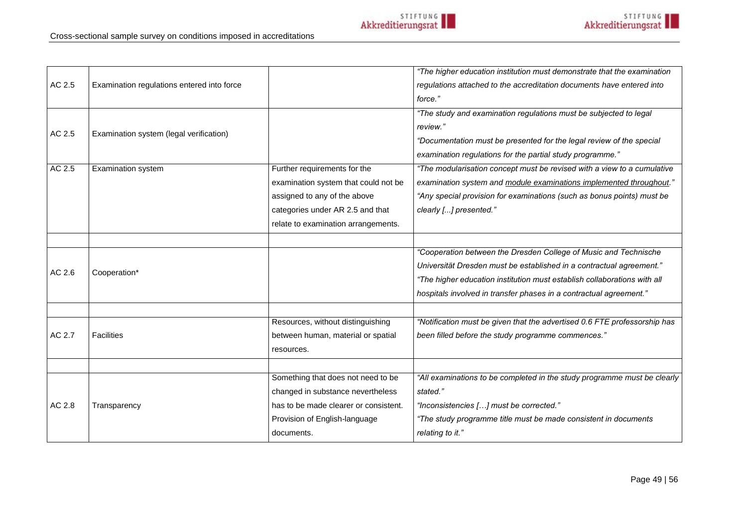| | | | |
|---|---|---|---|
| AC 2.5 | Examination regulations entered into force | | *"The higher education institution must demonstrate that the examination regulations attached to the accreditation documents have entered into force."* |
| AC 2.5 | Examination system (legal verification) | | *"The study and examination regulations must be subjected to legal review."* *"Documentation must be presented for the legal review of the special examination regulations for the partial study programme."* |
| AC 2.5 | Examination system | Further requirements for the examination system that could not be assigned to any of the above categories under AR 2.5 and that relate to examination arrangements. | *"The modularisation concept must be revised with a view to a cumulative examination system and <u>module examinations implemented throughout</u>."* *"Any special provision for examinations (such as bonus points) must be clearly [...] presented."* |
| | | | |
| AC 2.6 | Cooperation* | | *"Cooperation between the Dresden College of Music and Technische Universität Dresden must be established in a contractual agreement."* *"The higher education institution must establish collaborations with all hospitals involved in transfer phases in a contractual agreement."* |
| | | | |
| AC 2.7 | Facilities | Resources, without distinguishing between human, material or spatial resources. | *"Notification must be given that the advertised 0.6 FTE professorship has been filled before the study programme commences."* |
| | | | |
| AC 2.8 | Transparency | Something that does not need to be changed in substance nevertheless has to be made clearer or consistent. Provision of English-language documents. | *"All examinations to be completed in the study programme must be clearly stated."* *"Inconsistencies […] must be corrected."* *"The study programme title must be made consistent in documents relating to it."* |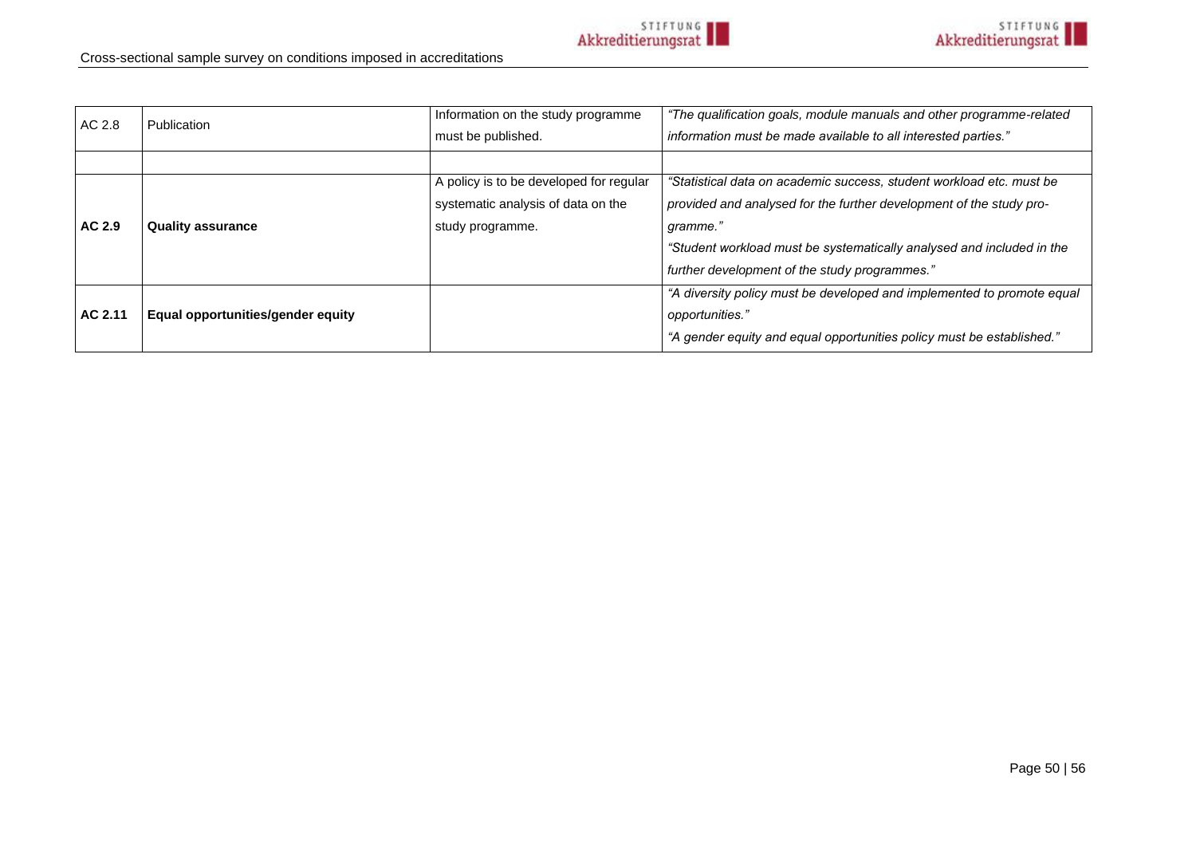| AC 2.8 | Publication | Information on the study programme must be published. | *"The qualification goals, module manuals and other programme-related information must be made available to all interested parties."* |
|---|---|---|---|
| | | | |
| **AC 2.9** | **Quality assurance** | A policy is to be developed for regular systematic analysis of data on the study programme. | *"Statistical data on academic success, student workload etc. must be provided and analysed for the further development of the study programme."* *"Student workload must be systematically analysed and included in the further development of the study programmes."* |
| **AC 2.11** | **Equal opportunities/gender equity** | | *"A diversity policy must be developed and implemented to promote equal opportunities."* *"A gender equity and equal opportunities policy must be established."* |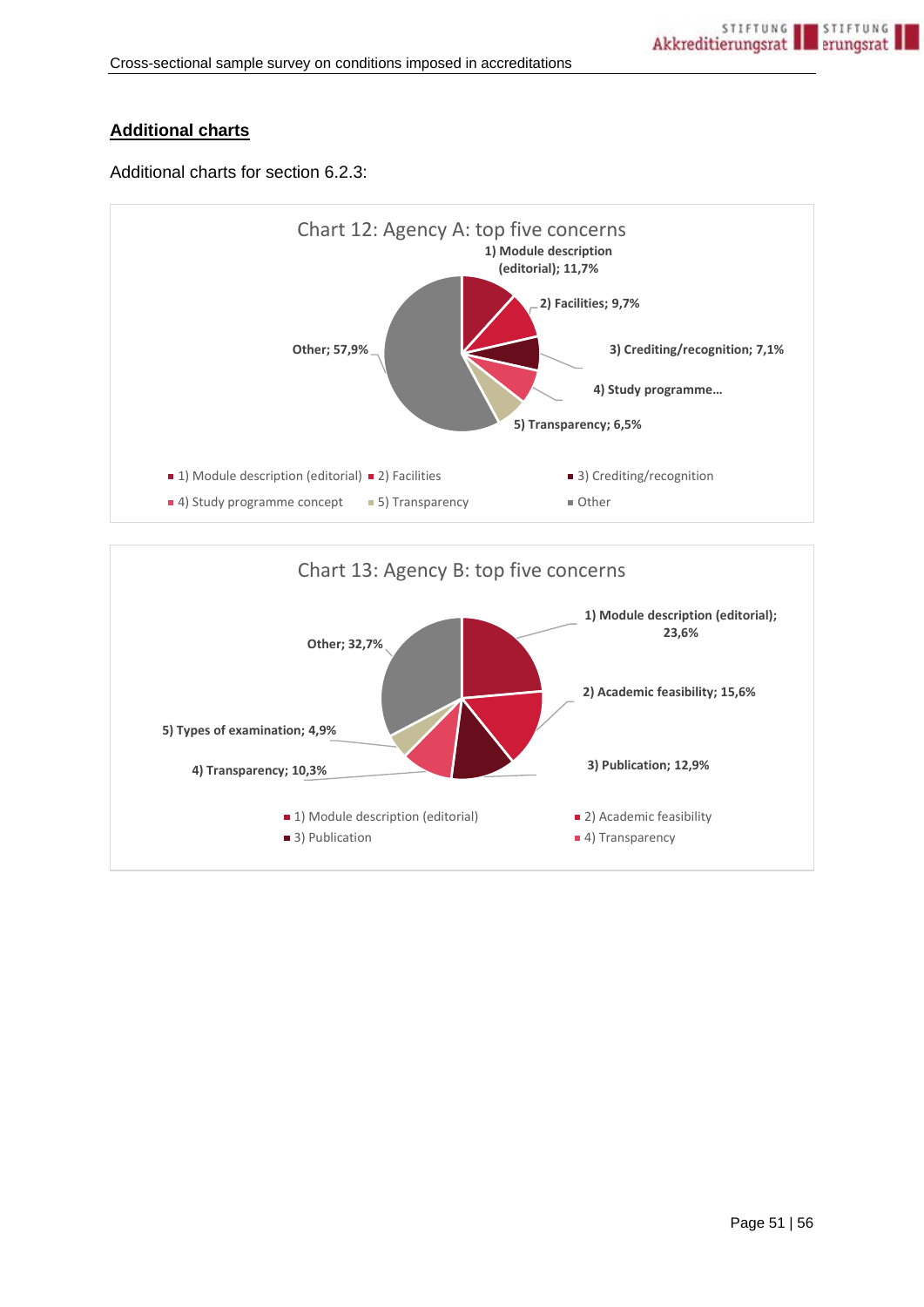## Additional charts

Additional charts for section 6.2.3:

Chart 12: Agency A: top five concerns

1) Module description (editorial); 11,7%
2) Facilities; 9,7%
3) Crediting/recognition; 7,1%
4) Study programme...
5) Transparency; 6,5%
Other; 57,9%

- 1) Module description (editorial)
- 2) Facilities
- 3) Crediting/recognition
- 4) Study programme concept
- 5) Transparency
- Other

Chart 13: Agency B: top five concerns

1) Module description (editorial); 23,6%
2) Academic feasibility; 15,6%
3) Publication; 12,9%
4) Transparency; 10,3%
5) Types of examination; 4,9%
Other; 32,7%

- 1) Module description (editorial)
- 2) Academic feasibility
- 3) Publication
- 4) Transparency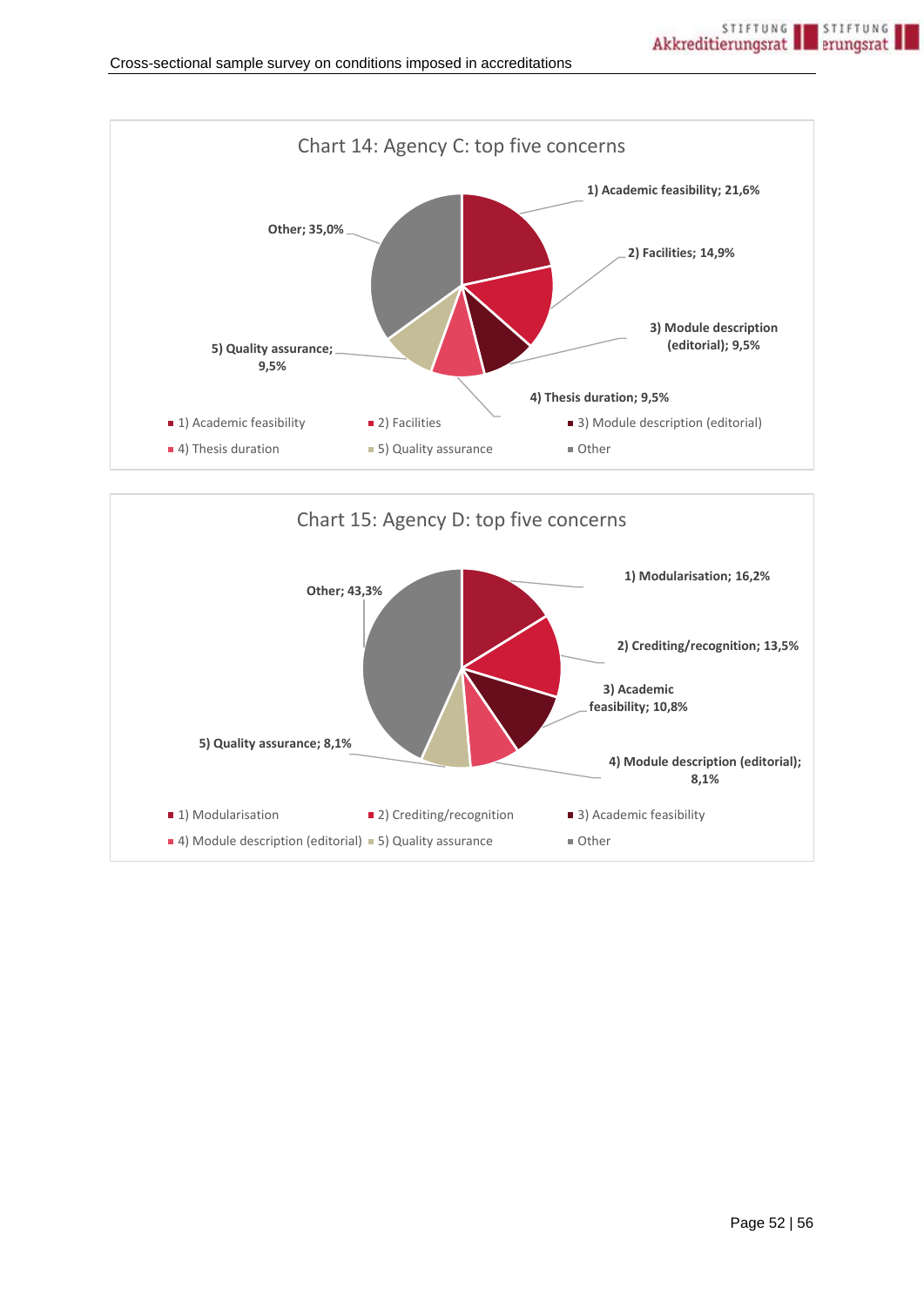## Chart 14: Agency C: top five concerns

| Concern | Share |
|---|---|
| 1) Academic feasibility | 21,6% |
| 2) Facilities | 14,9% |
| 3) Module description (editorial) | 9,5% |
| 4) Thesis duration | 9,5% |
| 5) Quality assurance | 9,5% |
| Other | 35,0% |

## Chart 15: Agency D: top five concerns

| Concern | Share |
|---|---|
| 1) Modularisation | 16,2% |
| 2) Crediting/recognition | 13,5% |
| 3) Academic feasibility | 10,8% |
| 4) Module description (editorial) | 8,1% |
| 5) Quality assurance | 8,1% |
| Other | 43,3% |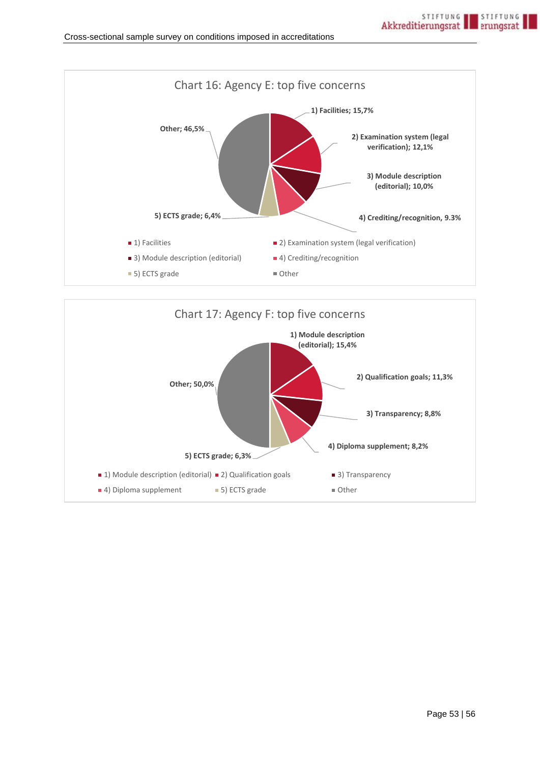Chart 16: Agency E: top five concerns

- 1) Facilities; 15,7%
- 2) Examination system (legal verification); 12,1%
- 3) Module description (editorial); 10,0%
- 4) Crediting/recognition, 9.3%
- 5) ECTS grade; 6,4%
- Other; 46,5%

Chart 17: Agency F: top five concerns

- 1) Module description (editorial); 15,4%
- 2) Qualification goals; 11,3%
- 3) Transparency; 8,8%
- 4) Diploma supplement; 8,2%
- 5) ECTS grade; 6,3%
- Other; 50,0%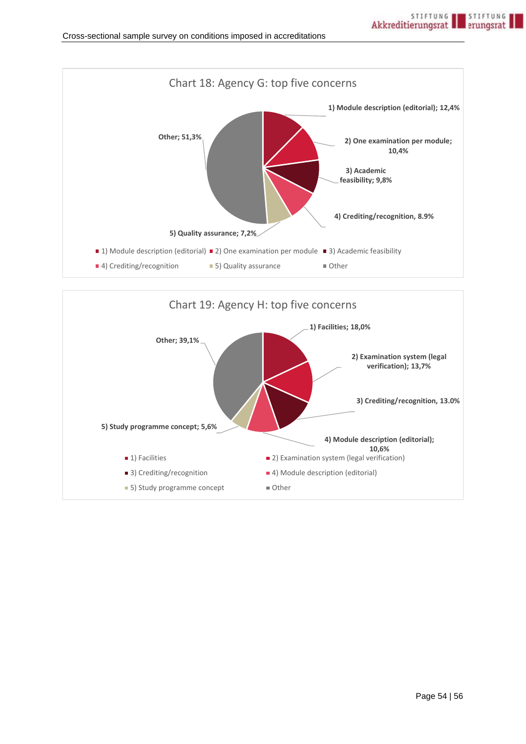Chart 18: Agency G: top five concerns

| Concern | Share |
|---|---|
| 1) Module description (editorial) | 12,4% |
| 2) One examination per module | 10,4% |
| 3) Academic feasibility | 9,8% |
| 4) Crediting/recognition | 8.9% |
| 5) Quality assurance | 7,2% |
| Other | 51,3% |

Chart 19: Agency H: top five concerns

| Concern | Share |
|---|---|
| 1) Facilities | 18,0% |
| 2) Examination system (legal verification) | 13,7% |
| 3) Crediting/recognition | 13.0% |
| 4) Module description (editorial) | 10,6% |
| 5) Study programme concept | 5,6% |
| Other | 39,1% |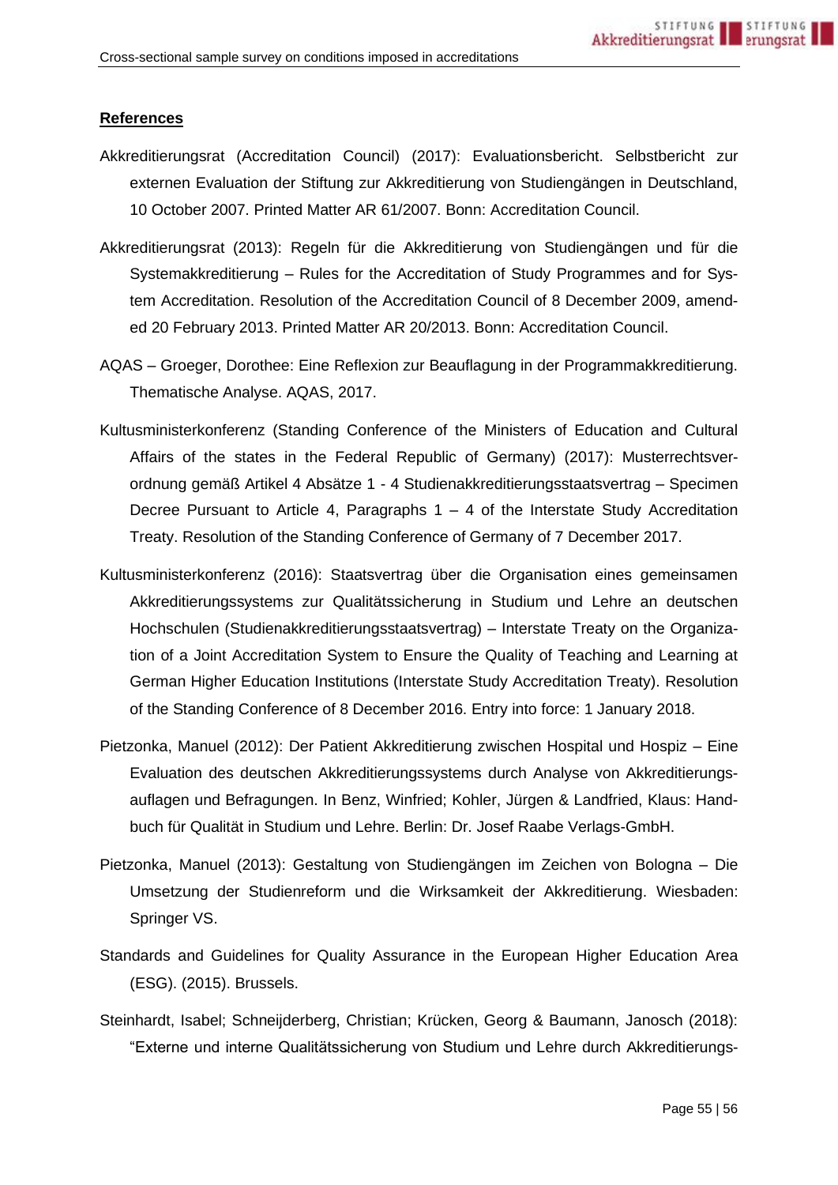## References

Akkreditierungsrat (Accreditation Council) (2017): Evaluationsbericht. Selbstbericht zur externen Evaluation der Stiftung zur Akkreditierung von Studiengängen in Deutschland, 10 October 2007. Printed Matter AR 61/2007. Bonn: Accreditation Council.

Akkreditierungsrat (2013): Regeln für die Akkreditierung von Studiengängen und für die Systemakkreditierung – Rules for the Accreditation of Study Programmes and for System Accreditation. Resolution of the Accreditation Council of 8 December 2009, amended 20 February 2013. Printed Matter AR 20/2013. Bonn: Accreditation Council.

AQAS – Groeger, Dorothee: Eine Reflexion zur Beauflagung in der Programmakkreditierung. Thematische Analyse. AQAS, 2017.

Kultusministerkonferenz (Standing Conference of the Ministers of Education and Cultural Affairs of the states in the Federal Republic of Germany) (2017): Musterrechtsverordnung gemäß Artikel 4 Absätze 1 - 4 Studienakkreditierungsstaatsvertrag – Specimen Decree Pursuant to Article 4, Paragraphs 1 – 4 of the Interstate Study Accreditation Treaty. Resolution of the Standing Conference of Germany of 7 December 2017.

Kultusministerkonferenz (2016): Staatsvertrag über die Organisation eines gemeinsamen Akkreditierungssystems zur Qualitätssicherung in Studium und Lehre an deutschen Hochschulen (Studienakkreditierungsstaatsvertrag) – Interstate Treaty on the Organization of a Joint Accreditation System to Ensure the Quality of Teaching and Learning at German Higher Education Institutions (Interstate Study Accreditation Treaty). Resolution of the Standing Conference of 8 December 2016. Entry into force: 1 January 2018.

Pietzonka, Manuel (2012): Der Patient Akkreditierung zwischen Hospital und Hospiz – Eine Evaluation des deutschen Akkreditierungssystems durch Analyse von Akkreditierungsauflagen und Befragungen. In Benz, Winfried; Kohler, Jürgen & Landfried, Klaus: Handbuch für Qualität in Studium und Lehre. Berlin: Dr. Josef Raabe Verlags-GmbH.

Pietzonka, Manuel (2013): Gestaltung von Studiengängen im Zeichen von Bologna – Die Umsetzung der Studienreform und die Wirksamkeit der Akkreditierung. Wiesbaden: Springer VS.

Standards and Guidelines for Quality Assurance in the European Higher Education Area (ESG). (2015). Brussels.

Steinhardt, Isabel; Schneijderberg, Christian; Krücken, Georg & Baumann, Janosch (2018): "Externe und interne Qualitätssicherung von Studium und Lehre durch Akkreditierungs-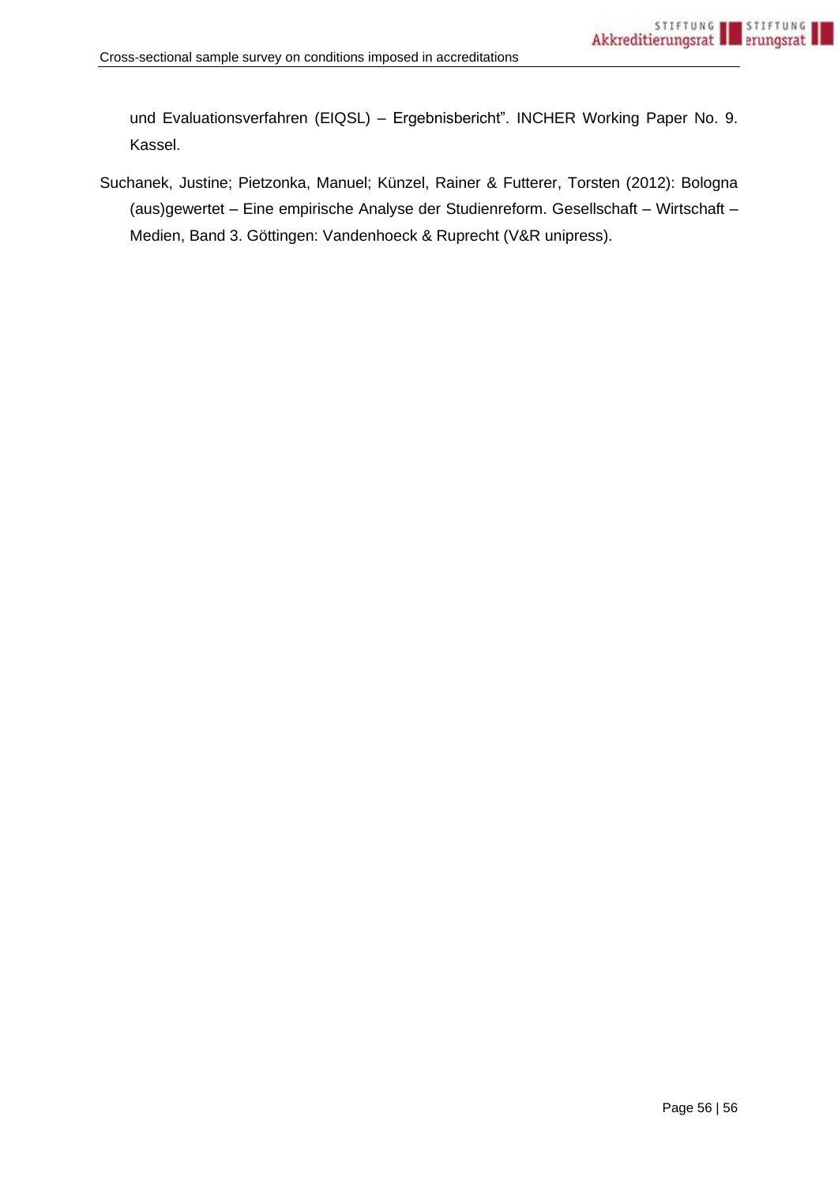und Evaluationsverfahren (EIQSL) – Ergebnisbericht". INCHER Working Paper No. 9. Kassel.

Suchanek, Justine; Pietzonka, Manuel; Künzel, Rainer & Futterer, Torsten (2012): Bologna (aus)gewertet – Eine empirische Analyse der Studienreform. Gesellschaft – Wirtschaft – Medien, Band 3. Göttingen: Vandenhoeck & Ruprecht (V&R unipress).